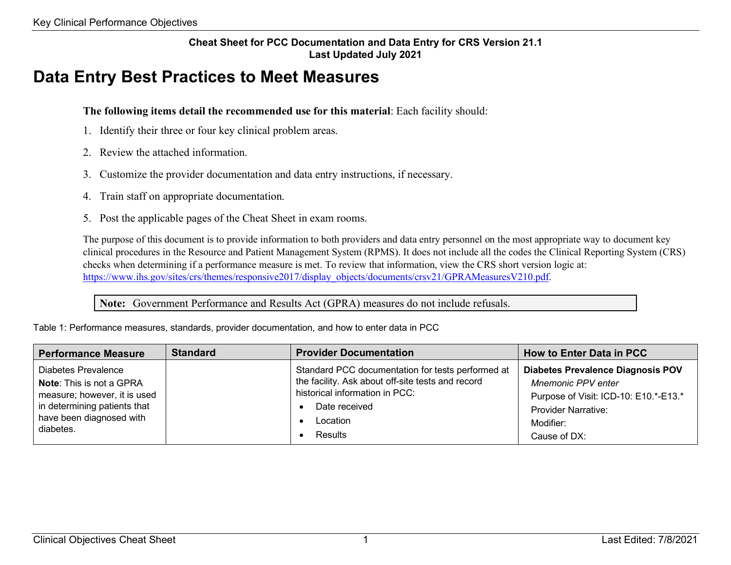**Cheat Sheet for PCC Documentation and Data Entry for CRS Version 21.1**
**Last Updated July 2021**

# Data Entry Best Practices to Meet Measures

**The following items detail the recommended use for this material**: Each facility should:

1. Identify their three or four key clinical problem areas.
2. Review the attached information.
3. Customize the provider documentation and data entry instructions, if necessary.
4. Train staff on appropriate documentation.
5. Post the applicable pages of the Cheat Sheet in exam rooms.

The purpose of this document is to provide information to both providers and data entry personnel on the most appropriate way to document key clinical procedures in the Resource and Patient Management System (RPMS). It does not include all the codes the Clinical Reporting System (CRS) checks when determining if a performance measure is met. To review that information, view the CRS short version logic at: https://www.ihs.gov/sites/crs/themes/responsive2017/display_objects/documents/crsv21/GPRAMeasuresV210.pdf.

> **Note:** Government Performance and Results Act (GPRA) measures do not include refusals.

Table 1: Performance measures, standards, provider documentation, and how to enter data in PCC

| Performance Measure | Standard | Provider Documentation | How to Enter Data in PCC |
|---|---|---|---|
| Diabetes Prevalence<br>**Note**: This is not a GPRA measure; however, it is used in determining patients that have been diagnosed with diabetes. | | Standard PCC documentation for tests performed at the facility. Ask about off-site tests and record historical information in PCC:<br>• Date received<br>• Location<br>• Results | **Diabetes Prevalence Diagnosis POV**<br>*Mnemonic PPV enter*<br>Purpose of Visit: ICD-10: E10.*-E13.*<br>Provider Narrative:<br>Modifier:<br>Cause of DX: |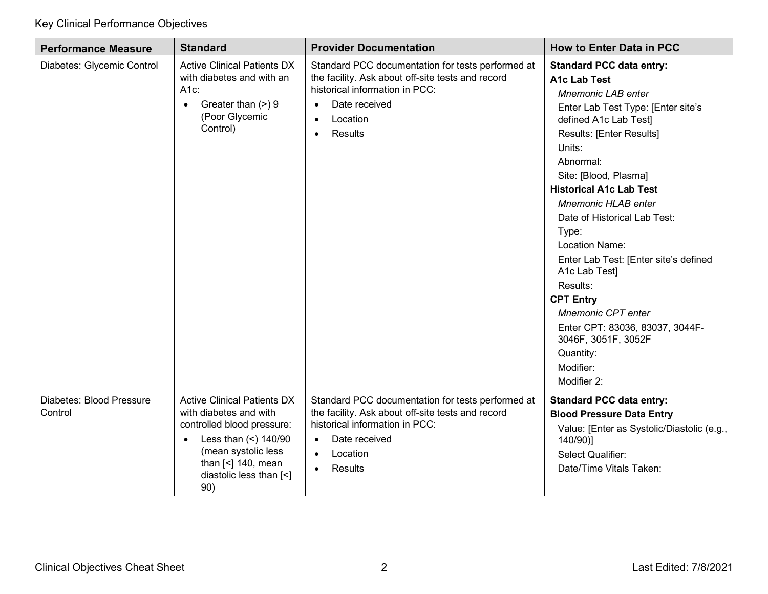| Performance Measure | Standard | Provider Documentation | How to Enter Data in PCC |
| --- | --- | --- | --- |
| Diabetes: Glycemic Control | Active Clinical Patients DX with diabetes and with an A1c:<br>• Greater than (>) 9 (Poor Glycemic Control) | Standard PCC documentation for tests performed at the facility. Ask about off-site tests and record historical information in PCC:<br>• Date received<br>• Location<br>• Results | **Standard PCC data entry:**<br>**A1c Lab Test**<br>*Mnemonic LAB enter*<br>Enter Lab Test Type: [Enter site's defined A1c Lab Test]<br>Results: [Enter Results]<br>Units:<br>Abnormal:<br>Site: [Blood, Plasma]<br>**Historical A1c Lab Test**<br>*Mnemonic HLAB enter*<br>Date of Historical Lab Test:<br>Type:<br>Location Name:<br>Enter Lab Test: [Enter site's defined A1c Lab Test]<br>Results:<br>**CPT Entry**<br>*Mnemonic CPT enter*<br>Enter CPT: 83036, 83037, 3044F-3046F, 3051F, 3052F<br>Quantity:<br>Modifier:<br>Modifier 2: |
| Diabetes: Blood Pressure Control | Active Clinical Patients DX with diabetes and with controlled blood pressure:<br>• Less than (<) 140/90 (mean systolic less than [<] 140, mean diastolic less than [<] 90) | Standard PCC documentation for tests performed at the facility. Ask about off-site tests and record historical information in PCC:<br>• Date received<br>• Location<br>• Results | **Standard PCC data entry:**<br>**Blood Pressure Data Entry**<br>Value: [Enter as Systolic/Diastolic (e.g., 140/90)]<br>Select Qualifier:<br>Date/Time Vitals Taken: |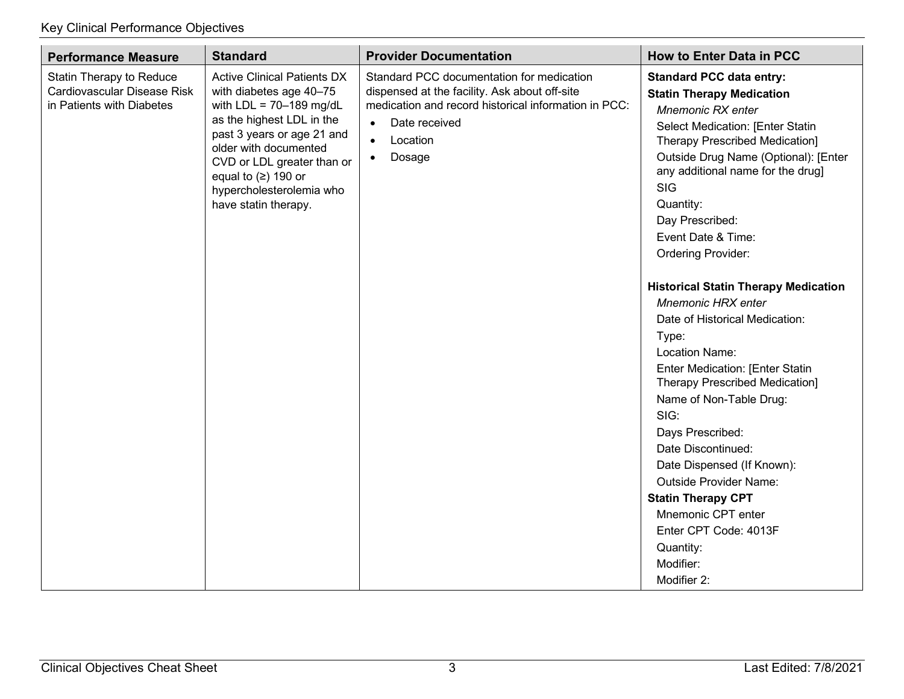| Performance Measure | Standard | Provider Documentation | How to Enter Data in PCC |
|---|---|---|---|
| Statin Therapy to Reduce Cardiovascular Disease Risk in Patients with Diabetes | Active Clinical Patients DX with diabetes age 40–75 with LDL = 70–189 mg/dL as the highest LDL in the past 3 years or age 21 and older with documented CVD or LDL greater than or equal to (≥) 190 or hypercholesterolemia who have statin therapy. | Standard PCC documentation for medication dispensed at the facility. Ask about off-site medication and record historical information in PCC:<br>• Date received<br>• Location<br>• Dosage | **Standard PCC data entry:**<br>**Statin Therapy Medication**<br>*Mnemonic RX enter*<br>Select Medication: [Enter Statin Therapy Prescribed Medication]<br>Outside Drug Name (Optional): [Enter any additional name for the drug]<br>SIG<br>Quantity:<br>Day Prescribed:<br>Event Date & Time:<br>Ordering Provider:<br><br>**Historical Statin Therapy Medication**<br>*Mnemonic HRX enter*<br>Date of Historical Medication:<br>Type:<br>Location Name:<br>Enter Medication: [Enter Statin Therapy Prescribed Medication]<br>Name of Non-Table Drug:<br>SIG:<br>Days Prescribed:<br>Date Discontinued:<br>Date Dispensed (If Known):<br>Outside Provider Name:<br>**Statin Therapy CPT**<br>Mnemonic CPT enter<br>Enter CPT Code: 4013F<br>Quantity:<br>Modifier:<br>Modifier 2: |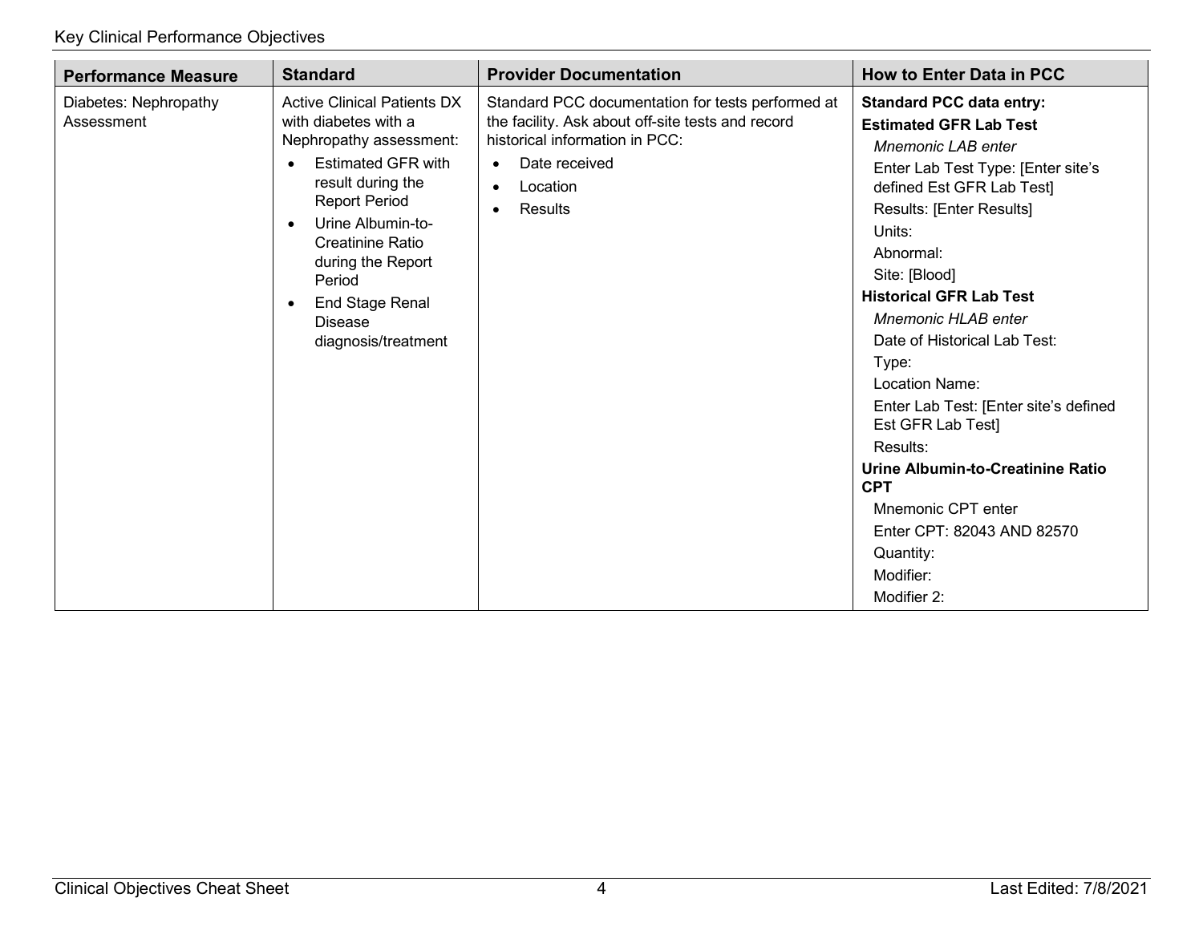| Performance Measure | Standard | Provider Documentation | How to Enter Data in PCC |
|---|---|---|---|
| Diabetes: Nephropathy Assessment | Active Clinical Patients DX with diabetes with a Nephropathy assessment:<br>• Estimated GFR with result during the Report Period<br>• Urine Albumin-to-Creatinine Ratio during the Report Period<br>• End Stage Renal Disease diagnosis/treatment | Standard PCC documentation for tests performed at the facility. Ask about off-site tests and record historical information in PCC:<br>• Date received<br>• Location<br>• Results | **Standard PCC data entry:**<br>**Estimated GFR Lab Test**<br>*Mnemonic LAB enter*<br>Enter Lab Test Type: [Enter site's defined Est GFR Lab Test]<br>Results: [Enter Results]<br>Units:<br>Abnormal:<br>Site: [Blood]<br>**Historical GFR Lab Test**<br>*Mnemonic HLAB enter*<br>Date of Historical Lab Test:<br>Type:<br>Location Name:<br>Enter Lab Test: [Enter site's defined Est GFR Lab Test]<br>Results:<br>**Urine Albumin-to-Creatinine Ratio CPT**<br>Mnemonic CPT enter<br>Enter CPT: 82043 AND 82570<br>Quantity:<br>Modifier:<br>Modifier 2: |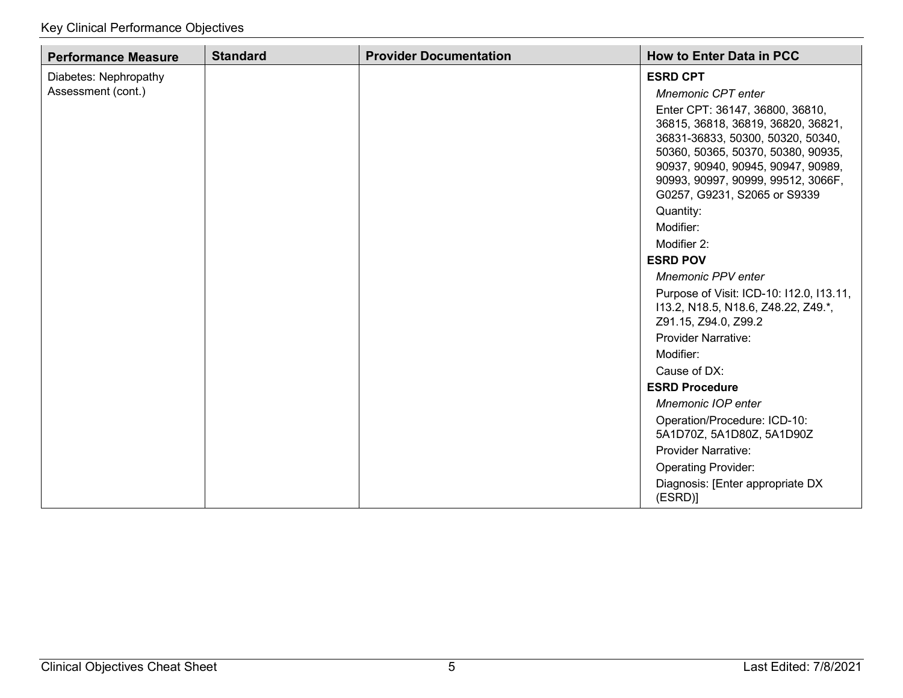| Performance Measure | Standard | Provider Documentation | How to Enter Data in PCC |
|---|---|---|---|
| Diabetes: Nephropathy Assessment (cont.) | | | **ESRD CPT**<br>*Mnemonic CPT enter*<br>Enter CPT: 36147, 36800, 36810, 36815, 36818, 36819, 36820, 36821, 36831-36833, 50300, 50320, 50340, 50360, 50365, 50370, 50380, 90935, 90937, 90940, 90945, 90947, 90989, 90993, 90997, 90999, 99512, 3066F, G0257, G9231, S2065 or S9339<br>Quantity:<br>Modifier:<br>Modifier 2:<br>**ESRD POV**<br>*Mnemonic PPV enter*<br>Purpose of Visit: ICD-10: I12.0, I13.11, I13.2, N18.5, N18.6, Z48.22, Z49.*, Z91.15, Z94.0, Z99.2<br>Provider Narrative:<br>Modifier:<br>Cause of DX:<br>**ESRD Procedure**<br>*Mnemonic IOP enter*<br>Operation/Procedure: ICD-10: 5A1D70Z, 5A1D80Z, 5A1D90Z<br>Provider Narrative:<br>Operating Provider:<br>Diagnosis: [Enter appropriate DX (ESRD)] |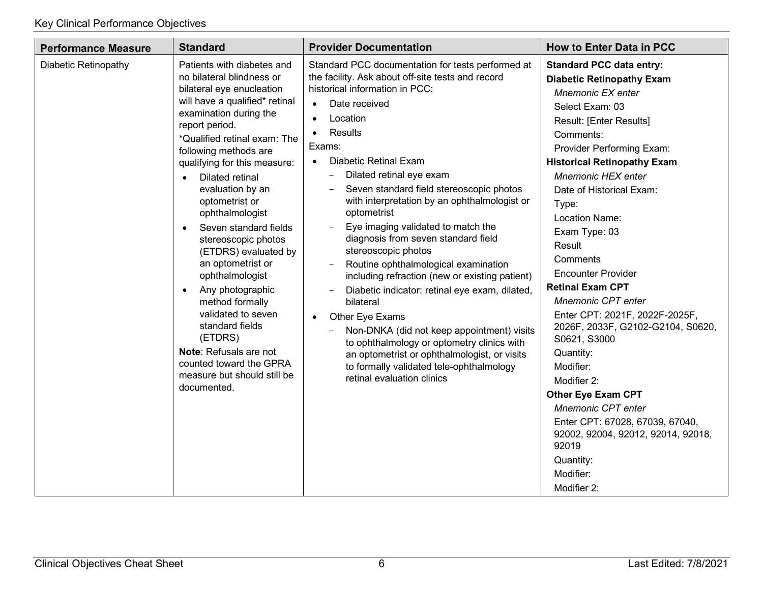| Performance Measure | Standard | Provider Documentation | How to Enter Data in PCC |
|---|---|---|---|
| Diabetic Retinopathy | Patients with diabetes and no bilateral blindness or bilateral eye enucleation will have a qualified* retinal examination during the report period.<br>*Qualified retinal exam: The following methods are qualifying for this measure:<br>• Dilated retinal evaluation by an optometrist or ophthalmologist<br>• Seven standard fields stereoscopic photos (ETDRS) evaluated by an optometrist or ophthalmologist<br>• Any photographic method formally validated to seven standard fields (ETDRS)<br>**Note**: Refusals are not counted toward the GPRA measure but should still be documented. | Standard PCC documentation for tests performed at the facility. Ask about off-site tests and record historical information in PCC:<br>• Date received<br>• Location<br>• Results<br>Exams:<br>• Diabetic Retinal Exam<br>  − Dilated retinal eye exam<br>  − Seven standard field stereoscopic photos with interpretation by an ophthalmologist or optometrist<br>  − Eye imaging validated to match the diagnosis from seven standard field stereoscopic photos<br>  − Routine ophthalmological examination including refraction (new or existing patient)<br>  − Diabetic indicator: retinal eye exam, dilated, bilateral<br>• Other Eye Exams<br>  − Non-DNKA (did not keep appointment) visits to ophthalmology or optometry clinics with an optometrist or ophthalmologist, or visits to formally validated tele-ophthalmology retinal evaluation clinics | **Standard PCC data entry:**<br>**Diabetic Retinopathy Exam**<br>*Mnemonic EX enter*<br>Select Exam: 03<br>Result: [Enter Results]<br>Comments:<br>Provider Performing Exam:<br>**Historical Retinopathy Exam**<br>*Mnemonic HEX enter*<br>Date of Historical Exam:<br>Type:<br>Location Name:<br>Exam Type: 03<br>Result<br>Comments<br>Encounter Provider<br>**Retinal Exam CPT**<br>*Mnemonic CPT enter*<br>Enter CPT: 2021F, 2022F-2025F, 2026F, 2033F, G2102-G2104, S0620, S0621, S3000<br>Quantity:<br>Modifier:<br>Modifier 2:<br>**Other Eye Exam CPT**<br>*Mnemonic CPT enter*<br>Enter CPT: 67028, 67039, 67040, 92002, 92004, 92012, 92014, 92018, 92019<br>Quantity:<br>Modifier:<br>Modifier 2: |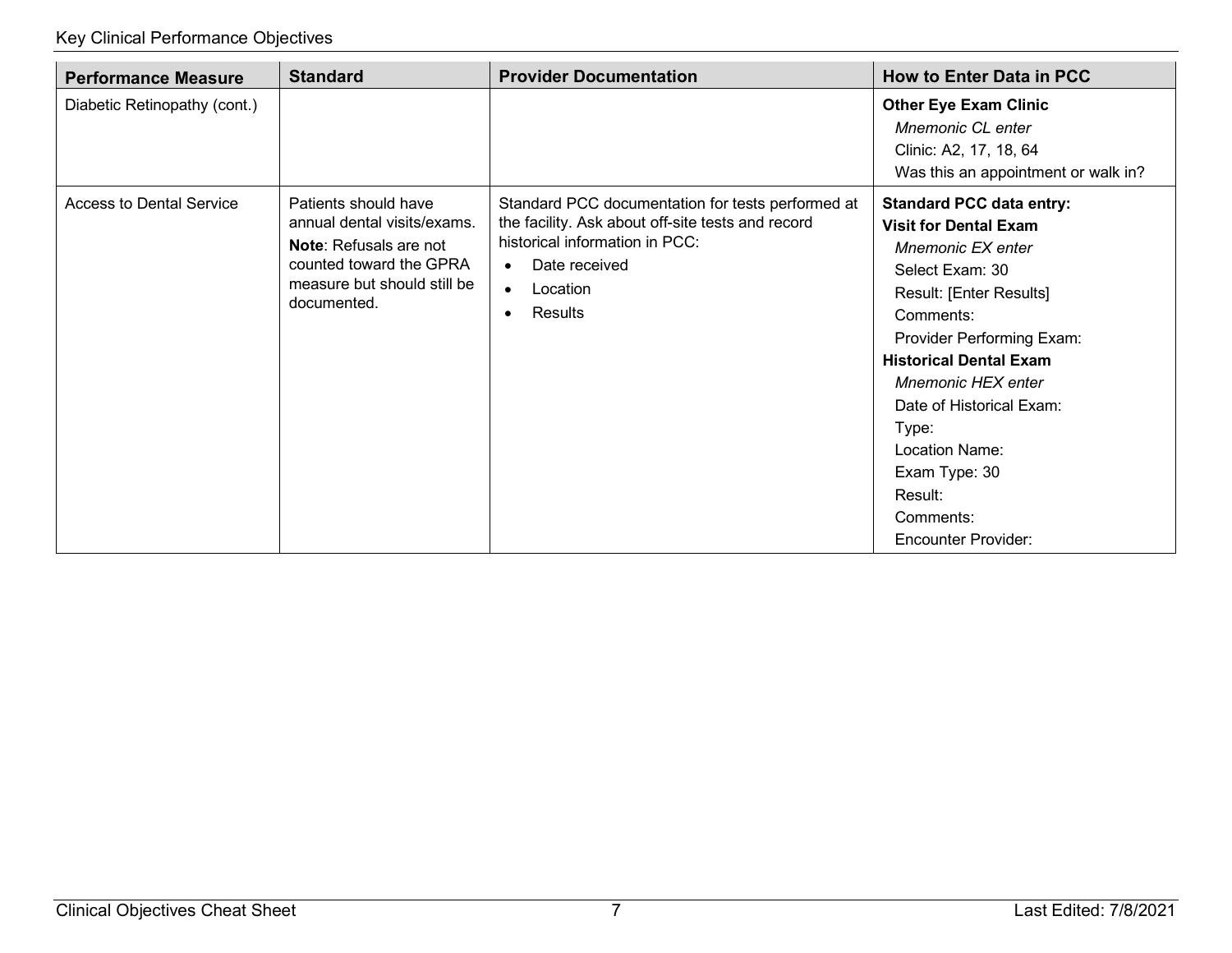| Performance Measure | Standard | Provider Documentation | How to Enter Data in PCC |
|---|---|---|---|
| Diabetic Retinopathy (cont.) | | | **Other Eye Exam Clinic**<br>*Mnemonic CL enter*<br>Clinic: A2, 17, 18, 64<br>Was this an appointment or walk in? |
| Access to Dental Service | Patients should have annual dental visits/exams.<br>**Note**: Refusals are not counted toward the GPRA measure but should still be documented. | Standard PCC documentation for tests performed at the facility. Ask about off-site tests and record historical information in PCC:<br>• Date received<br>• Location<br>• Results | **Standard PCC data entry:**<br>**Visit for Dental Exam**<br>*Mnemonic EX enter*<br>Select Exam: 30<br>Result: [Enter Results]<br>Comments:<br>Provider Performing Exam:<br>**Historical Dental Exam**<br>*Mnemonic HEX enter*<br>Date of Historical Exam:<br>Type:<br>Location Name:<br>Exam Type: 30<br>Result:<br>Comments:<br>Encounter Provider: |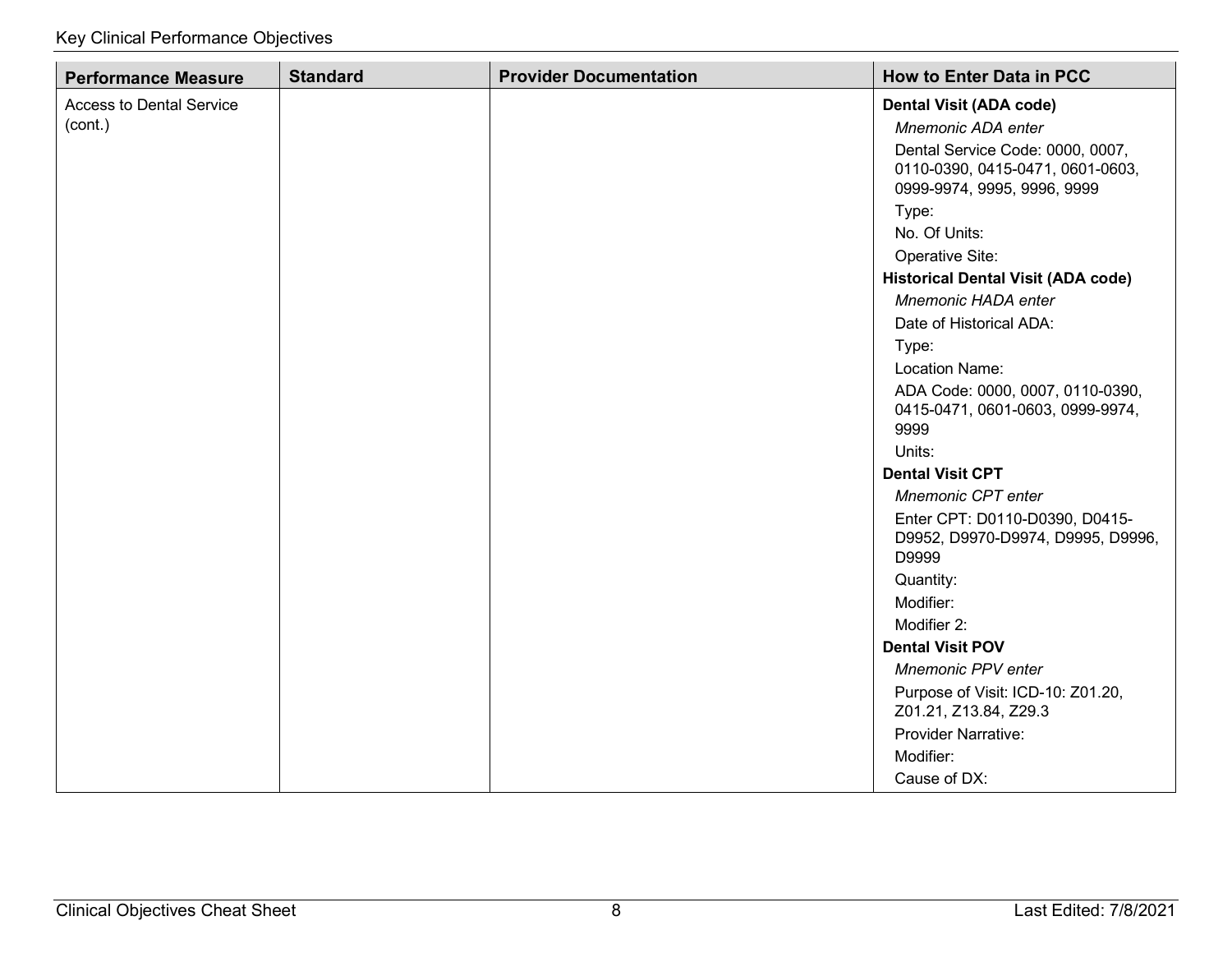| Performance Measure | Standard | Provider Documentation | How to Enter Data in PCC |
|---|---|---|---|
| Access to Dental Service (cont.) | | | **Dental Visit (ADA code)**<br>*Mnemonic ADA enter*<br>Dental Service Code: 0000, 0007, 0110-0390, 0415-0471, 0601-0603, 0999-9974, 9995, 9996, 9999<br>Type:<br>No. Of Units:<br>Operative Site:<br>**Historical Dental Visit (ADA code)**<br>*Mnemonic HADA enter*<br>Date of Historical ADA:<br>Type:<br>Location Name:<br>ADA Code: 0000, 0007, 0110-0390, 0415-0471, 0601-0603, 0999-9974, 9999<br>Units:<br>**Dental Visit CPT**<br>*Mnemonic CPT enter*<br>Enter CPT: D0110-D0390, D0415-D9952, D9970-D9974, D9995, D9996, D9999<br>Quantity:<br>Modifier:<br>Modifier 2:<br>**Dental Visit POV**<br>*Mnemonic PPV enter*<br>Purpose of Visit: ICD-10: Z01.20, Z01.21, Z13.84, Z29.3<br>Provider Narrative:<br>Modifier:<br>Cause of DX: |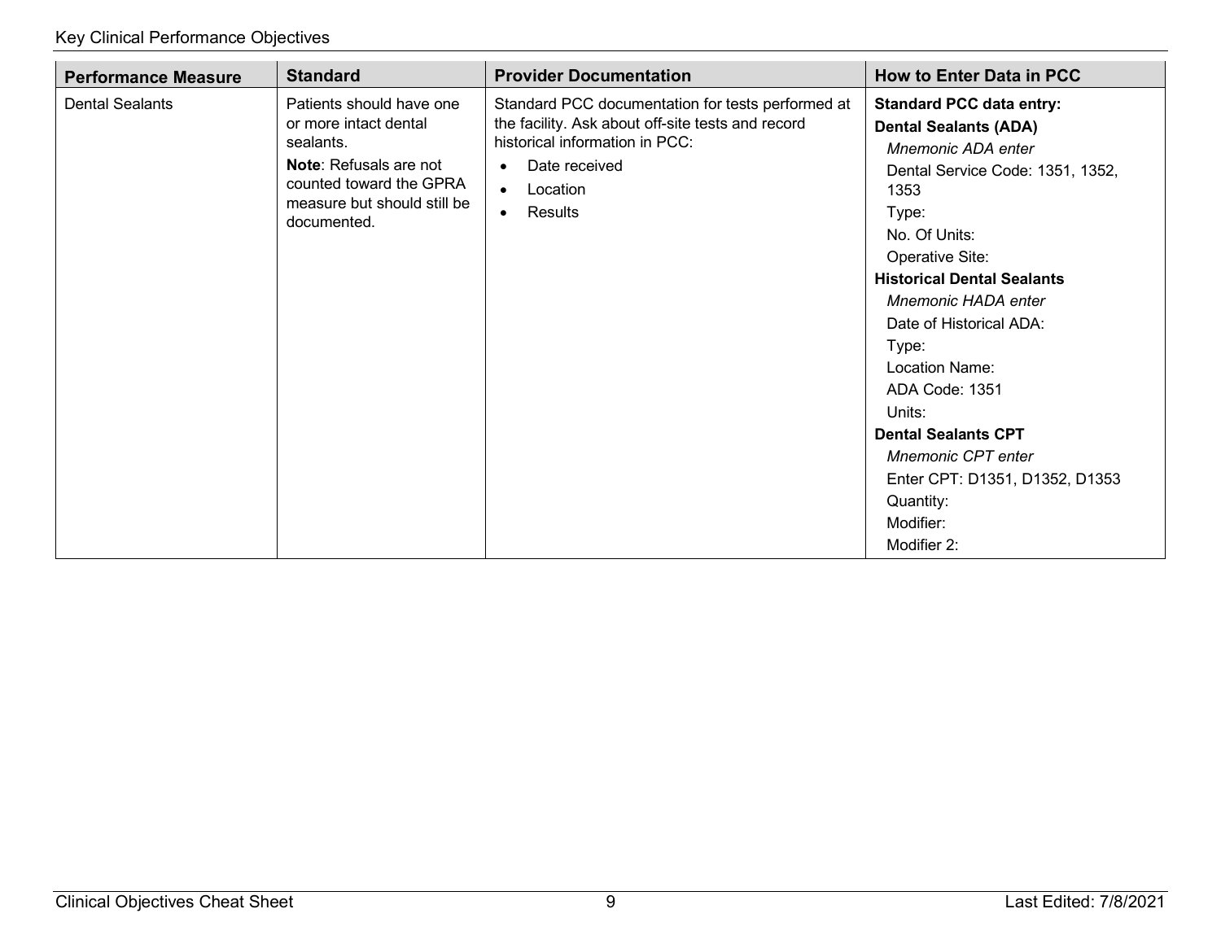| Performance Measure | Standard | Provider Documentation | How to Enter Data in PCC |
|---|---|---|---|
| Dental Sealants | Patients should have one or more intact dental sealants.<br>**Note**: Refusals are not counted toward the GPRA measure but should still be documented. | Standard PCC documentation for tests performed at the facility. Ask about off-site tests and record historical information in PCC:<br>• Date received<br>• Location<br>• Results | **Standard PCC data entry:**<br>**Dental Sealants (ADA)**<br>*Mnemonic ADA enter*<br>Dental Service Code: 1351, 1352, 1353<br>Type:<br>No. Of Units:<br>Operative Site:<br>**Historical Dental Sealants**<br>*Mnemonic HADA enter*<br>Date of Historical ADA:<br>Type:<br>Location Name:<br>ADA Code: 1351<br>Units:<br>**Dental Sealants CPT**<br>*Mnemonic CPT enter*<br>Enter CPT: D1351, D1352, D1353<br>Quantity:<br>Modifier:<br>Modifier 2: |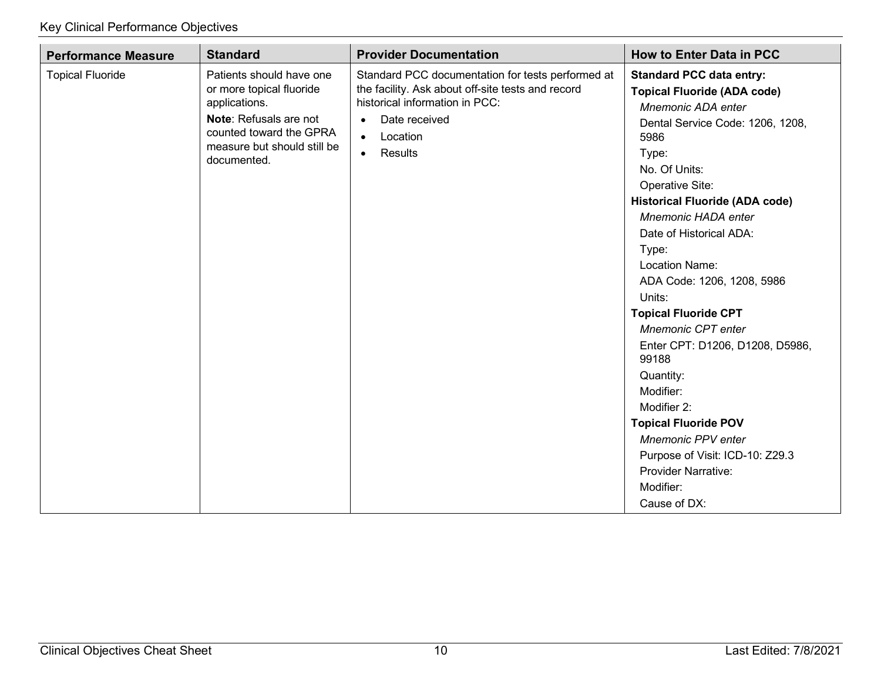| Performance Measure | Standard | Provider Documentation | How to Enter Data in PCC |
|---|---|---|---|
| Topical Fluoride | Patients should have one or more topical fluoride applications.<br>**Note**: Refusals are not counted toward the GPRA measure but should still be documented. | Standard PCC documentation for tests performed at the facility. Ask about off-site tests and record historical information in PCC:<br>• Date received<br>• Location<br>• Results | **Standard PCC data entry:**<br>**Topical Fluoride (ADA code)**<br>*Mnemonic ADA enter*<br>Dental Service Code: 1206, 1208, 5986<br>Type:<br>No. Of Units:<br>Operative Site:<br>**Historical Fluoride (ADA code)**<br>*Mnemonic HADA enter*<br>Date of Historical ADA:<br>Type:<br>Location Name:<br>ADA Code: 1206, 1208, 5986<br>Units:<br>**Topical Fluoride CPT**<br>*Mnemonic CPT enter*<br>Enter CPT: D1206, D1208, D5986, 99188<br>Quantity:<br>Modifier:<br>Modifier 2:<br>**Topical Fluoride POV**<br>*Mnemonic PPV enter*<br>Purpose of Visit: ICD-10: Z29.3<br>Provider Narrative:<br>Modifier:<br>Cause of DX: |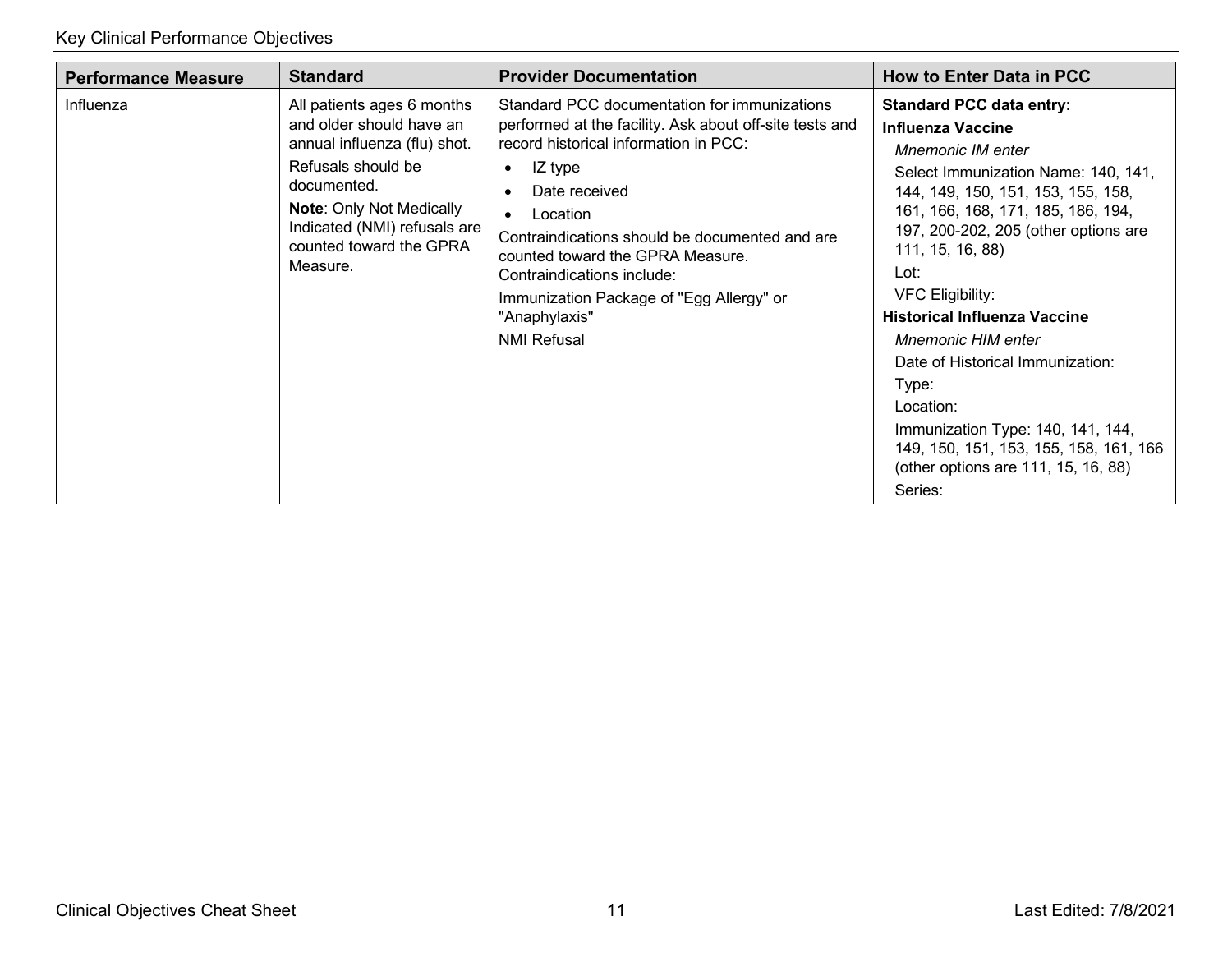| Performance Measure | Standard | Provider Documentation | How to Enter Data in PCC |
|---|---|---|---|
| Influenza | All patients ages 6 months and older should have an annual influenza (flu) shot.<br>Refusals should be documented.<br>**Note**: Only Not Medically Indicated (NMI) refusals are counted toward the GPRA Measure. | Standard PCC documentation for immunizations performed at the facility. Ask about off-site tests and record historical information in PCC:<br>• IZ type<br>• Date received<br>• Location<br>Contraindications should be documented and are counted toward the GPRA Measure. Contraindications include:<br>Immunization Package of "Egg Allergy" or "Anaphylaxis"<br>NMI Refusal | **Standard PCC data entry:**<br>**Influenza Vaccine**<br>*Mnemonic IM enter*<br>Select Immunization Name: 140, 141, 144, 149, 150, 151, 153, 155, 158, 161, 166, 168, 171, 185, 186, 194, 197, 200-202, 205 (other options are 111, 15, 16, 88)<br>Lot:<br>VFC Eligibility:<br>**Historical Influenza Vaccine**<br>*Mnemonic HIM enter*<br>Date of Historical Immunization:<br>Type:<br>Location:<br>Immunization Type: 140, 141, 144, 149, 150, 151, 153, 155, 158, 161, 166 (other options are 111, 15, 16, 88)<br>Series: |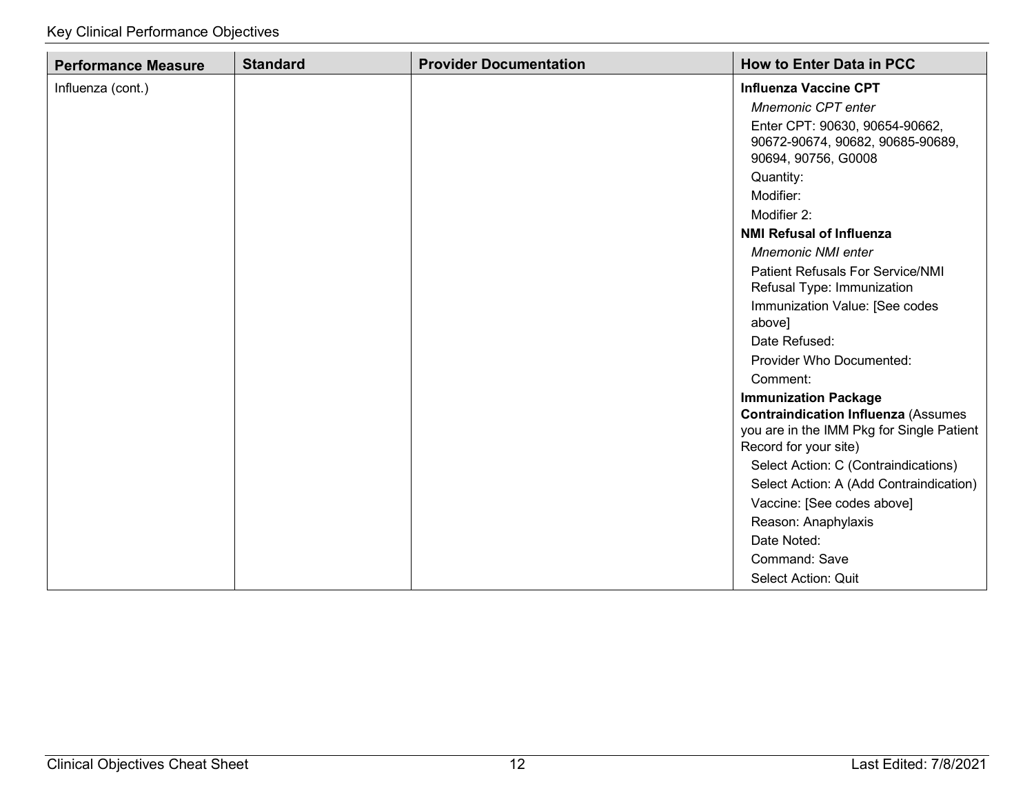| Performance Measure | Standard | Provider Documentation | How to Enter Data in PCC |
|---|---|---|---|
| Influenza (cont.) | | | **Influenza Vaccine CPT**<br>*Mnemonic CPT enter*<br>Enter CPT: 90630, 90654-90662, 90672-90674, 90682, 90685-90689, 90694, 90756, G0008<br>Quantity:<br>Modifier:<br>Modifier 2:<br>**NMI Refusal of Influenza**<br>*Mnemonic NMI enter*<br>Patient Refusals For Service/NMI Refusal Type: Immunization<br>Immunization Value: [See codes above]<br>Date Refused:<br>Provider Who Documented:<br>Comment:<br>**Immunization Package Contraindication Influenza** (Assumes you are in the IMM Pkg for Single Patient Record for your site)<br>Select Action: C (Contraindications)<br>Select Action: A (Add Contraindication)<br>Vaccine: [See codes above]<br>Reason: Anaphylaxis<br>Date Noted:<br>Command: Save<br>Select Action: Quit |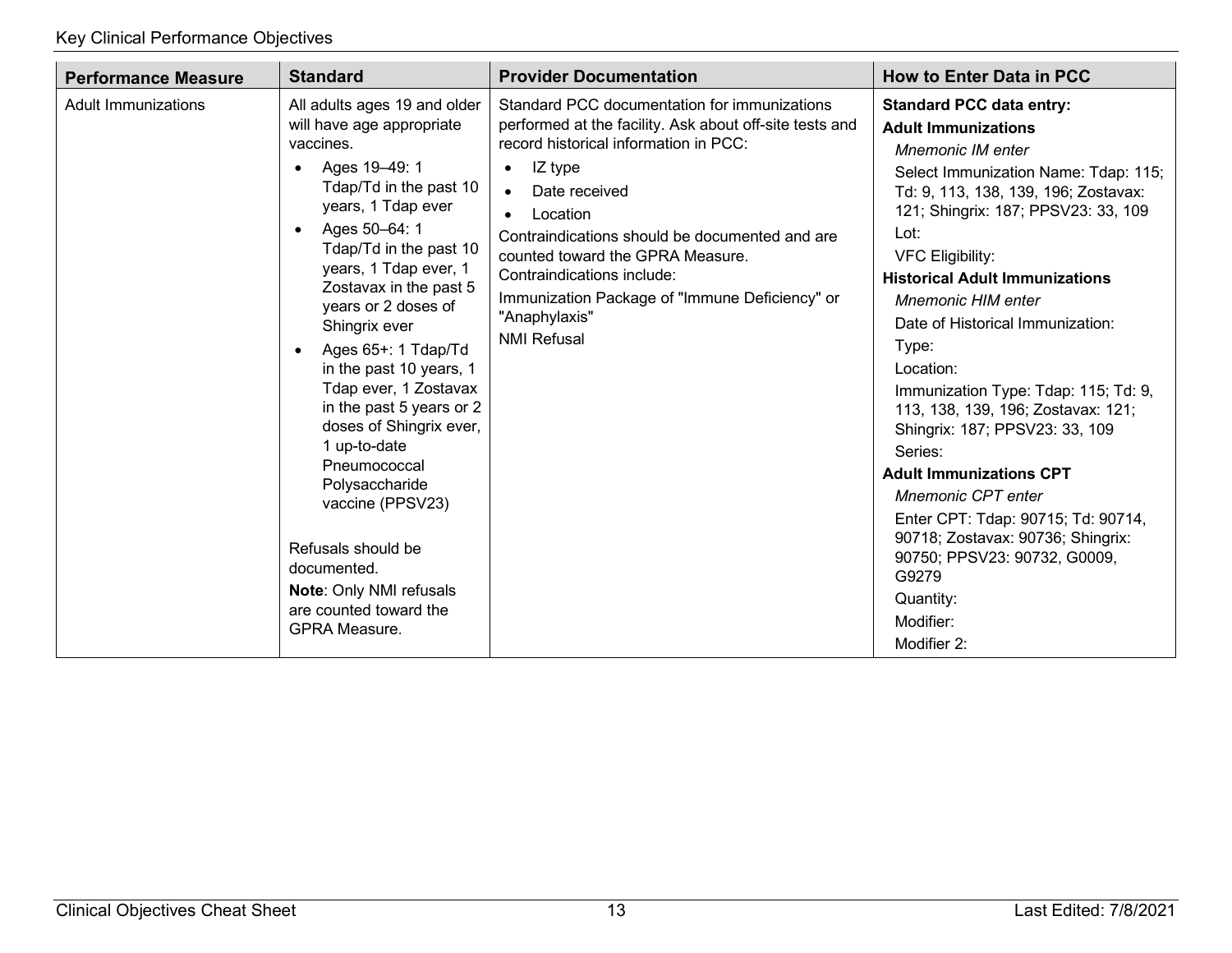| Performance Measure | Standard | Provider Documentation | How to Enter Data in PCC |
|---|---|---|---|
| Adult Immunizations | All adults ages 19 and older will have age appropriate vaccines.<br>• Ages 19–49: 1 Tdap/Td in the past 10 years, 1 Tdap ever<br>• Ages 50–64: 1 Tdap/Td in the past 10 years, 1 Tdap ever, 1 Zostavax in the past 5 years or 2 doses of Shingrix ever<br>• Ages 65+: 1 Tdap/Td in the past 10 years, 1 Tdap ever, 1 Zostavax in the past 5 years or 2 doses of Shingrix ever, 1 up-to-date Pneumococcal Polysaccharide vaccine (PPSV23)<br><br>Refusals should be documented.<br>**Note**: Only NMI refusals are counted toward the GPRA Measure. | Standard PCC documentation for immunizations performed at the facility. Ask about off-site tests and record historical information in PCC:<br>• IZ type<br>• Date received<br>• Location<br>Contraindications should be documented and are counted toward the GPRA Measure.<br>Contraindications include:<br>Immunization Package of "Immune Deficiency" or "Anaphylaxis"<br>NMI Refusal | **Standard PCC data entry:**<br>**Adult Immunizations**<br>*Mnemonic IM enter*<br>Select Immunization Name: Tdap: 115; Td: 9, 113, 138, 139, 196; Zostavax: 121; Shingrix: 187; PPSV23: 33, 109<br>Lot:<br>VFC Eligibility:<br>**Historical Adult Immunizations**<br>*Mnemonic HIM enter*<br>Date of Historical Immunization:<br>Type:<br>Location:<br>Immunization Type: Tdap: 115; Td: 9, 113, 138, 139, 196; Zostavax: 121; Shingrix: 187; PPSV23: 33, 109<br>Series:<br>**Adult Immunizations CPT**<br>*Mnemonic CPT enter*<br>Enter CPT: Tdap: 90715; Td: 90714, 90718; Zostavax: 90736; Shingrix: 90750; PPSV23: 90732, G0009, G9279<br>Quantity:<br>Modifier:<br>Modifier 2: |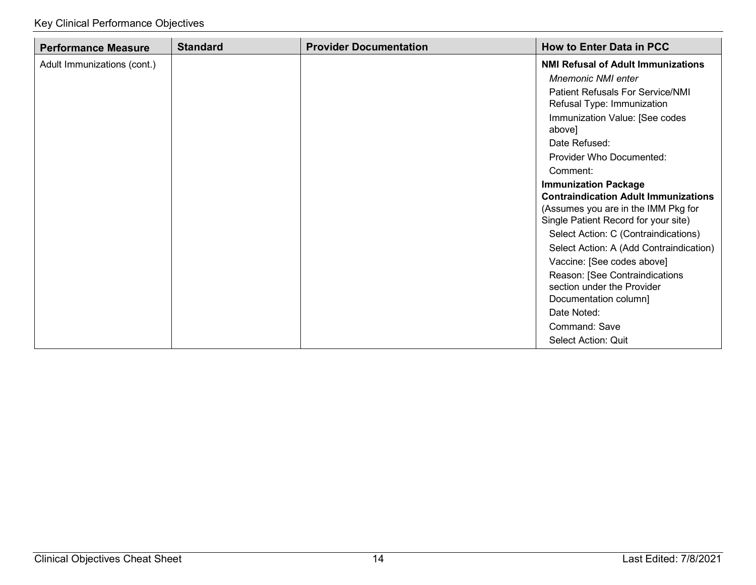| Performance Measure | Standard | Provider Documentation | How to Enter Data in PCC |
|---|---|---|---|
| Adult Immunizations (cont.) | | | **NMI Refusal of Adult Immunizations**<br>*Mnemonic NMI enter*<br>Patient Refusals For Service/NMI Refusal Type: Immunization<br>Immunization Value: [See codes above]<br>Date Refused:<br>Provider Who Documented:<br>Comment:<br>**Immunization Package Contraindication Adult Immunizations**<br>(Assumes you are in the IMM Pkg for Single Patient Record for your site)<br>Select Action: C (Contraindications)<br>Select Action: A (Add Contraindication)<br>Vaccine: [See codes above]<br>Reason: [See Contraindications section under the Provider Documentation column]<br>Date Noted:<br>Command: Save<br>Select Action: Quit |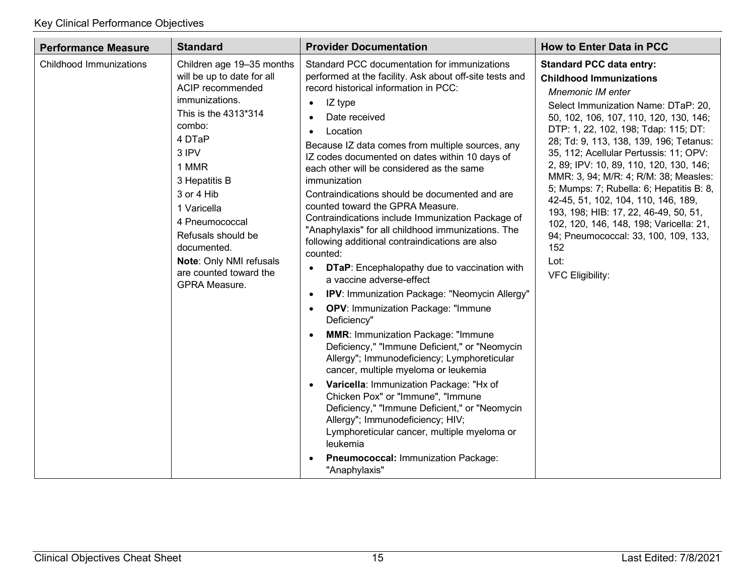| Performance Measure | Standard | Provider Documentation | How to Enter Data in PCC |
|---|---|---|---|
| Childhood Immunizations | Children age 19–35 months will be up to date for all ACIP recommended immunizations.<br>This is the 4313*314 combo:<br>4 DTaP<br>3 IPV<br>1 MMR<br>3 Hepatitis B<br>3 or 4 Hib<br>1 Varicella<br>4 Pneumococcal<br>Refusals should be documented.<br>**Note**: Only NMI refusals are counted toward the GPRA Measure. | Standard PCC documentation for immunizations performed at the facility. Ask about off-site tests and record historical information in PCC:<br>• IZ type<br>• Date received<br>• Location<br>Because IZ data comes from multiple sources, any IZ codes documented on dates within 10 days of each other will be considered as the same immunization<br>Contraindications should be documented and are counted toward the GPRA Measure. Contraindications include Immunization Package of "Anaphylaxis" for all childhood immunizations. The following additional contraindications are also counted:<br>• **DTaP**: Encephalopathy due to vaccination with a vaccine adverse-effect<br>• **IPV**: Immunization Package: "Neomycin Allergy"<br>• **OPV**: Immunization Package: "Immune Deficiency"<br>• **MMR**: Immunization Package: "Immune Deficiency," "Immune Deficient," or "Neomycin Allergy"; Immunodeficiency; Lymphoreticular cancer, multiple myeloma or leukemia<br>• **Varicella**: Immunization Package: "Hx of Chicken Pox" or "Immune", "Immune Deficiency," "Immune Deficient," or "Neomycin Allergy"; Immunodeficiency; HIV; Lymphoreticular cancer, multiple myeloma or leukemia<br>• **Pneumococcal:** Immunization Package: "Anaphylaxis" | **Standard PCC data entry:**<br>**Childhood Immunizations**<br>*Mnemonic IM enter*<br>Select Immunization Name: DTaP: 20, 50, 102, 106, 107, 110, 120, 130, 146; DTP: 1, 22, 102, 198; Tdap: 115; DT: 28; Td: 9, 113, 138, 139, 196; Tetanus: 35, 112; Acellular Pertussis: 11; OPV: 2, 89; IPV: 10, 89, 110, 120, 130, 146; MMR: 3, 94; M/R: 4; R/M: 38; Measles: 5; Mumps: 7; Rubella: 6; Hepatitis B: 8, 42-45, 51, 102, 104, 110, 146, 189, 193, 198; HIB: 17, 22, 46-49, 50, 51, 102, 120, 146, 148, 198; Varicella: 21, 94; Pneumococcal: 33, 100, 109, 133, 152<br>Lot:<br>VFC Eligibility: |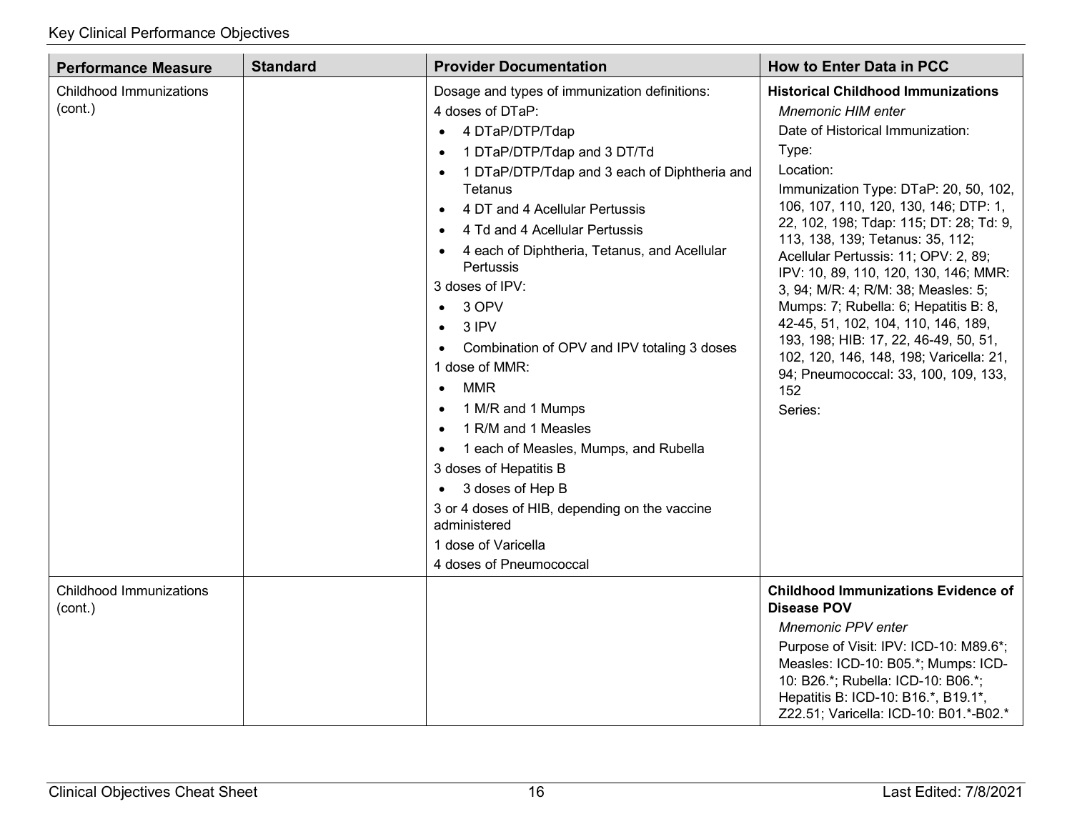| Performance Measure | Standard | Provider Documentation | How to Enter Data in PCC |
| --- | --- | --- | --- |
| Childhood Immunizations (cont.) | | Dosage and types of immunization definitions:<br>4 doses of DTaP:<br>• 4 DTaP/DTP/Tdap<br>• 1 DTaP/DTP/Tdap and 3 DT/Td<br>• 1 DTaP/DTP/Tdap and 3 each of Diphtheria and Tetanus<br>• 4 DT and 4 Acellular Pertussis<br>• 4 Td and 4 Acellular Pertussis<br>• 4 each of Diphtheria, Tetanus, and Acellular Pertussis<br>3 doses of IPV:<br>• 3 OPV<br>• 3 IPV<br>• Combination of OPV and IPV totaling 3 doses<br>1 dose of MMR:<br>• MMR<br>• 1 M/R and 1 Mumps<br>• 1 R/M and 1 Measles<br>• 1 each of Measles, Mumps, and Rubella<br>3 doses of Hepatitis B<br>• 3 doses of Hep B<br>3 or 4 doses of HIB, depending on the vaccine administered<br>1 dose of Varicella<br>4 doses of Pneumococcal | **Historical Childhood Immunizations**<br>*Mnemonic HIM enter*<br>Date of Historical Immunization:<br>Type:<br>Location:<br>Immunization Type: DTaP: 20, 50, 102, 106, 107, 110, 120, 130, 146; DTP: 1, 22, 102, 198; Tdap: 115; DT: 28; Td: 9, 113, 138, 139; Tetanus: 35, 112; Acellular Pertussis: 11; OPV: 2, 89; IPV: 10, 89, 110, 120, 130, 146; MMR: 3, 94; M/R: 4; R/M: 38; Measles: 5; Mumps: 7; Rubella: 6; Hepatitis B: 8, 42-45, 51, 102, 104, 110, 146, 189, 193, 198; HIB: 17, 22, 46-49, 50, 51, 102, 120, 146, 148, 198; Varicella: 21, 94; Pneumococcal: 33, 100, 109, 133, 152<br>Series: |
| Childhood Immunizations (cont.) | | | **Childhood Immunizations Evidence of Disease POV**<br>*Mnemonic PPV enter*<br>Purpose of Visit: IPV: ICD-10: M89.6*; Measles: ICD-10: B05.*; Mumps: ICD-10: B26.*; Rubella: ICD-10: B06.*; Hepatitis B: ICD-10: B16.*, B19.1*, Z22.51; Varicella: ICD-10: B01.*-B02.* |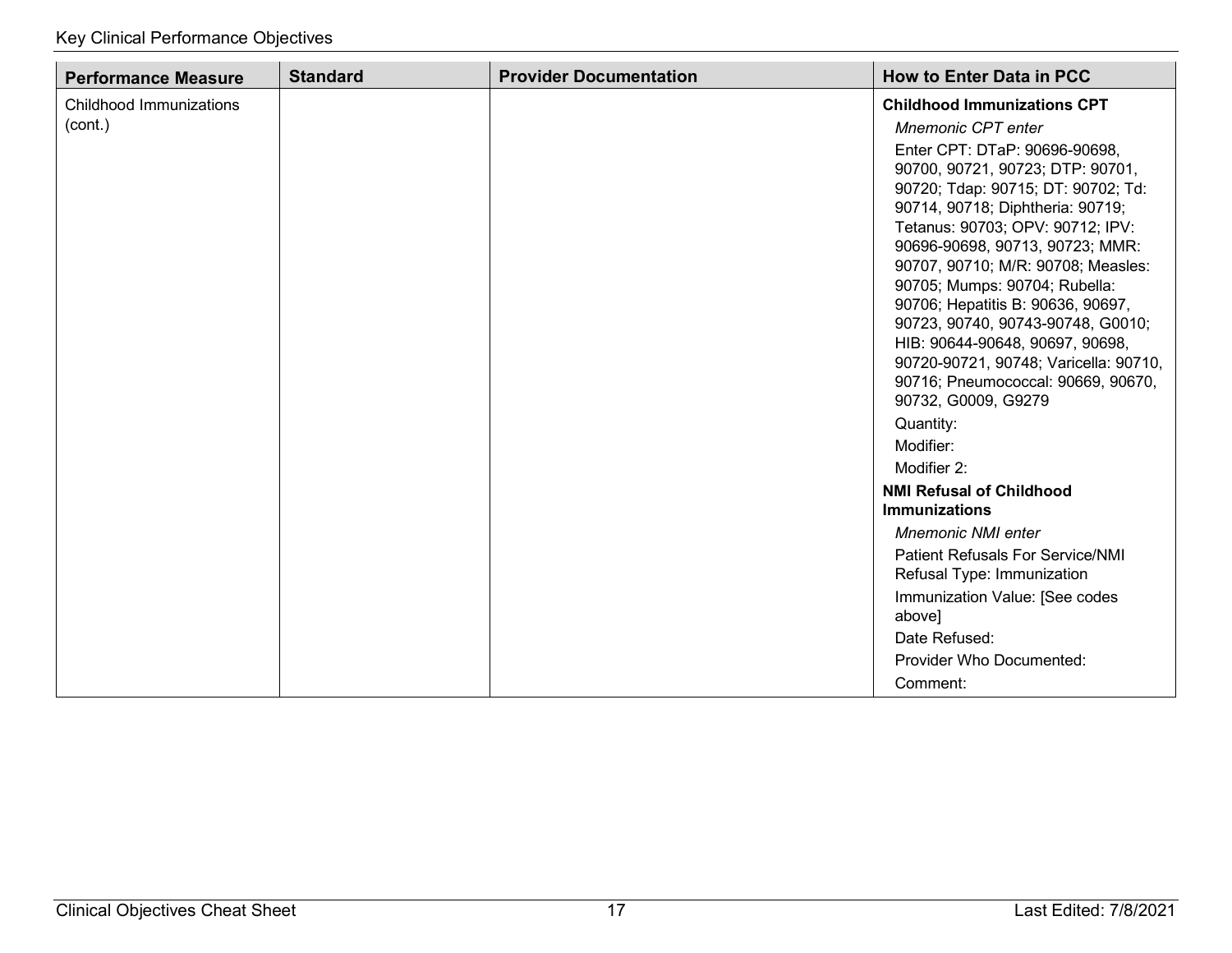| Performance Measure | Standard | Provider Documentation | How to Enter Data in PCC |
|---|---|---|---|
| Childhood Immunizations (cont.) | | | **Childhood Immunizations CPT**<br>*Mnemonic CPT enter*<br>Enter CPT: DTaP: 90696-90698, 90700, 90721, 90723; DTP: 90701, 90720; Tdap: 90715; DT: 90702; Td: 90714, 90718; Diphtheria: 90719; Tetanus: 90703; OPV: 90712; IPV: 90696-90698, 90713, 90723; MMR: 90707, 90710; M/R: 90708; Measles: 90705; Mumps: 90704; Rubella: 90706; Hepatitis B: 90636, 90697, 90723, 90740, 90743-90748, G0010; HIB: 90644-90648, 90697, 90698, 90720-90721, 90748; Varicella: 90710, 90716; Pneumococcal: 90669, 90670, 90732, G0009, G9279<br>Quantity:<br>Modifier:<br>Modifier 2:<br>**NMI Refusal of Childhood Immunizations**<br>*Mnemonic NMI enter*<br>Patient Refusals For Service/NMI Refusal Type: Immunization<br>Immunization Value: [See codes above]<br>Date Refused:<br>Provider Who Documented:<br>Comment: |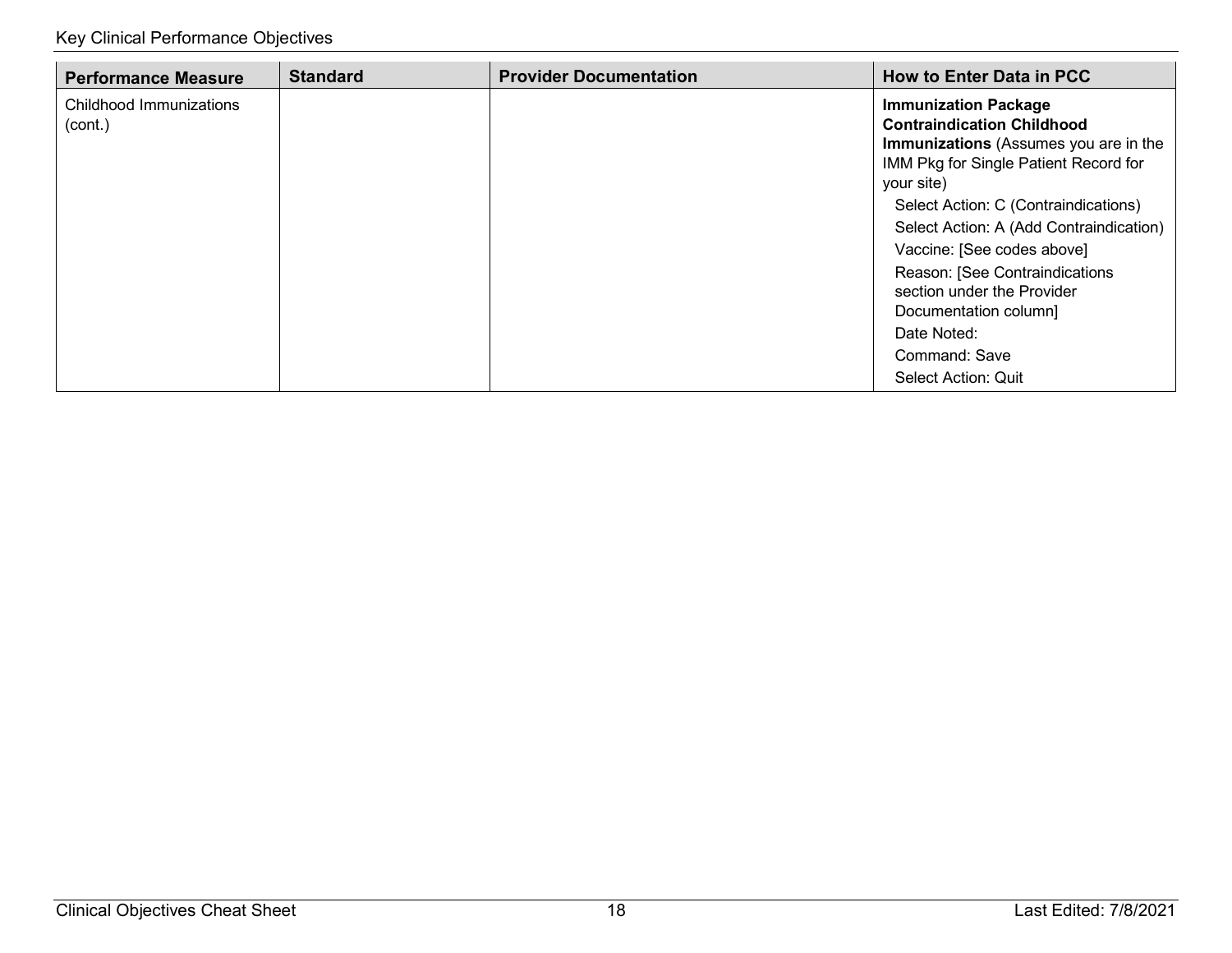| Performance Measure | Standard | Provider Documentation | How to Enter Data in PCC |
|---|---|---|---|
| Childhood Immunizations (cont.) | | | **Immunization Package Contraindication Childhood Immunizations** (Assumes you are in the IMM Pkg for Single Patient Record for your site)<br>Select Action: C (Contraindications)<br>Select Action: A (Add Contraindication)<br>Vaccine: [See codes above]<br>Reason: [See Contraindications section under the Provider Documentation column]<br>Date Noted:<br>Command: Save<br>Select Action: Quit |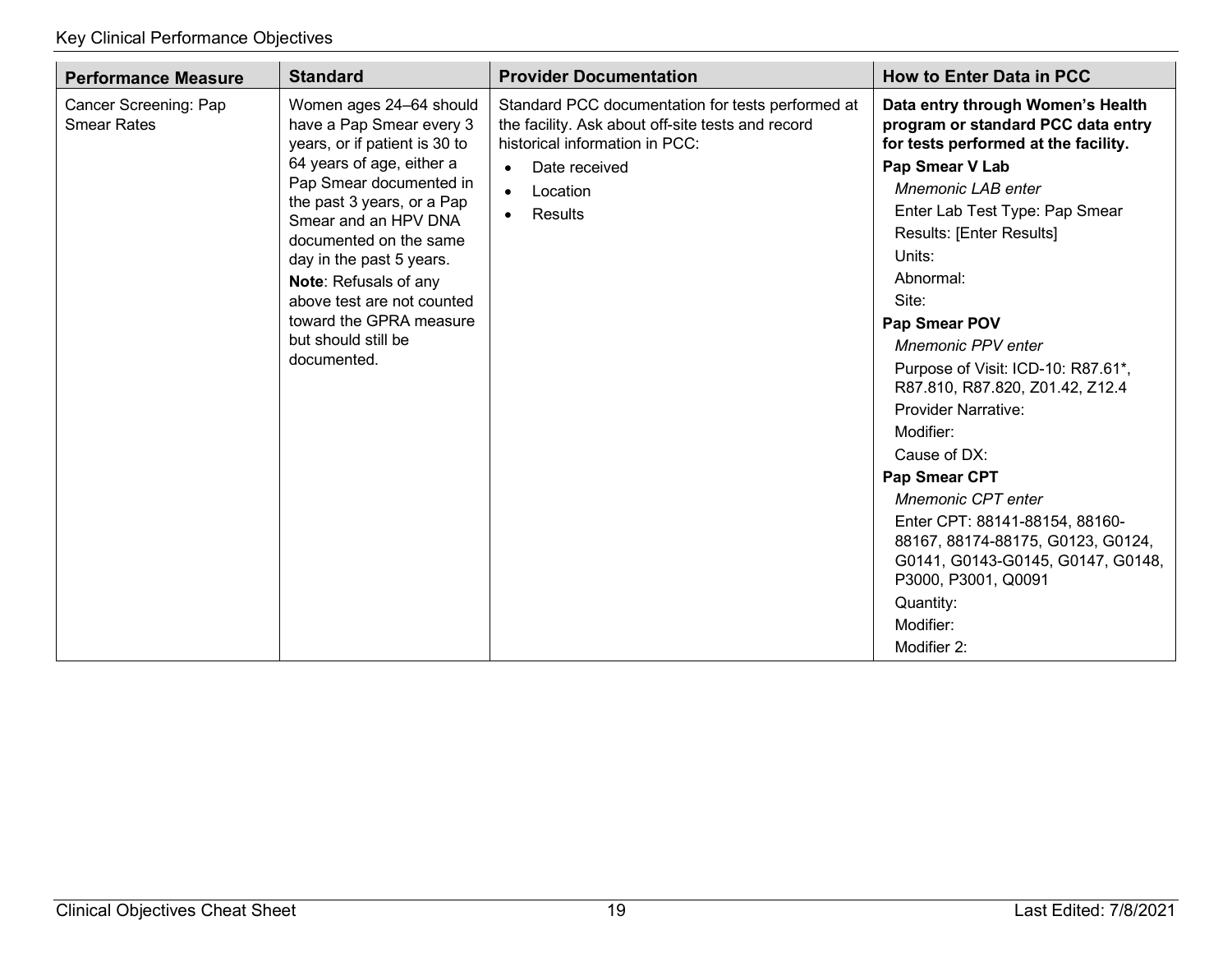| Performance Measure | Standard | Provider Documentation | How to Enter Data in PCC |
|---|---|---|---|
| Cancer Screening: Pap Smear Rates | Women ages 24–64 should have a Pap Smear every 3 years, or if patient is 30 to 64 years of age, either a Pap Smear documented in the past 3 years, or a Pap Smear and an HPV DNA documented on the same day in the past 5 years.<br>**Note**: Refusals of any above test are not counted toward the GPRA measure but should still be documented. | Standard PCC documentation for tests performed at the facility. Ask about off-site tests and record historical information in PCC:<br>• Date received<br>• Location<br>• Results | **Data entry through Women's Health program or standard PCC data entry for tests performed at the facility.**<br>**Pap Smear V Lab**<br>*Mnemonic LAB enter*<br>Enter Lab Test Type: Pap Smear<br>Results: [Enter Results]<br>Units:<br>Abnormal:<br>Site:<br>**Pap Smear POV**<br>*Mnemonic PPV enter*<br>Purpose of Visit: ICD-10: R87.61*, R87.810, R87.820, Z01.42, Z12.4<br>Provider Narrative:<br>Modifier:<br>Cause of DX:<br>**Pap Smear CPT**<br>*Mnemonic CPT enter*<br>Enter CPT: 88141-88154, 88160-88167, 88174-88175, G0123, G0124, G0141, G0143-G0145, G0147, G0148, P3000, P3001, Q0091<br>Quantity:<br>Modifier:<br>Modifier 2: |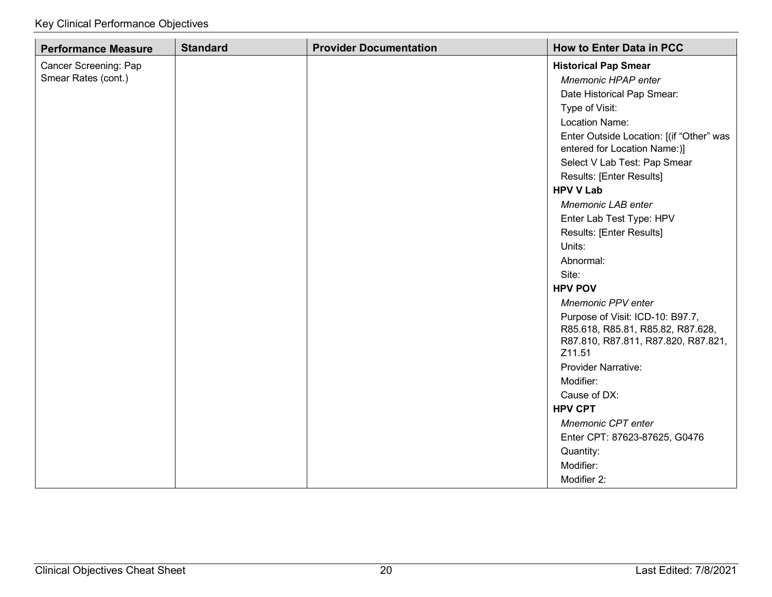| Performance Measure | Standard | Provider Documentation | How to Enter Data in PCC |
|---|---|---|---|
| Cancer Screening: Pap Smear Rates (cont.) | | | **Historical Pap Smear**<br>*Mnemonic HPAP enter*<br>Date Historical Pap Smear:<br>Type of Visit:<br>Location Name:<br>Enter Outside Location: [(if "Other" was entered for Location Name:)]<br>Select V Lab Test: Pap Smear<br>Results: [Enter Results]<br>**HPV V Lab**<br>*Mnemonic LAB enter*<br>Enter Lab Test Type: HPV<br>Results: [Enter Results]<br>Units:<br>Abnormal:<br>Site:<br>**HPV POV**<br>*Mnemonic PPV enter*<br>Purpose of Visit: ICD-10: B97.7, R85.618, R85.81, R85.82, R87.628, R87.810, R87.811, R87.820, R87.821, Z11.51<br>Provider Narrative:<br>Modifier:<br>Cause of DX:<br>**HPV CPT**<br>*Mnemonic CPT enter*<br>Enter CPT: 87623-87625, G0476<br>Quantity:<br>Modifier:<br>Modifier 2: |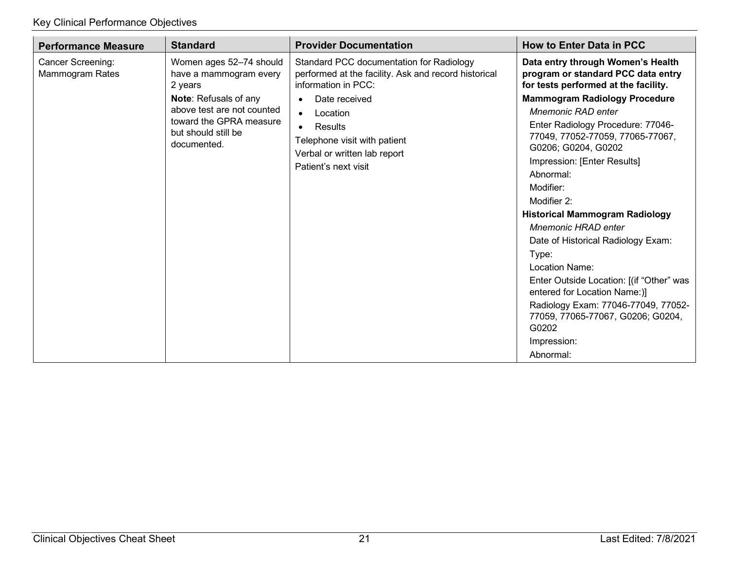| Performance Measure | Standard | Provider Documentation | How to Enter Data in PCC |
|---|---|---|---|
| Cancer Screening: Mammogram Rates | Women ages 52–74 should have a mammogram every 2 years<br>**Note**: Refusals of any above test are not counted toward the GPRA measure but should still be documented. | Standard PCC documentation for Radiology performed at the facility. Ask and record historical information in PCC:<br>• Date received<br>• Location<br>• Results<br>Telephone visit with patient<br>Verbal or written lab report<br>Patient's next visit | **Data entry through Women's Health program or standard PCC data entry for tests performed at the facility.**<br>**Mammogram Radiology Procedure**<br>*Mnemonic RAD enter*<br>Enter Radiology Procedure: 77046-77049, 77052-77059, 77065-77067, G0206; G0204, G0202<br>Impression: [Enter Results]<br>Abnormal:<br>Modifier:<br>Modifier 2:<br>**Historical Mammogram Radiology**<br>*Mnemonic HRAD enter*<br>Date of Historical Radiology Exam:<br>Type:<br>Location Name:<br>Enter Outside Location: [(if "Other" was entered for Location Name:)]<br>Radiology Exam: 77046-77049, 77052-77059, 77065-77067, G0206; G0204, G0202<br>Impression:<br>Abnormal: |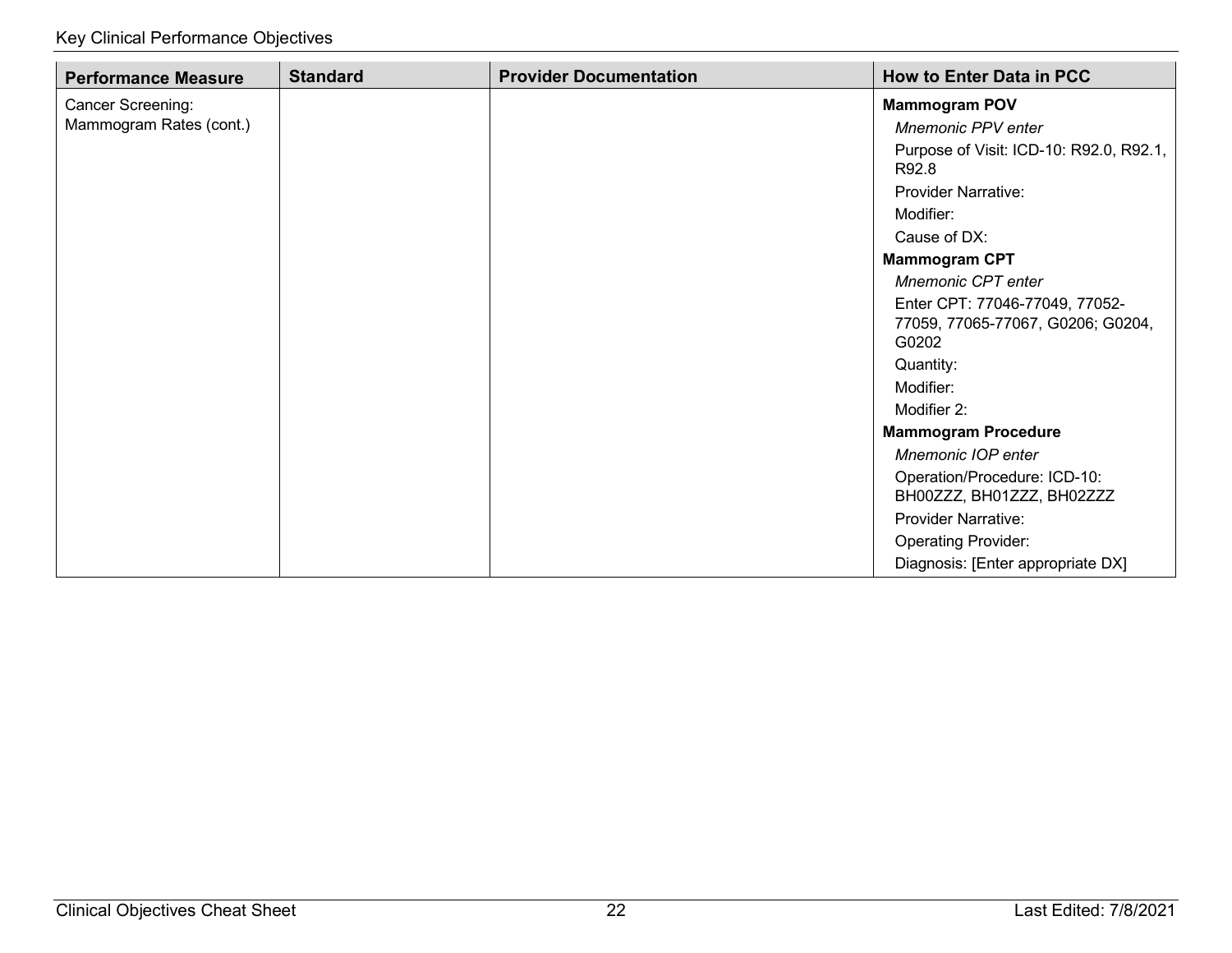| Performance Measure | Standard | Provider Documentation | How to Enter Data in PCC |
| --- | --- | --- | --- |
| Cancer Screening: Mammogram Rates (cont.) | | | **Mammogram POV**<br>*Mnemonic PPV enter*<br>Purpose of Visit: ICD-10: R92.0, R92.1, R92.8<br>Provider Narrative:<br>Modifier:<br>Cause of DX:<br>**Mammogram CPT**<br>*Mnemonic CPT enter*<br>Enter CPT: 77046-77049, 77052-77059, 77065-77067, G0206; G0204, G0202<br>Quantity:<br>Modifier:<br>Modifier 2:<br>**Mammogram Procedure**<br>*Mnemonic IOP enter*<br>Operation/Procedure: ICD-10: BH00ZZZ, BH01ZZZ, BH02ZZZ<br>Provider Narrative:<br>Operating Provider:<br>Diagnosis: [Enter appropriate DX] |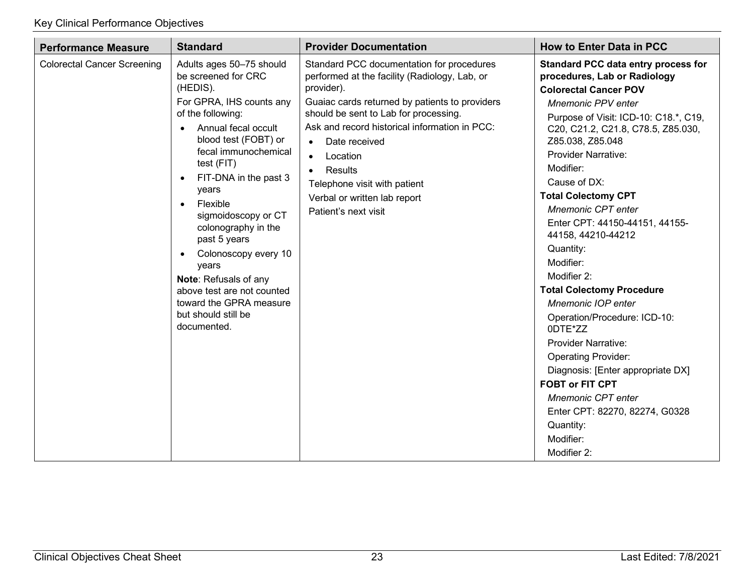| Performance Measure | Standard | Provider Documentation | How to Enter Data in PCC |
|---|---|---|---|
| Colorectal Cancer Screening | Adults ages 50–75 should be screened for CRC (HEDIS).<br>For GPRA, IHS counts any of the following:<br>• Annual fecal occult blood test (FOBT) or fecal immunochemical test (FIT)<br>• FIT-DNA in the past 3 years<br>• Flexible sigmoidoscopy or CT colonography in the past 5 years<br>• Colonoscopy every 10 years<br>**Note**: Refusals of any above test are not counted toward the GPRA measure but should still be documented. | Standard PCC documentation for procedures performed at the facility (Radiology, Lab, or provider).<br>Guaiac cards returned by patients to providers should be sent to Lab for processing.<br>Ask and record historical information in PCC:<br>• Date received<br>• Location<br>• Results<br>Telephone visit with patient<br>Verbal or written lab report<br>Patient's next visit | **Standard PCC data entry process for procedures, Lab or Radiology**<br>**Colorectal Cancer POV**<br>*Mnemonic PPV enter*<br>Purpose of Visit: ICD-10: C18.*, C19, C20, C21.2, C21.8, C78.5, Z85.030, Z85.038, Z85.048<br>Provider Narrative:<br>Modifier:<br>Cause of DX:<br>**Total Colectomy CPT**<br>*Mnemonic CPT enter*<br>Enter CPT: 44150-44151, 44155-44158, 44210-44212<br>Quantity:<br>Modifier:<br>Modifier 2:<br>**Total Colectomy Procedure**<br>*Mnemonic IOP enter*<br>Operation/Procedure: ICD-10: 0DTE*ZZ<br>Provider Narrative:<br>Operating Provider:<br>Diagnosis: [Enter appropriate DX]<br>**FOBT or FIT CPT**<br>*Mnemonic CPT enter*<br>Enter CPT: 82270, 82274, G0328<br>Quantity:<br>Modifier:<br>Modifier 2: |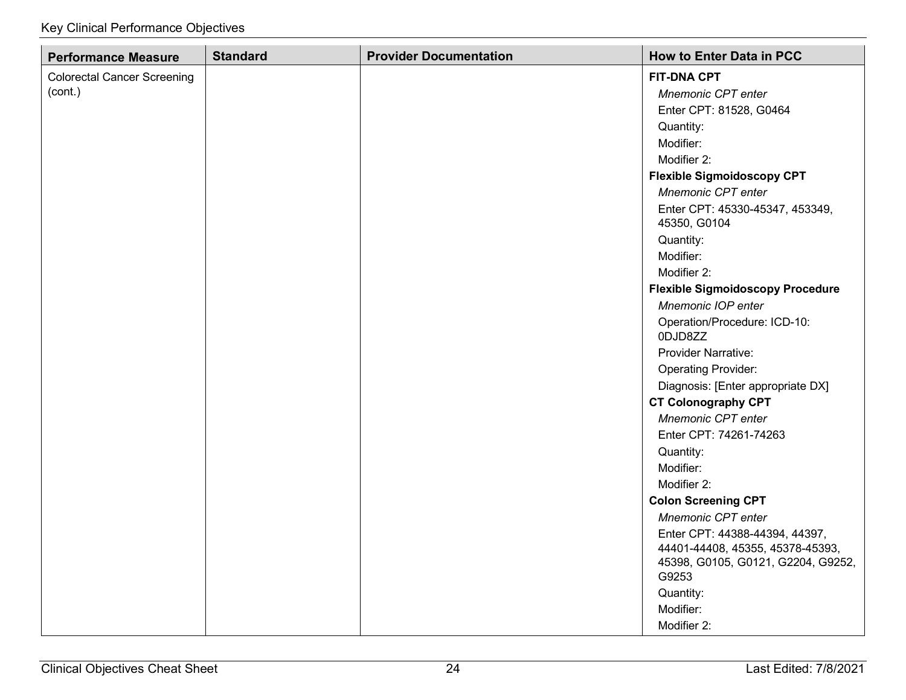Key Clinical Performance Objectives

| Performance Measure | Standard | Provider Documentation | How to Enter Data in PCC |
|---|---|---|---|
| Colorectal Cancer Screening (cont.) | | | **FIT-DNA CPT**<br>*Mnemonic CPT enter*<br>Enter CPT: 81528, G0464<br>Quantity:<br>Modifier:<br>Modifier 2:<br>**Flexible Sigmoidoscopy CPT**<br>*Mnemonic CPT enter*<br>Enter CPT: 45330-45347, 453349, 45350, G0104<br>Quantity:<br>Modifier:<br>Modifier 2:<br>**Flexible Sigmoidoscopy Procedure**<br>*Mnemonic IOP enter*<br>Operation/Procedure: ICD-10: 0DJD8ZZ<br>Provider Narrative:<br>Operating Provider:<br>Diagnosis: [Enter appropriate DX]<br>**CT Colonography CPT**<br>*Mnemonic CPT enter*<br>Enter CPT: 74261-74263<br>Quantity:<br>Modifier:<br>Modifier 2:<br>**Colon Screening CPT**<br>*Mnemonic CPT enter*<br>Enter CPT: 44388-44394, 44397, 44401-44408, 45355, 45378-45393, 45398, G0105, G0121, G2204, G9252, G9253<br>Quantity:<br>Modifier:<br>Modifier 2: |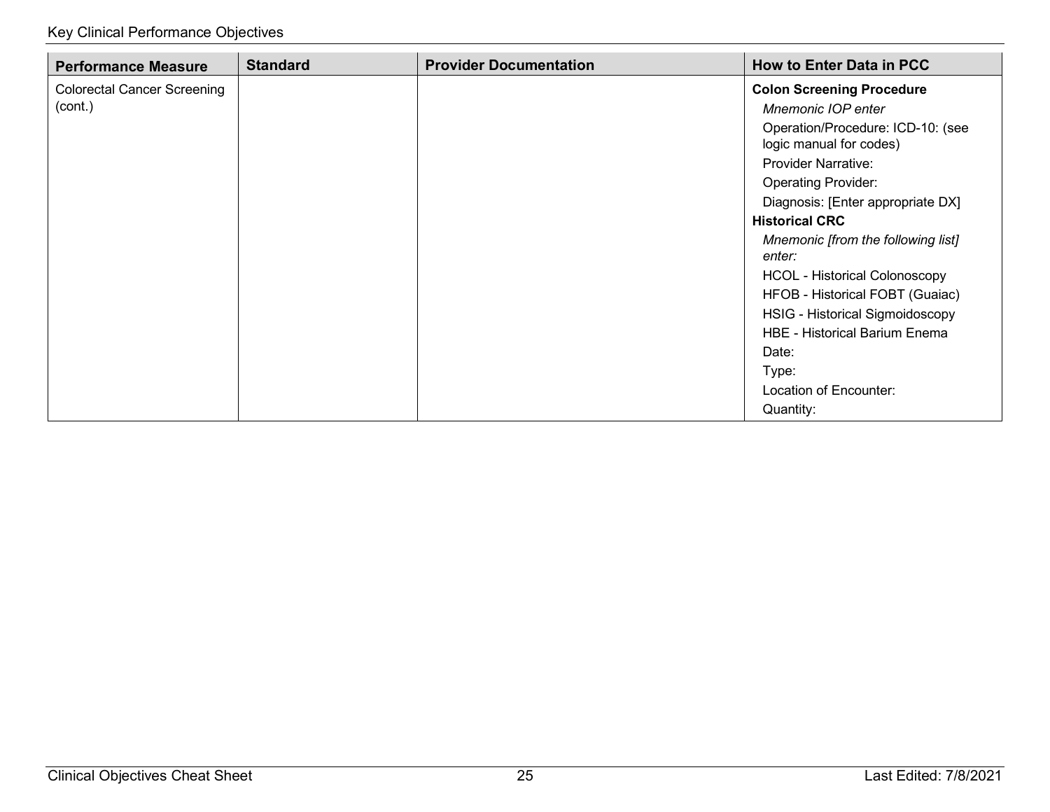| Performance Measure | Standard | Provider Documentation | How to Enter Data in PCC |
|---|---|---|---|
| Colorectal Cancer Screening (cont.) | | | **Colon Screening Procedure**<br>*Mnemonic IOP enter*<br>Operation/Procedure: ICD-10: (see logic manual for codes)<br>Provider Narrative:<br>Operating Provider:<br>Diagnosis: [Enter appropriate DX]<br>**Historical CRC**<br>*Mnemonic [from the following list] enter:*<br>HCOL - Historical Colonoscopy<br>HFOB - Historical FOBT (Guaiac)<br>HSIG - Historical Sigmoidoscopy<br>HBE - Historical Barium Enema<br>Date:<br>Type:<br>Location of Encounter:<br>Quantity: |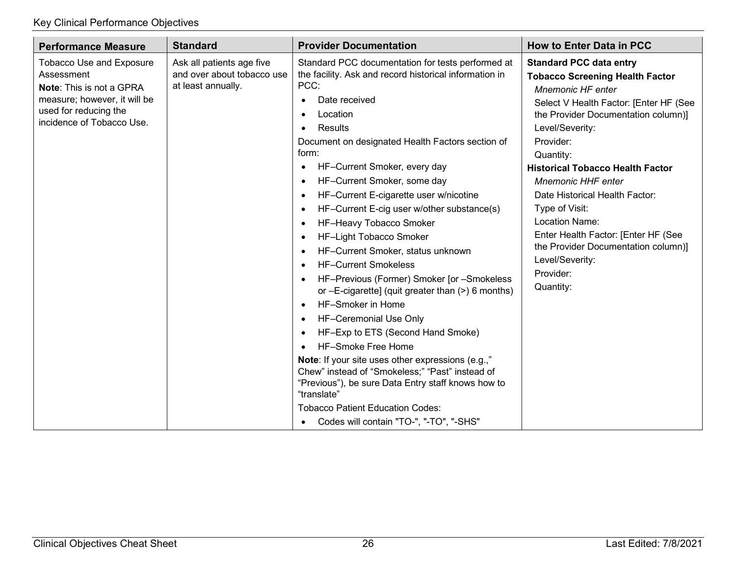| Performance Measure | Standard | Provider Documentation | How to Enter Data in PCC |
|---|---|---|---|
| Tobacco Use and Exposure Assessment<br>**Note**: This is not a GPRA measure; however, it will be used for reducing the incidence of Tobacco Use. | Ask all patients age five and over about tobacco use at least annually. | Standard PCC documentation for tests performed at the facility. Ask and record historical information in PCC:<br>• Date received<br>• Location<br>• Results<br>Document on designated Health Factors section of form:<br>• HF–Current Smoker, every day<br>• HF–Current Smoker, some day<br>• HF–Current E-cigarette user w/nicotine<br>• HF–Current E-cig user w/other substance(s)<br>• HF–Heavy Tobacco Smoker<br>• HF–Light Tobacco Smoker<br>• HF–Current Smoker, status unknown<br>• HF–Current Smokeless<br>• HF–Previous (Former) Smoker [or –Smokeless or –E-cigarette] (quit greater than (>) 6 months)<br>• HF–Smoker in Home<br>• HF–Ceremonial Use Only<br>• HF–Exp to ETS (Second Hand Smoke)<br>• HF–Smoke Free Home<br>**Note**: If your site uses other expressions (e.g.," Chew" instead of "Smokeless;" "Past" instead of "Previous"), be sure Data Entry staff knows how to "translate"<br>Tobacco Patient Education Codes:<br>• Codes will contain "TO-", "-TO", "-SHS" | **Standard PCC data entry**<br>**Tobacco Screening Health Factor**<br>*Mnemonic HF enter*<br>Select V Health Factor: [Enter HF (See the Provider Documentation column)]<br>Level/Severity:<br>Provider:<br>Quantity:<br>**Historical Tobacco Health Factor**<br>*Mnemonic HHF enter*<br>Date Historical Health Factor:<br>Type of Visit:<br>Location Name:<br>Enter Health Factor: [Enter HF (See the Provider Documentation column)]<br>Level/Severity:<br>Provider:<br>Quantity: |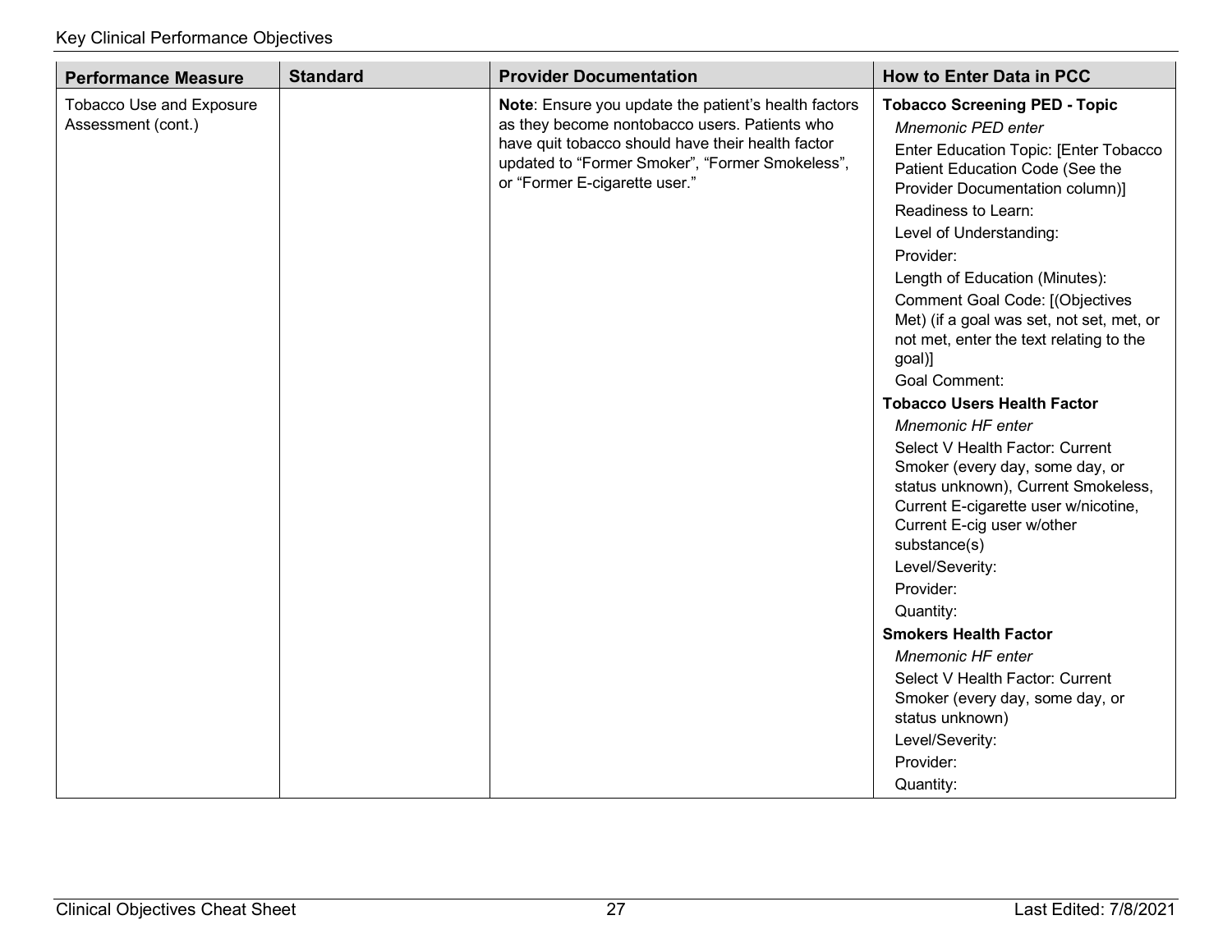| Performance Measure | Standard | Provider Documentation | How to Enter Data in PCC |
|---|---|---|---|
| Tobacco Use and Exposure Assessment (cont.) | | **Note**: Ensure you update the patient's health factors as they become nontobacco users. Patients who have quit tobacco should have their health factor updated to "Former Smoker", "Former Smokeless", or "Former E-cigarette user." | **Tobacco Screening PED - Topic**<br>*Mnemonic PED enter*<br>Enter Education Topic: [Enter Tobacco Patient Education Code (See the Provider Documentation column)]<br>Readiness to Learn:<br>Level of Understanding:<br>Provider:<br>Length of Education (Minutes):<br>Comment Goal Code: [(Objectives Met) (if a goal was set, not set, met, or not met, enter the text relating to the goal)]<br>Goal Comment:<br>**Tobacco Users Health Factor**<br>*Mnemonic HF enter*<br>Select V Health Factor: Current Smoker (every day, some day, or status unknown), Current Smokeless, Current E-cigarette user w/nicotine, Current E-cig user w/other substance(s)<br>Level/Severity:<br>Provider:<br>Quantity:<br>**Smokers Health Factor**<br>*Mnemonic HF enter*<br>Select V Health Factor: Current Smoker (every day, some day, or status unknown)<br>Level/Severity:<br>Provider:<br>Quantity: |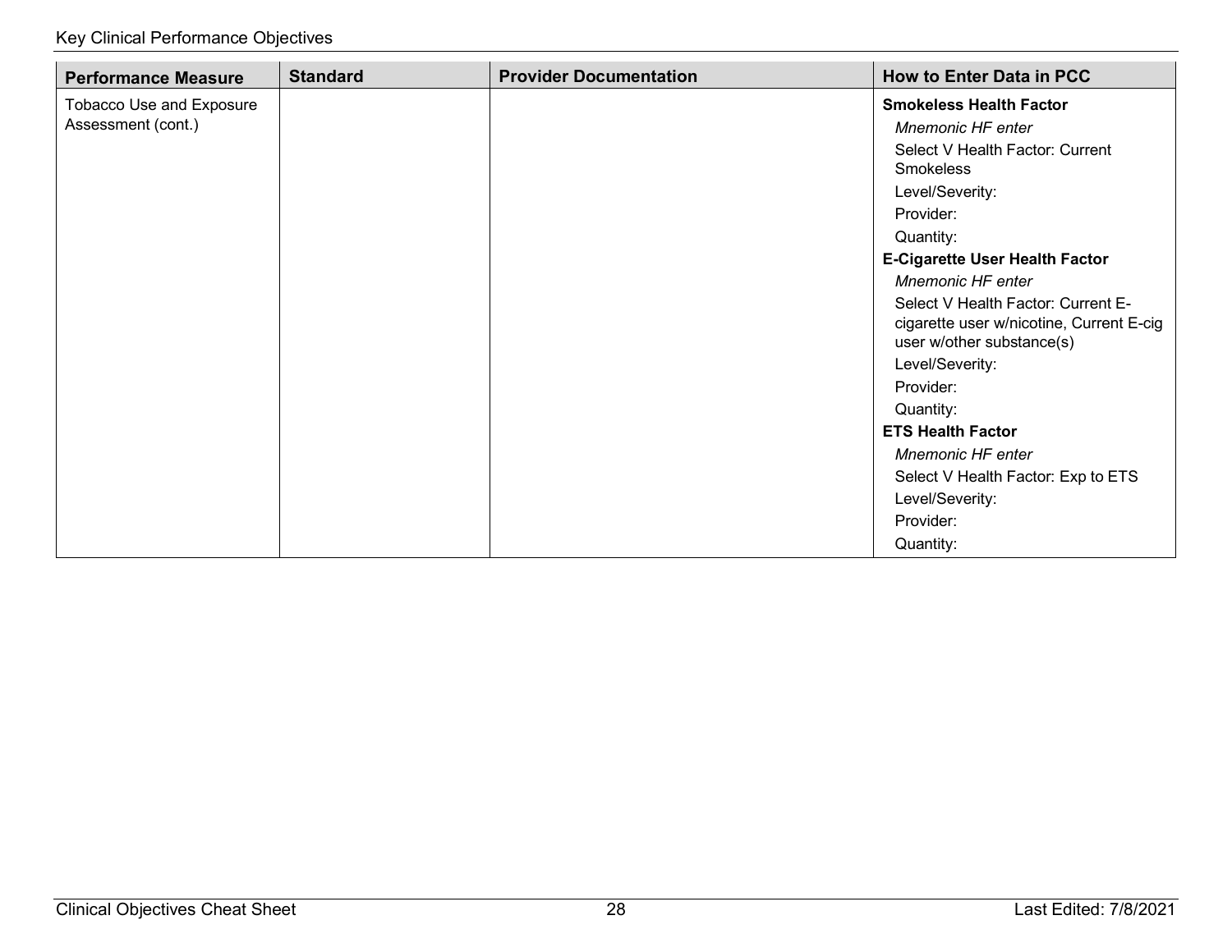| Performance Measure | Standard | Provider Documentation | How to Enter Data in PCC |
|---|---|---|---|
| Tobacco Use and Exposure Assessment (cont.) | | | **Smokeless Health Factor**<br>*Mnemonic HF enter*<br>Select V Health Factor: Current Smokeless<br>Level/Severity:<br>Provider:<br>Quantity:<br>**E-Cigarette User Health Factor**<br>*Mnemonic HF enter*<br>Select V Health Factor: Current E-cigarette user w/nicotine, Current E-cig user w/other substance(s)<br>Level/Severity:<br>Provider:<br>Quantity:<br>**ETS Health Factor**<br>*Mnemonic HF enter*<br>Select V Health Factor: Exp to ETS<br>Level/Severity:<br>Provider:<br>Quantity: |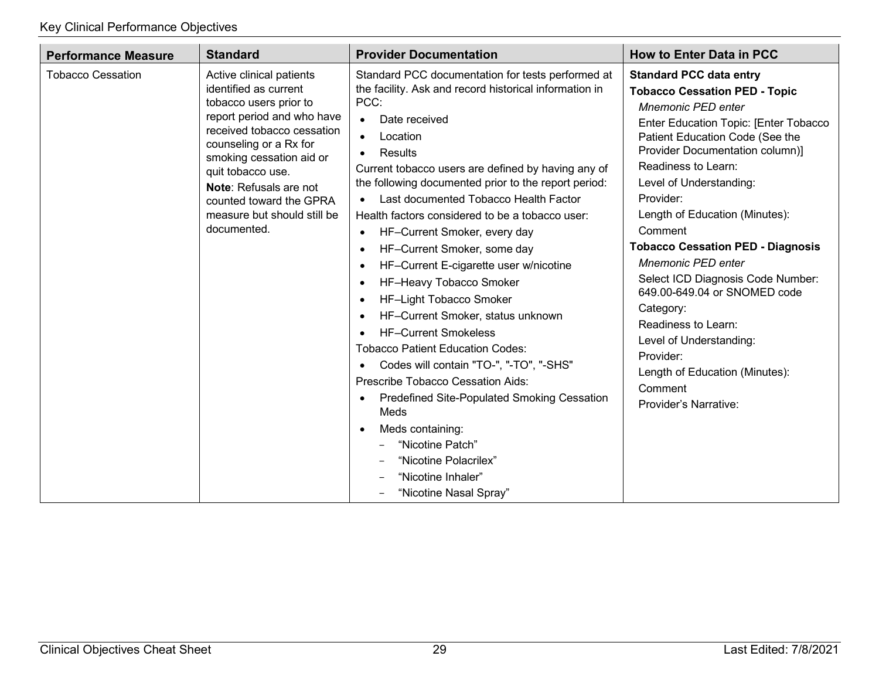| Performance Measure | Standard | Provider Documentation | How to Enter Data in PCC |
|---|---|---|---|
| Tobacco Cessation | Active clinical patients identified as current tobacco users prior to report period and who have received tobacco cessation counseling or a Rx for smoking cessation aid or quit tobacco use.<br>**Note**: Refusals are not counted toward the GPRA measure but should still be documented. | Standard PCC documentation for tests performed at the facility. Ask and record historical information in PCC:<br>• Date received<br>• Location<br>• Results<br>Current tobacco users are defined by having any of the following documented prior to the report period:<br>• Last documented Tobacco Health Factor<br>Health factors considered to be a tobacco user:<br>• HF–Current Smoker, every day<br>• HF–Current Smoker, some day<br>• HF–Current E-cigarette user w/nicotine<br>• HF–Heavy Tobacco Smoker<br>• HF–Light Tobacco Smoker<br>• HF–Current Smoker, status unknown<br>• HF–Current Smokeless<br>Tobacco Patient Education Codes:<br>• Codes will contain "TO-", "-TO", "-SHS"<br>Prescribe Tobacco Cessation Aids:<br>• Predefined Site-Populated Smoking Cessation Meds<br>• Meds containing:<br>– "Nicotine Patch"<br>– "Nicotine Polacrilex"<br>– "Nicotine Inhaler"<br>– "Nicotine Nasal Spray" | **Standard PCC data entry**<br>**Tobacco Cessation PED - Topic**<br>*Mnemonic PED enter*<br>Enter Education Topic: [Enter Tobacco Patient Education Code (See the Provider Documentation column)]<br>Readiness to Learn:<br>Level of Understanding:<br>Provider:<br>Length of Education (Minutes):<br>Comment<br>**Tobacco Cessation PED - Diagnosis**<br>*Mnemonic PED enter*<br>Select ICD Diagnosis Code Number: 649.00-649.04 or SNOMED code<br>Category:<br>Readiness to Learn:<br>Level of Understanding:<br>Provider:<br>Length of Education (Minutes):<br>Comment<br>Provider's Narrative: |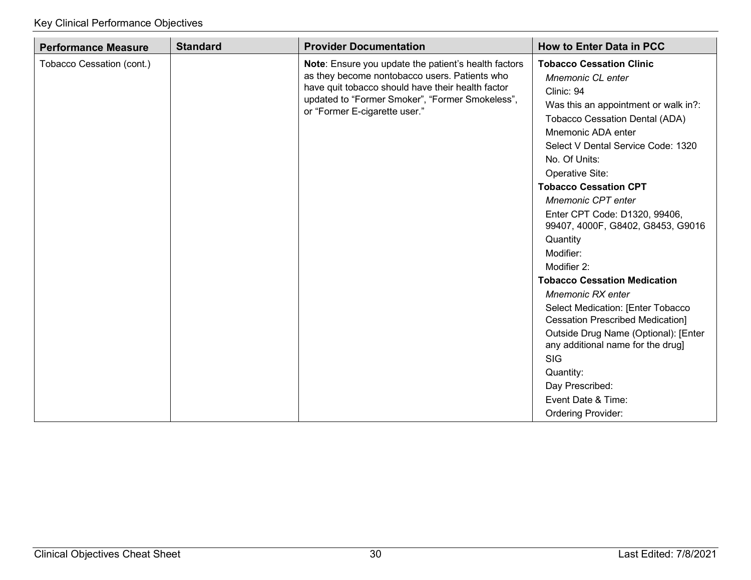| Performance Measure | Standard | Provider Documentation | How to Enter Data in PCC |
|---|---|---|---|
| Tobacco Cessation (cont.) | | **Note**: Ensure you update the patient's health factors as they become nontobacco users. Patients who have quit tobacco should have their health factor updated to "Former Smoker", "Former Smokeless", or "Former E-cigarette user." | **Tobacco Cessation Clinic**<br>*Mnemonic CL enter*<br>Clinic: 94<br>Was this an appointment or walk in?:<br>Tobacco Cessation Dental (ADA)<br>Mnemonic ADA enter<br>Select V Dental Service Code: 1320<br>No. Of Units:<br>Operative Site:<br>**Tobacco Cessation CPT**<br>*Mnemonic CPT enter*<br>Enter CPT Code: D1320, 99406, 99407, 4000F, G8402, G8453, G9016<br>Quantity<br>Modifier:<br>Modifier 2:<br>**Tobacco Cessation Medication**<br>*Mnemonic RX enter*<br>Select Medication: [Enter Tobacco Cessation Prescribed Medication]<br>Outside Drug Name (Optional): [Enter any additional name for the drug]<br>SIG<br>Quantity:<br>Day Prescribed:<br>Event Date & Time:<br>Ordering Provider: |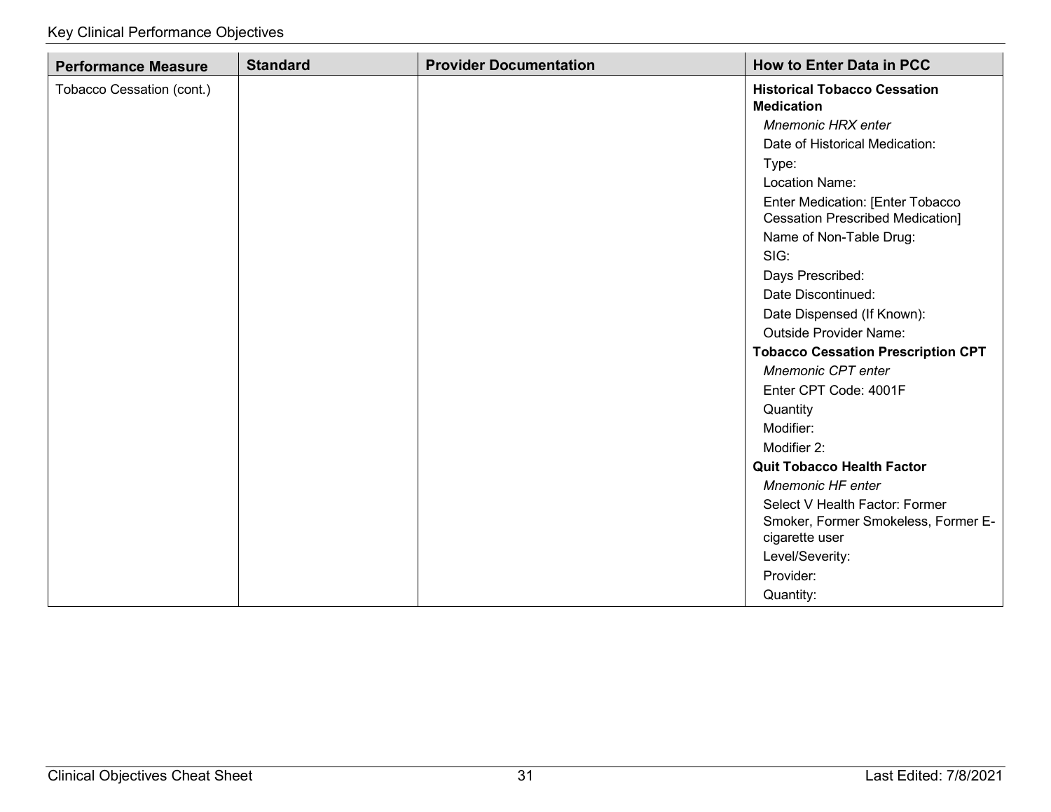| Performance Measure | Standard | Provider Documentation | How to Enter Data in PCC |
|---|---|---|---|
| Tobacco Cessation (cont.) | | | **Historical Tobacco Cessation Medication**<br>*Mnemonic HRX enter*<br>Date of Historical Medication:<br>Type:<br>Location Name:<br>Enter Medication: [Enter Tobacco Cessation Prescribed Medication]<br>Name of Non-Table Drug:<br>SIG:<br>Days Prescribed:<br>Date Discontinued:<br>Date Dispensed (If Known):<br>Outside Provider Name:<br>**Tobacco Cessation Prescription CPT**<br>*Mnemonic CPT enter*<br>Enter CPT Code: 4001F<br>Quantity<br>Modifier:<br>Modifier 2:<br>**Quit Tobacco Health Factor**<br>*Mnemonic HF enter*<br>Select V Health Factor: Former Smoker, Former Smokeless, Former E-cigarette user<br>Level/Severity:<br>Provider:<br>Quantity: |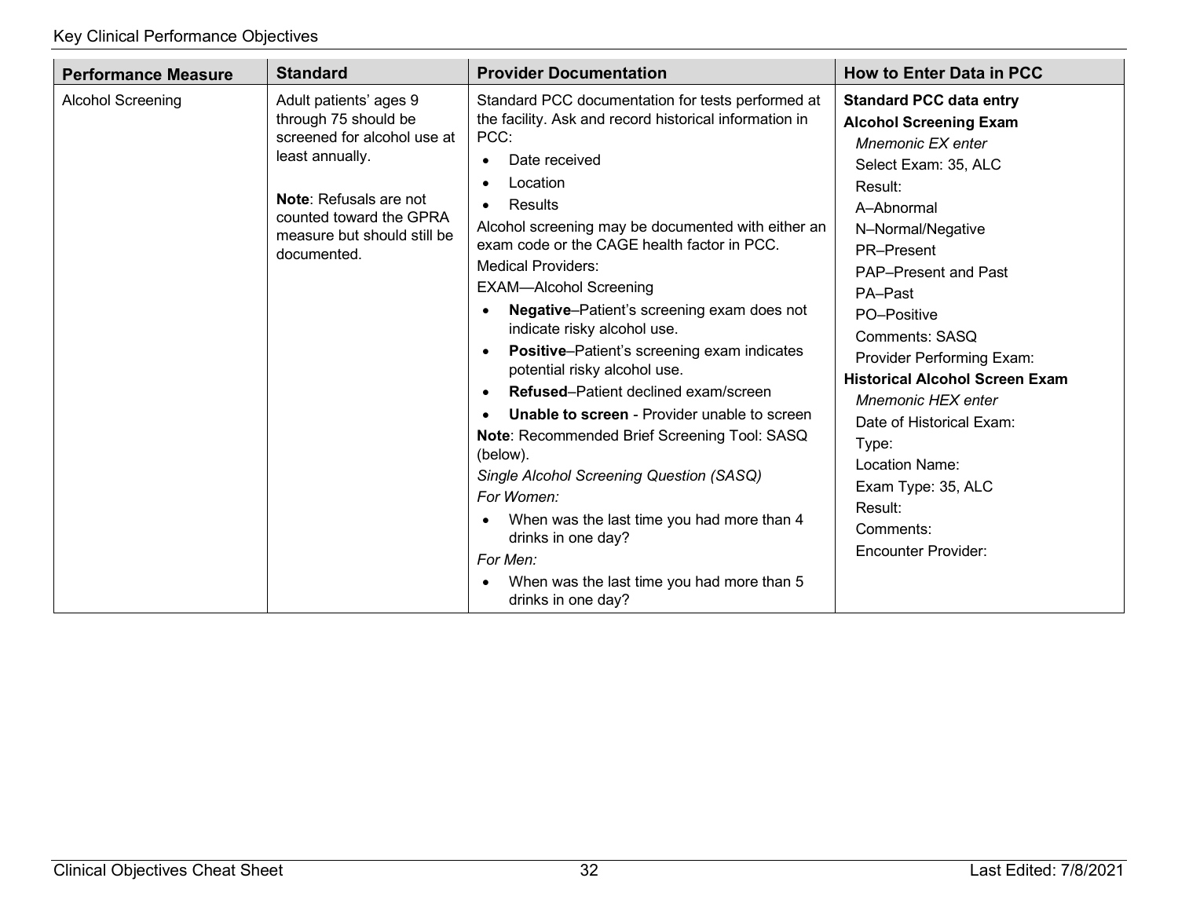| Performance Measure | Standard | Provider Documentation | How to Enter Data in PCC |
|---|---|---|---|
| Alcohol Screening | Adult patients' ages 9 through 75 should be screened for alcohol use at least annually.<br><br>**Note**: Refusals are not counted toward the GPRA measure but should still be documented. | Standard PCC documentation for tests performed at the facility. Ask and record historical information in PCC:<br>• Date received<br>• Location<br>• Results<br>Alcohol screening may be documented with either an exam code or the CAGE health factor in PCC.<br>Medical Providers:<br>EXAM—Alcohol Screening<br>• **Negative**–Patient's screening exam does not indicate risky alcohol use.<br>• **Positive**–Patient's screening exam indicates potential risky alcohol use.<br>• **Refused**–Patient declined exam/screen<br>• **Unable to screen** - Provider unable to screen<br>**Note**: Recommended Brief Screening Tool: SASQ (below).<br>*Single Alcohol Screening Question (SASQ)*<br>*For Women:*<br>• When was the last time you had more than 4 drinks in one day?<br>*For Men:*<br>• When was the last time you had more than 5 drinks in one day? | **Standard PCC data entry**<br>**Alcohol Screening Exam**<br>*Mnemonic EX enter*<br>Select Exam: 35, ALC<br>Result:<br>A–Abnormal<br>N–Normal/Negative<br>PR–Present<br>PAP–Present and Past<br>PA–Past<br>PO–Positive<br>Comments: SASQ<br>Provider Performing Exam:<br>**Historical Alcohol Screen Exam**<br>*Mnemonic HEX enter*<br>Date of Historical Exam:<br>Type:<br>Location Name:<br>Exam Type: 35, ALC<br>Result:<br>Comments:<br>Encounter Provider: |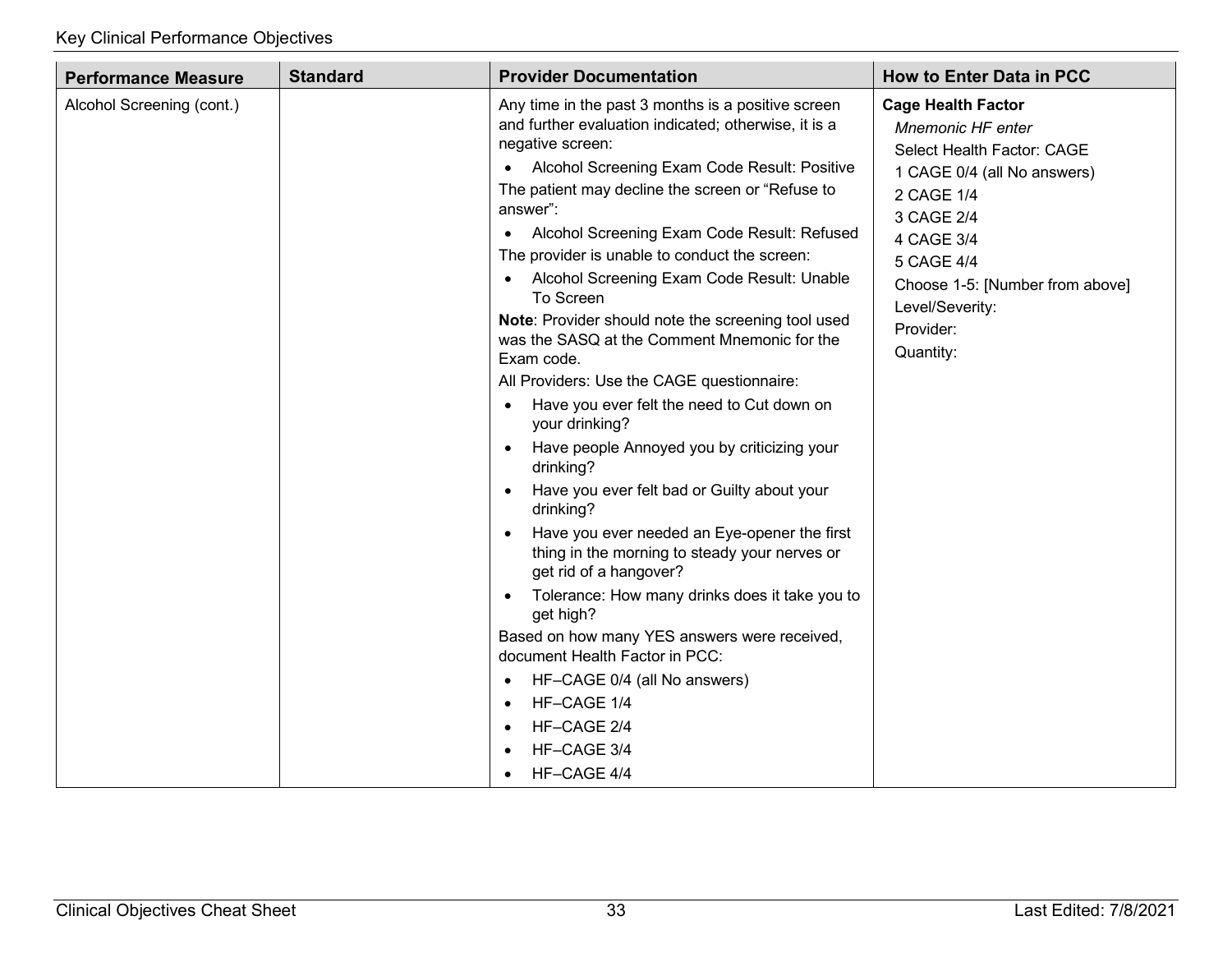| Performance Measure | Standard | Provider Documentation | How to Enter Data in PCC |
|---|---|---|---|
| Alcohol Screening (cont.) | | Any time in the past 3 months is a positive screen and further evaluation indicated; otherwise, it is a negative screen:<br>• Alcohol Screening Exam Code Result: Positive<br>The patient may decline the screen or "Refuse to answer":<br>• Alcohol Screening Exam Code Result: Refused<br>The provider is unable to conduct the screen:<br>• Alcohol Screening Exam Code Result: Unable To Screen<br>**Note**: Provider should note the screening tool used was the SASQ at the Comment Mnemonic for the Exam code.<br>All Providers: Use the CAGE questionnaire:<br>• Have you ever felt the need to Cut down on your drinking?<br>• Have people Annoyed you by criticizing your drinking?<br>• Have you ever felt bad or Guilty about your drinking?<br>• Have you ever needed an Eye-opener the first thing in the morning to steady your nerves or get rid of a hangover?<br>• Tolerance: How many drinks does it take you to get high?<br>Based on how many YES answers were received, document Health Factor in PCC:<br>• HF–CAGE 0/4 (all No answers)<br>• HF–CAGE 1/4<br>• HF–CAGE 2/4<br>• HF–CAGE 3/4<br>• HF–CAGE 4/4 | **Cage Health Factor**<br>*Mnemonic HF enter*<br>Select Health Factor: CAGE<br>1 CAGE 0/4 (all No answers)<br>2 CAGE 1/4<br>3 CAGE 2/4<br>4 CAGE 3/4<br>5 CAGE 4/4<br>Choose 1-5: [Number from above]<br>Level/Severity:<br>Provider:<br>Quantity: |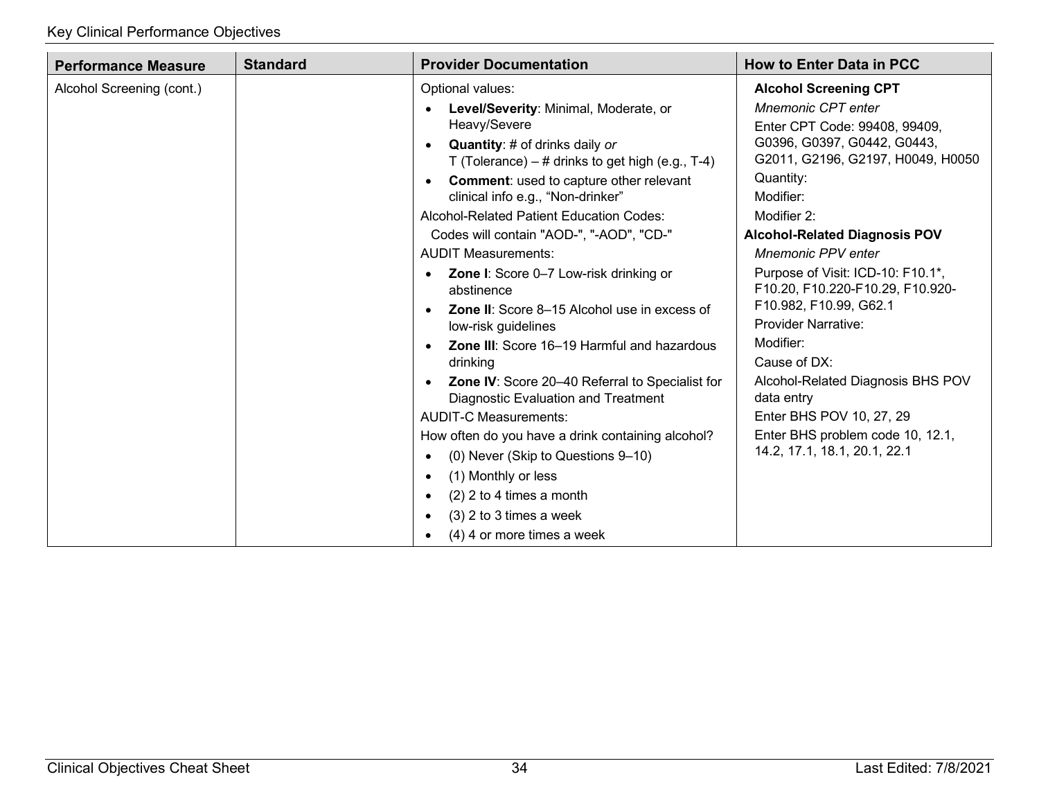| Performance Measure | Standard | Provider Documentation | How to Enter Data in PCC |
|---|---|---|---|
| Alcohol Screening (cont.) | | Optional values:<br>• **Level/Severity**: Minimal, Moderate, or Heavy/Severe<br>• **Quantity**: # of drinks daily *or* T (Tolerance) – # drinks to get high (e.g., T-4)<br>• **Comment**: used to capture other relevant clinical info e.g., "Non-drinker"<br>Alcohol-Related Patient Education Codes:<br>Codes will contain "AOD-", "-AOD", "CD-"<br>AUDIT Measurements:<br>• **Zone I**: Score 0–7 Low-risk drinking or abstinence<br>• **Zone II**: Score 8–15 Alcohol use in excess of low-risk guidelines<br>• **Zone III**: Score 16–19 Harmful and hazardous drinking<br>• **Zone IV**: Score 20–40 Referral to Specialist for Diagnostic Evaluation and Treatment<br>AUDIT-C Measurements:<br>How often do you have a drink containing alcohol?<br>• (0) Never (Skip to Questions 9–10)<br>• (1) Monthly or less<br>• (2) 2 to 4 times a month<br>• (3) 2 to 3 times a week<br>• (4) 4 or more times a week | **Alcohol Screening CPT**<br>*Mnemonic CPT enter*<br>Enter CPT Code: 99408, 99409, G0396, G0397, G0442, G0443, G2011, G2196, G2197, H0049, H0050<br>Quantity:<br>Modifier:<br>Modifier 2:<br>**Alcohol-Related Diagnosis POV**<br>*Mnemonic PPV enter*<br>Purpose of Visit: ICD-10: F10.1*, F10.20, F10.220-F10.29, F10.920-F10.982, F10.99, G62.1<br>Provider Narrative:<br>Modifier:<br>Cause of DX:<br>Alcohol-Related Diagnosis BHS POV data entry<br>Enter BHS POV 10, 27, 29<br>Enter BHS problem code 10, 12.1, 14.2, 17.1, 18.1, 20.1, 22.1 |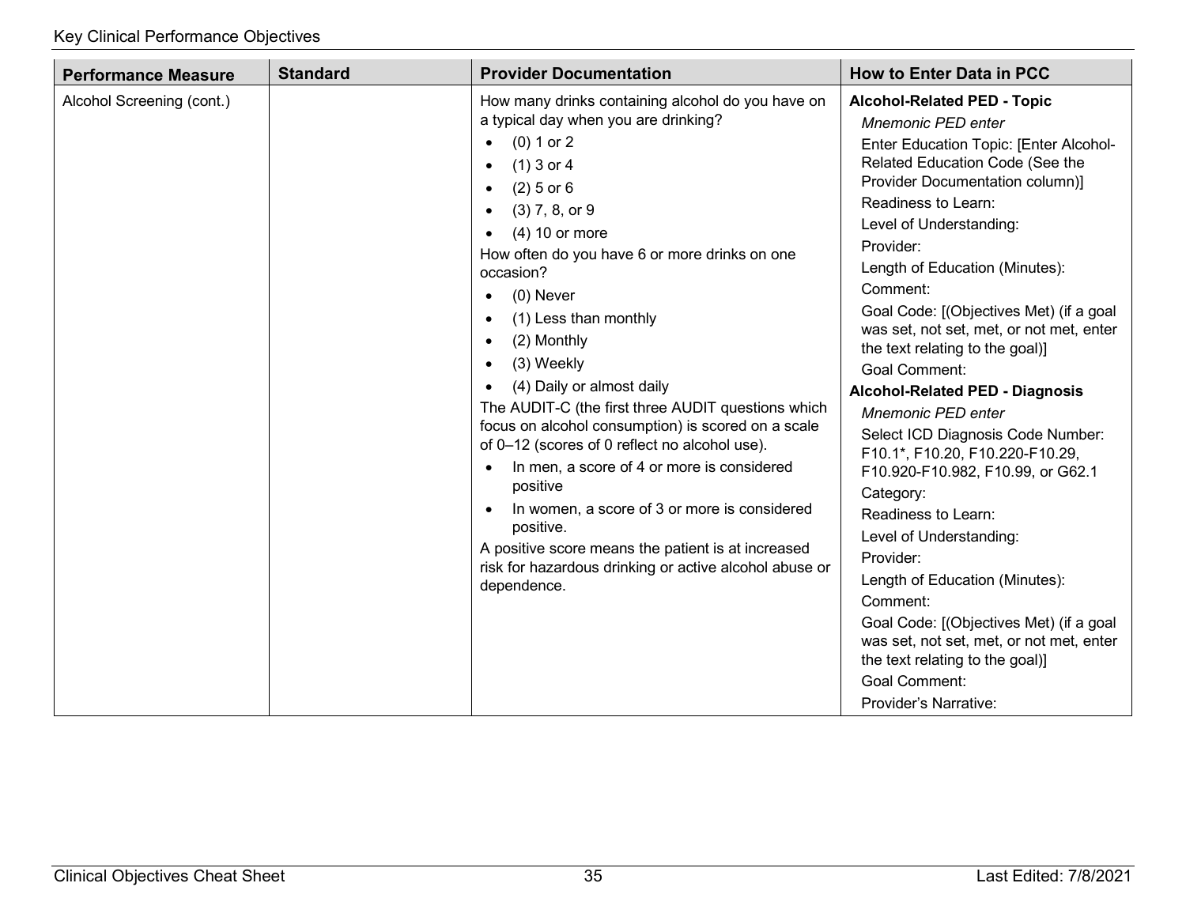| Performance Measure | Standard | Provider Documentation | How to Enter Data in PCC |
|---|---|---|---|
| Alcohol Screening (cont.) | | How many drinks containing alcohol do you have on a typical day when you are drinking?<br>• (0) 1 or 2<br>• (1) 3 or 4<br>• (2) 5 or 6<br>• (3) 7, 8, or 9<br>• (4) 10 or more<br>How often do you have 6 or more drinks on one occasion?<br>• (0) Never<br>• (1) Less than monthly<br>• (2) Monthly<br>• (3) Weekly<br>• (4) Daily or almost daily<br>The AUDIT-C (the first three AUDIT questions which focus on alcohol consumption) is scored on a scale of 0–12 (scores of 0 reflect no alcohol use).<br>• In men, a score of 4 or more is considered positive<br>• In women, a score of 3 or more is considered positive.<br>A positive score means the patient is at increased risk for hazardous drinking or active alcohol abuse or dependence. | **Alcohol-Related PED - Topic**<br>*Mnemonic PED enter*<br>Enter Education Topic: [Enter Alcohol-Related Education Code (See the Provider Documentation column)]<br>Readiness to Learn:<br>Level of Understanding:<br>Provider:<br>Length of Education (Minutes):<br>Comment:<br>Goal Code: [(Objectives Met) (if a goal was set, not set, met, or not met, enter the text relating to the goal)]<br>Goal Comment:<br>**Alcohol-Related PED - Diagnosis**<br>*Mnemonic PED enter*<br>Select ICD Diagnosis Code Number: F10.1*, F10.20, F10.220-F10.29, F10.920-F10.982, F10.99, or G62.1<br>Category:<br>Readiness to Learn:<br>Level of Understanding:<br>Provider:<br>Length of Education (Minutes):<br>Comment:<br>Goal Code: [(Objectives Met) (if a goal was set, not set, met, or not met, enter the text relating to the goal)]<br>Goal Comment:<br>Provider's Narrative: |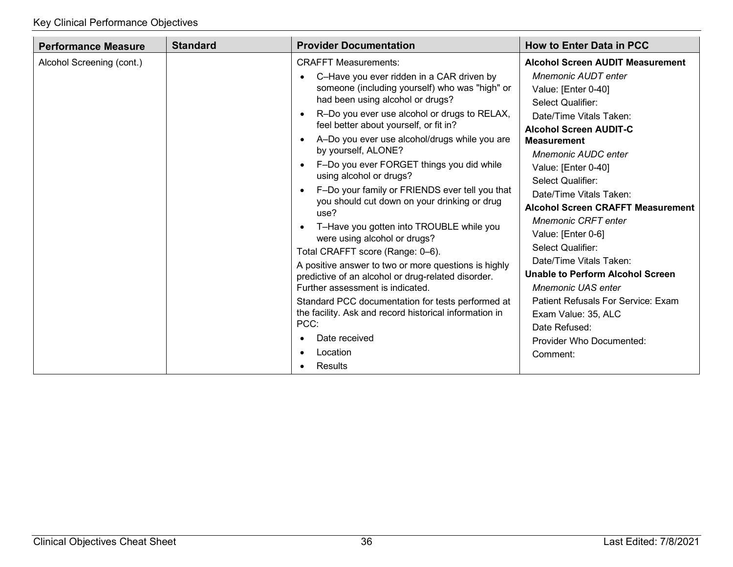| Performance Measure | Standard | Provider Documentation | How to Enter Data in PCC |
|---|---|---|---|
| Alcohol Screening (cont.) | | CRAFFT Measurements:<br>• C–Have you ever ridden in a CAR driven by someone (including yourself) who was "high" or had been using alcohol or drugs?<br>• R–Do you ever use alcohol or drugs to RELAX, feel better about yourself, or fit in?<br>• A–Do you ever use alcohol/drugs while you are by yourself, ALONE?<br>• F–Do you ever FORGET things you did while using alcohol or drugs?<br>• F–Do your family or FRIENDS ever tell you that you should cut down on your drinking or drug use?<br>• T–Have you gotten into TROUBLE while you were using alcohol or drugs?<br>Total CRAFFT score (Range: 0–6).<br>A positive answer to two or more questions is highly predictive of an alcohol or drug-related disorder. Further assessment is indicated.<br>Standard PCC documentation for tests performed at the facility. Ask and record historical information in PCC:<br>• Date received<br>• Location<br>• Results | **Alcohol Screen AUDIT Measurement**<br>*Mnemonic AUDT enter*<br>Value: [Enter 0-40]<br>Select Qualifier:<br>Date/Time Vitals Taken:<br>**Alcohol Screen AUDIT-C Measurement**<br>*Mnemonic AUDC enter*<br>Value: [Enter 0-40]<br>Select Qualifier:<br>Date/Time Vitals Taken:<br>**Alcohol Screen CRAFFT Measurement**<br>*Mnemonic CRFT enter*<br>Value: [Enter 0-6]<br>Select Qualifier:<br>Date/Time Vitals Taken:<br>**Unable to Perform Alcohol Screen**<br>*Mnemonic UAS enter*<br>Patient Refusals For Service: Exam<br>Exam Value: 35, ALC<br>Date Refused:<br>Provider Who Documented:<br>Comment: |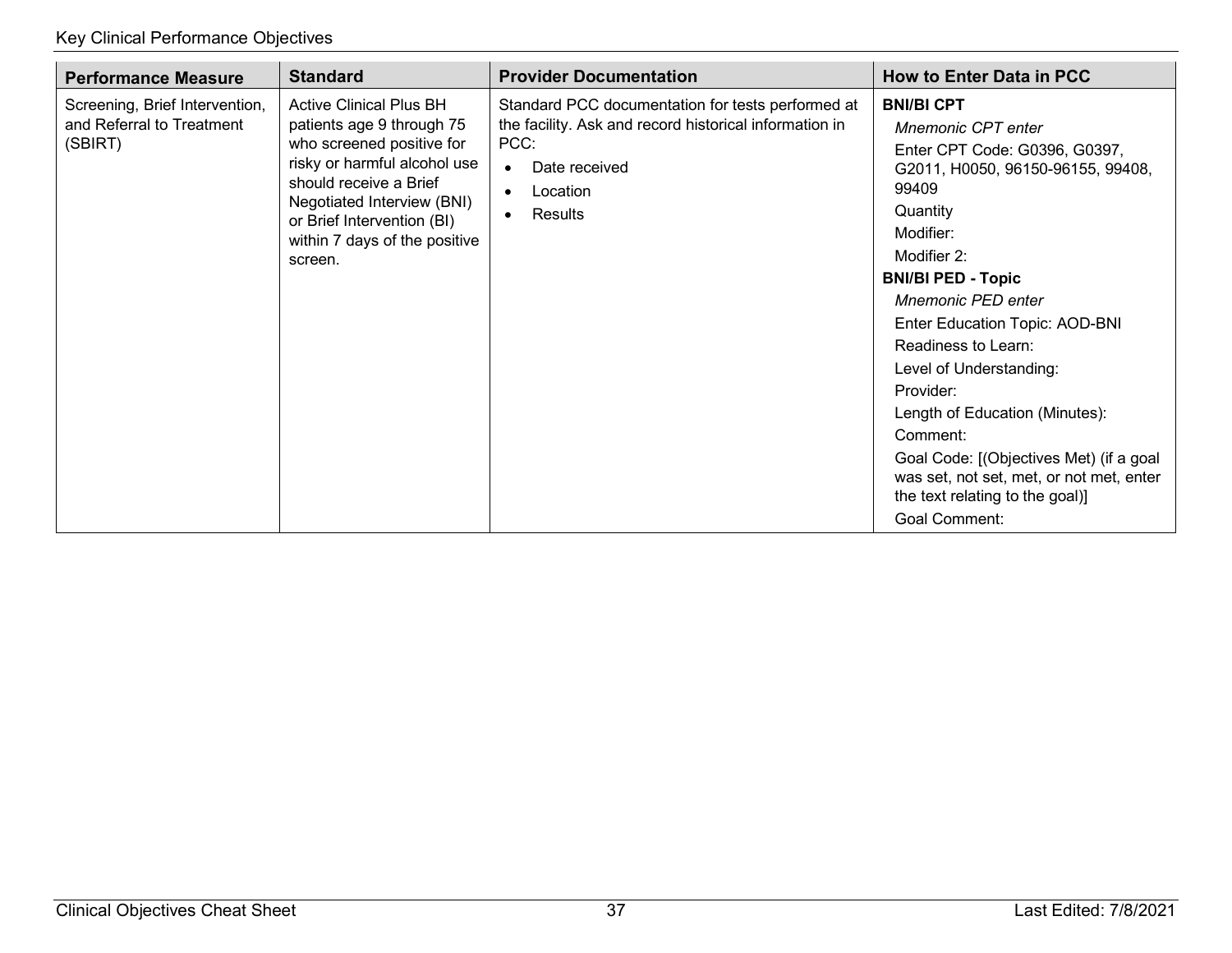| Performance Measure | Standard | Provider Documentation | How to Enter Data in PCC |
|---|---|---|---|
| Screening, Brief Intervention, and Referral to Treatment (SBIRT) | Active Clinical Plus BH patients age 9 through 75 who screened positive for risky or harmful alcohol use should receive a Brief Negotiated Interview (BNI) or Brief Intervention (BI) within 7 days of the positive screen. | Standard PCC documentation for tests performed at the facility. Ask and record historical information in PCC:<br>• Date received<br>• Location<br>• Results | **BNI/BI CPT**<br>*Mnemonic CPT enter*<br>Enter CPT Code: G0396, G0397, G2011, H0050, 96150-96155, 99408, 99409<br>Quantity<br>Modifier:<br>Modifier 2:<br>**BNI/BI PED - Topic**<br>*Mnemonic PED enter*<br>Enter Education Topic: AOD-BNI<br>Readiness to Learn:<br>Level of Understanding:<br>Provider:<br>Length of Education (Minutes):<br>Comment:<br>Goal Code: [(Objectives Met) (if a goal was set, not set, met, or not met, enter the text relating to the goal)]<br>Goal Comment: |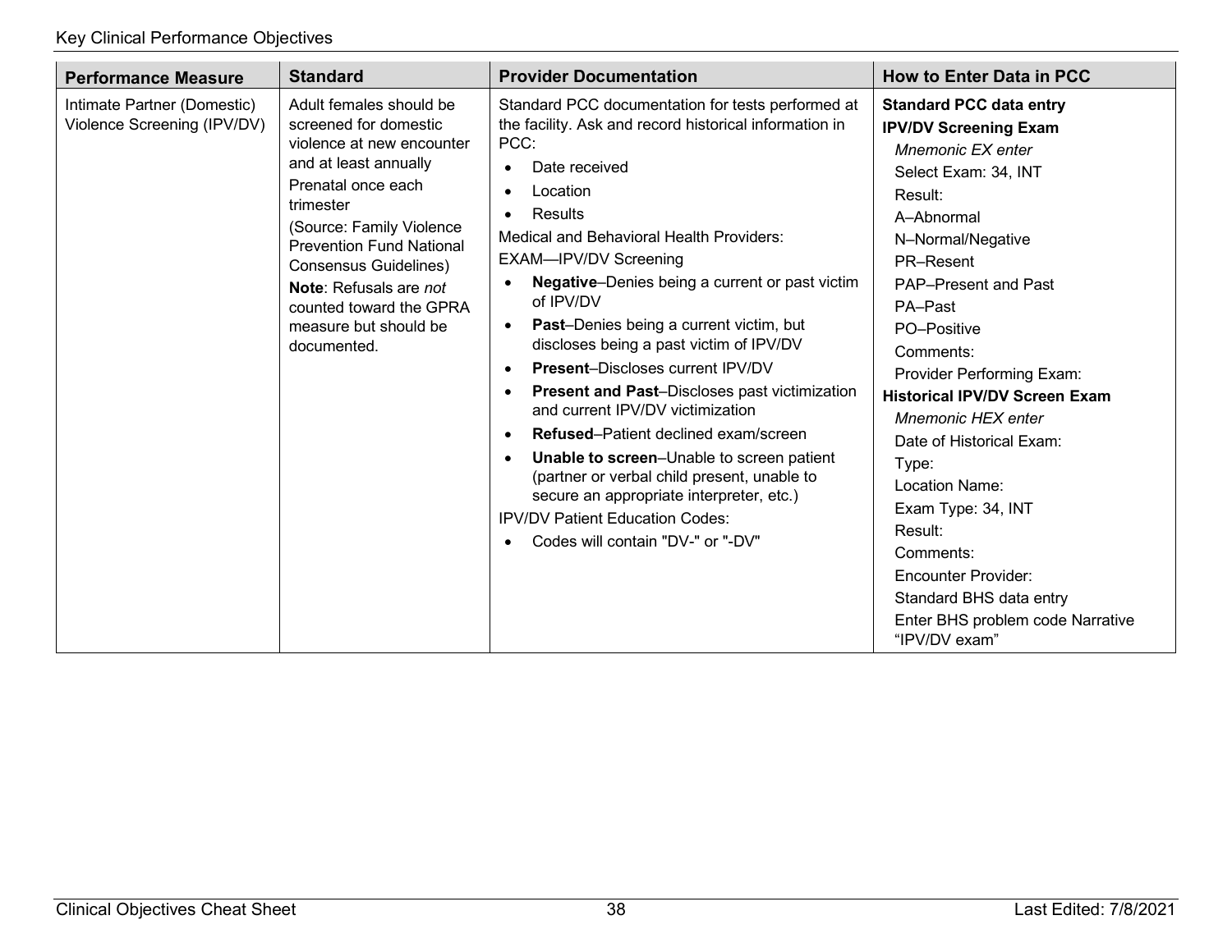| Performance Measure | Standard | Provider Documentation | How to Enter Data in PCC |
|---|---|---|---|
| Intimate Partner (Domestic) Violence Screening (IPV/DV) | Adult females should be screened for domestic violence at new encounter and at least annually<br>Prenatal once each trimester<br>(Source: Family Violence Prevention Fund National Consensus Guidelines)<br>**Note**: Refusals are *not* counted toward the GPRA measure but should be documented. | Standard PCC documentation for tests performed at the facility. Ask and record historical information in PCC:<br>• Date received<br>• Location<br>• Results<br>Medical and Behavioral Health Providers:<br>EXAM—IPV/DV Screening<br>• **Negative**–Denies being a current or past victim of IPV/DV<br>• **Past**–Denies being a current victim, but discloses being a past victim of IPV/DV<br>• **Present**–Discloses current IPV/DV<br>• **Present and Past**–Discloses past victimization and current IPV/DV victimization<br>• **Refused**–Patient declined exam/screen<br>• **Unable to screen**–Unable to screen patient (partner or verbal child present, unable to secure an appropriate interpreter, etc.)<br>IPV/DV Patient Education Codes:<br>• Codes will contain "DV-" or "-DV" | **Standard PCC data entry**<br>**IPV/DV Screening Exam**<br>*Mnemonic EX enter*<br>Select Exam: 34, INT<br>Result:<br>A–Abnormal<br>N–Normal/Negative<br>PR–Resent<br>PAP–Present and Past<br>PA–Past<br>PO–Positive<br>Comments:<br>Provider Performing Exam:<br>**Historical IPV/DV Screen Exam**<br>*Mnemonic HEX enter*<br>Date of Historical Exam:<br>Type:<br>Location Name:<br>Exam Type: 34, INT<br>Result:<br>Comments:<br>Encounter Provider:<br>Standard BHS data entry<br>Enter BHS problem code Narrative "IPV/DV exam" |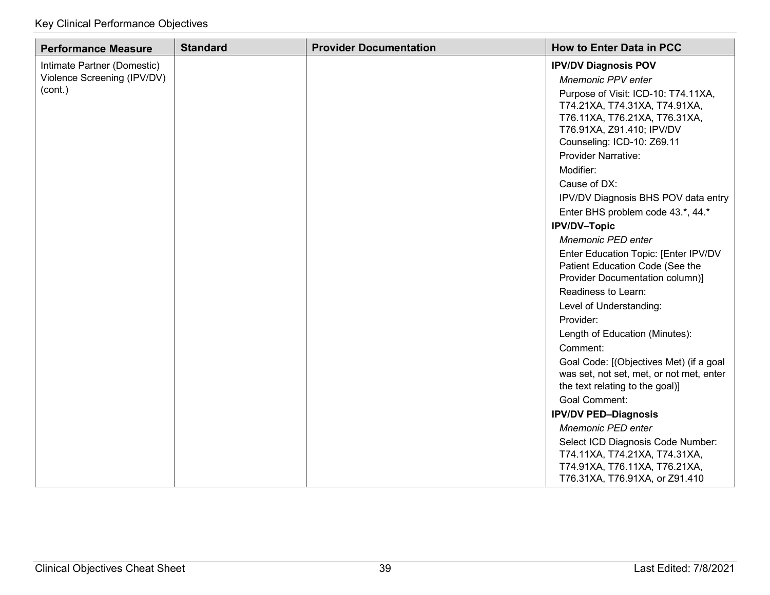| Performance Measure | Standard | Provider Documentation | How to Enter Data in PCC |
| --- | --- | --- | --- |
| Intimate Partner (Domestic) Violence Screening (IPV/DV) (cont.) | | | **IPV/DV Diagnosis POV**<br>*Mnemonic PPV enter*<br>Purpose of Visit: ICD-10: T74.11XA, T74.21XA, T74.31XA, T74.91XA, T76.11XA, T76.21XA, T76.31XA, T76.91XA, Z91.410; IPV/DV Counseling: ICD-10: Z69.11<br>Provider Narrative:<br>Modifier:<br>Cause of DX:<br>IPV/DV Diagnosis BHS POV data entry<br>Enter BHS problem code 43.*, 44.*<br>**IPV/DV–Topic**<br>*Mnemonic PED enter*<br>Enter Education Topic: [Enter IPV/DV Patient Education Code (See the Provider Documentation column)]<br>Readiness to Learn:<br>Level of Understanding:<br>Provider:<br>Length of Education (Minutes):<br>Comment:<br>Goal Code: [(Objectives Met) (if a goal was set, not set, met, or not met, enter the text relating to the goal)]<br>Goal Comment:<br>**IPV/DV PED–Diagnosis**<br>*Mnemonic PED enter*<br>Select ICD Diagnosis Code Number: T74.11XA, T74.21XA, T74.31XA, T74.91XA, T76.11XA, T76.21XA, T76.31XA, T76.91XA, or Z91.410 |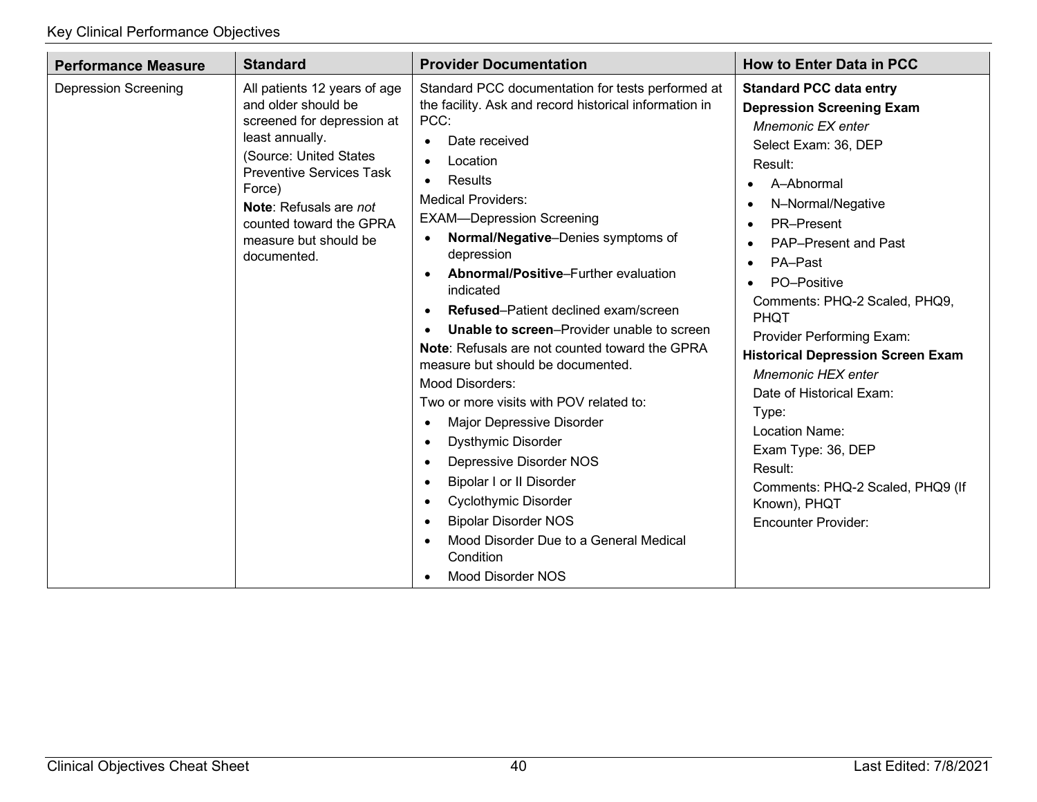| Performance Measure | Standard | Provider Documentation | How to Enter Data in PCC |
|---|---|---|---|
| Depression Screening | All patients 12 years of age and older should be screened for depression at least annually.<br>(Source: United States Preventive Services Task Force)<br>**Note**: Refusals are *not* counted toward the GPRA measure but should be documented. | Standard PCC documentation for tests performed at the facility. Ask and record historical information in PCC:<br>• Date received<br>• Location<br>• Results<br>Medical Providers:<br>EXAM—Depression Screening<br>• **Normal/Negative**–Denies symptoms of depression<br>• **Abnormal/Positive**–Further evaluation indicated<br>• **Refused**–Patient declined exam/screen<br>• **Unable to screen**–Provider unable to screen<br>**Note**: Refusals are not counted toward the GPRA measure but should be documented.<br>Mood Disorders:<br>Two or more visits with POV related to:<br>• Major Depressive Disorder<br>• Dysthymic Disorder<br>• Depressive Disorder NOS<br>• Bipolar I or II Disorder<br>• Cyclothymic Disorder<br>• Bipolar Disorder NOS<br>• Mood Disorder Due to a General Medical Condition<br>• Mood Disorder NOS | **Standard PCC data entry**<br>**Depression Screening Exam**<br>*Mnemonic EX enter*<br>Select Exam: 36, DEP<br>Result:<br>• A–Abnormal<br>• N–Normal/Negative<br>• PR–Present<br>• PAP–Present and Past<br>• PA–Past<br>• PO–Positive<br>Comments: PHQ-2 Scaled, PHQ9, PHQT<br>Provider Performing Exam:<br>**Historical Depression Screen Exam**<br>*Mnemonic HEX enter*<br>Date of Historical Exam:<br>Type:<br>Location Name:<br>Exam Type: 36, DEP<br>Result:<br>Comments: PHQ-2 Scaled, PHQ9 (If Known), PHQT<br>Encounter Provider: |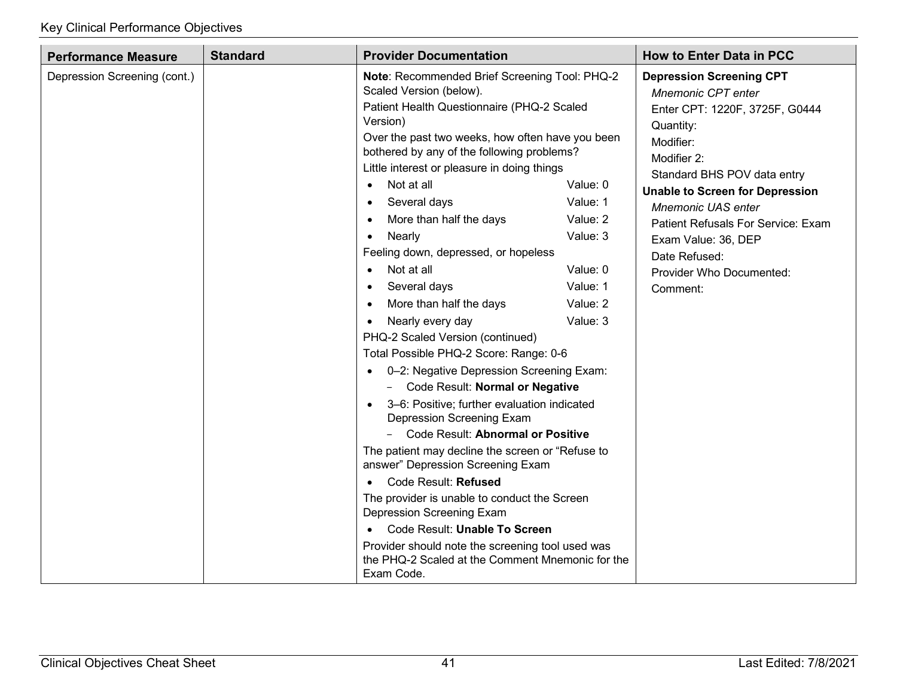Key Clinical Performance Objectives

| Performance Measure | Standard | Provider Documentation | How to Enter Data in PCC |
|---|---|---|---|
| Depression Screening (cont.) | | **Note**: Recommended Brief Screening Tool: PHQ-2 Scaled Version (below).<br>Patient Health Questionnaire (PHQ-2 Scaled Version)<br>Over the past two weeks, how often have you been bothered by any of the following problems?<br>Little interest or pleasure in doing things<br>• Not at all Value: 0<br>• Several days Value: 1<br>• More than half the days Value: 2<br>• Nearly Value: 3<br>Feeling down, depressed, or hopeless<br>• Not at all Value: 0<br>• Several days Value: 1<br>• More than half the days Value: 2<br>• Nearly every day Value: 3<br>PHQ-2 Scaled Version (continued)<br>Total Possible PHQ-2 Score: Range: 0-6<br>• 0–2: Negative Depression Screening Exam:<br>  − Code Result: **Normal or Negative**<br>• 3–6: Positive; further evaluation indicated Depression Screening Exam<br>  − Code Result: **Abnormal or Positive**<br>The patient may decline the screen or "Refuse to answer" Depression Screening Exam<br>• Code Result: **Refused**<br>The provider is unable to conduct the Screen Depression Screening Exam<br>• Code Result: **Unable To Screen**<br>Provider should note the screening tool used was the PHQ-2 Scaled at the Comment Mnemonic for the Exam Code. | **Depression Screening CPT**<br>*Mnemonic CPT enter*<br>Enter CPT: 1220F, 3725F, G0444<br>Quantity:<br>Modifier:<br>Modifier 2:<br>Standard BHS POV data entry<br>**Unable to Screen for Depression**<br>*Mnemonic UAS enter*<br>Patient Refusals For Service: Exam<br>Exam Value: 36, DEP<br>Date Refused:<br>Provider Who Documented:<br>Comment: |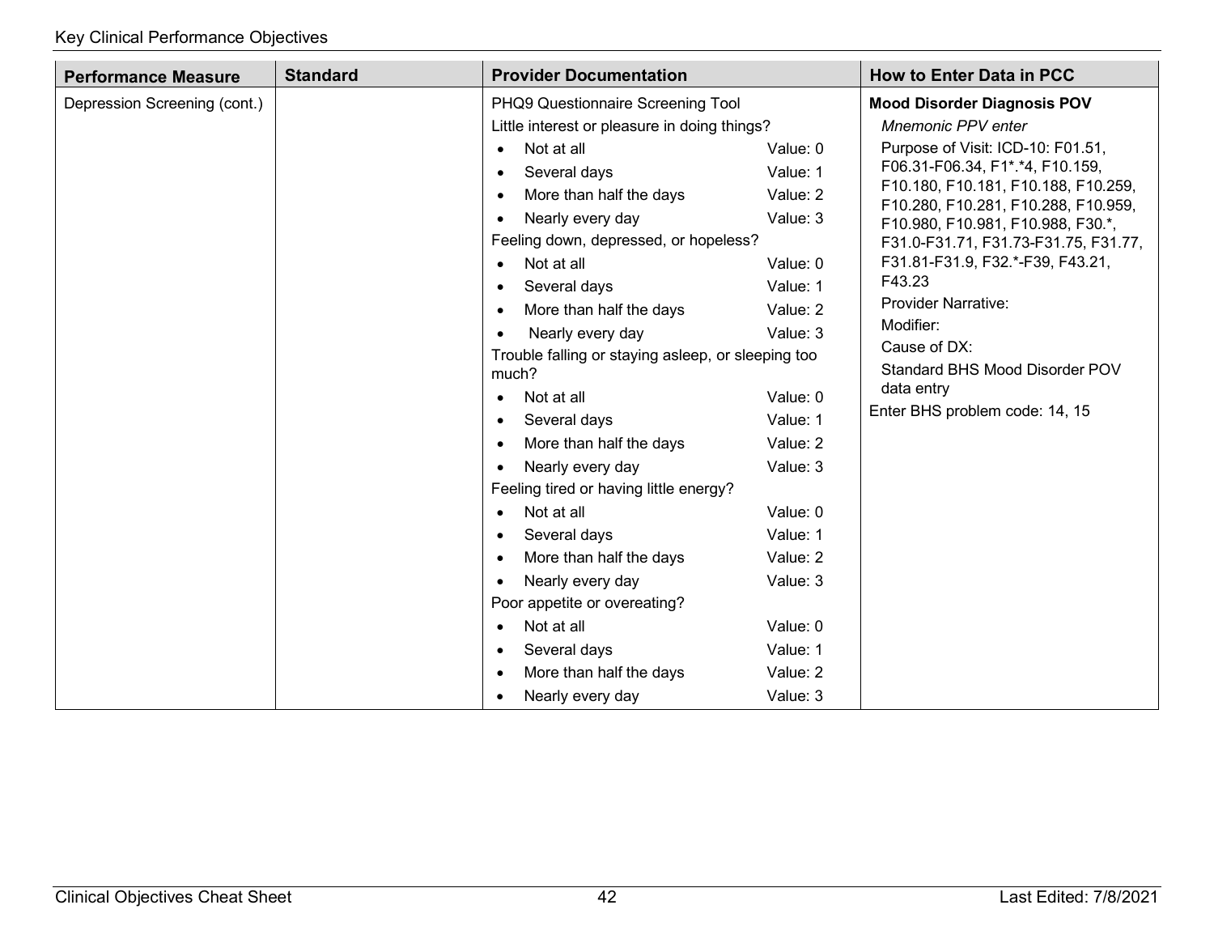| Performance Measure | Standard | Provider Documentation | How to Enter Data in PCC |
|---|---|---|---|
| Depression Screening (cont.) | | PHQ9 Questionnaire Screening Tool<br>Little interest or pleasure in doing things?<br>• Not at all Value: 0<br>• Several days Value: 1<br>• More than half the days Value: 2<br>• Nearly every day Value: 3<br>Feeling down, depressed, or hopeless?<br>• Not at all Value: 0<br>• Several days Value: 1<br>• More than half the days Value: 2<br>• Nearly every day Value: 3<br>Trouble falling or staying asleep, or sleeping too much?<br>• Not at all Value: 0<br>• Several days Value: 1<br>• More than half the days Value: 2<br>• Nearly every day Value: 3<br>Feeling tired or having little energy?<br>• Not at all Value: 0<br>• Several days Value: 1<br>• More than half the days Value: 2<br>• Nearly every day Value: 3<br>Poor appetite or overeating?<br>• Not at all Value: 0<br>• Several days Value: 1<br>• More than half the days Value: 2<br>• Nearly every day Value: 3 | **Mood Disorder Diagnosis POV**<br>*Mnemonic PPV enter*<br>Purpose of Visit: ICD-10: F01.51, F06.31-F06.34, F1*.*4, F10.159, F10.180, F10.181, F10.188, F10.259, F10.280, F10.281, F10.288, F10.959, F10.980, F10.981, F10.988, F30.*, F31.0-F31.71, F31.73-F31.75, F31.77, F31.81-F31.9, F32.*-F39, F43.21, F43.23<br>Provider Narrative:<br>Modifier:<br>Cause of DX:<br>Standard BHS Mood Disorder POV data entry<br>Enter BHS problem code: 14, 15 |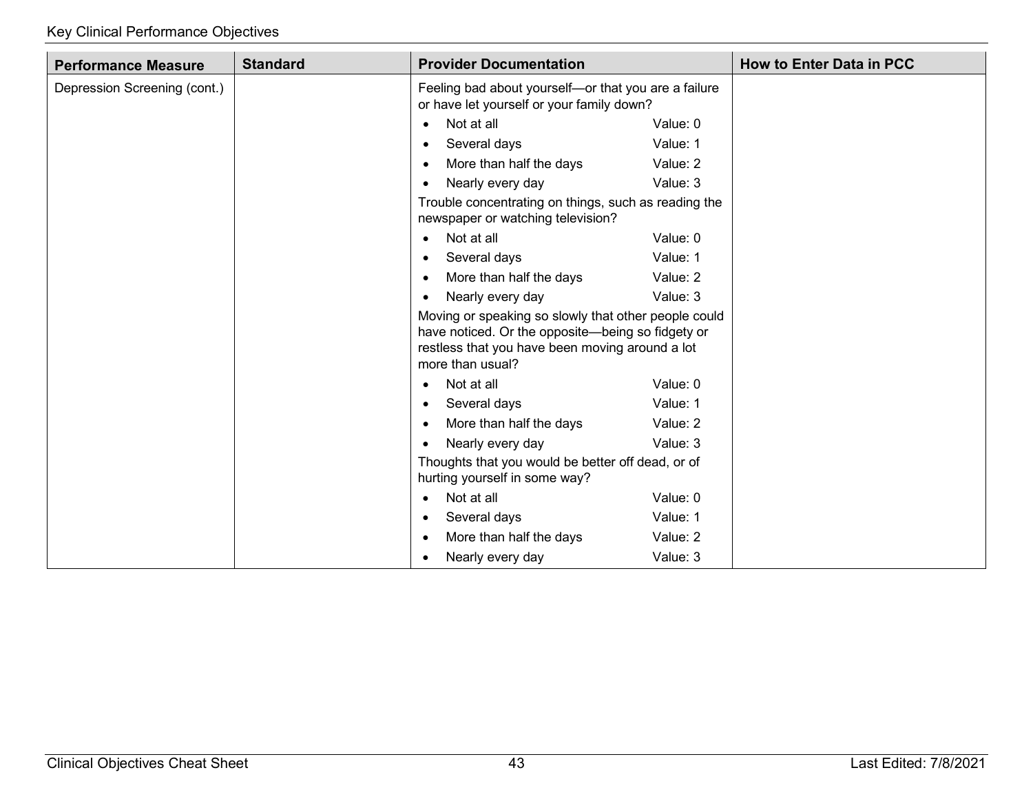| Performance Measure | Standard | Provider Documentation | How to Enter Data in PCC |
|---|---|---|---|
| Depression Screening (cont.) | | Feeling bad about yourself—or that you are a failure or have let yourself or your family down?<br>• Not at all Value: 0<br>• Several days Value: 1<br>• More than half the days Value: 2<br>• Nearly every day Value: 3<br>Trouble concentrating on things, such as reading the newspaper or watching television?<br>• Not at all Value: 0<br>• Several days Value: 1<br>• More than half the days Value: 2<br>• Nearly every day Value: 3<br>Moving or speaking so slowly that other people could have noticed. Or the opposite—being so fidgety or restless that you have been moving around a lot more than usual?<br>• Not at all Value: 0<br>• Several days Value: 1<br>• More than half the days Value: 2<br>• Nearly every day Value: 3<br>Thoughts that you would be better off dead, or of hurting yourself in some way?<br>• Not at all Value: 0<br>• Several days Value: 1<br>• More than half the days Value: 2<br>• Nearly every day Value: 3 | |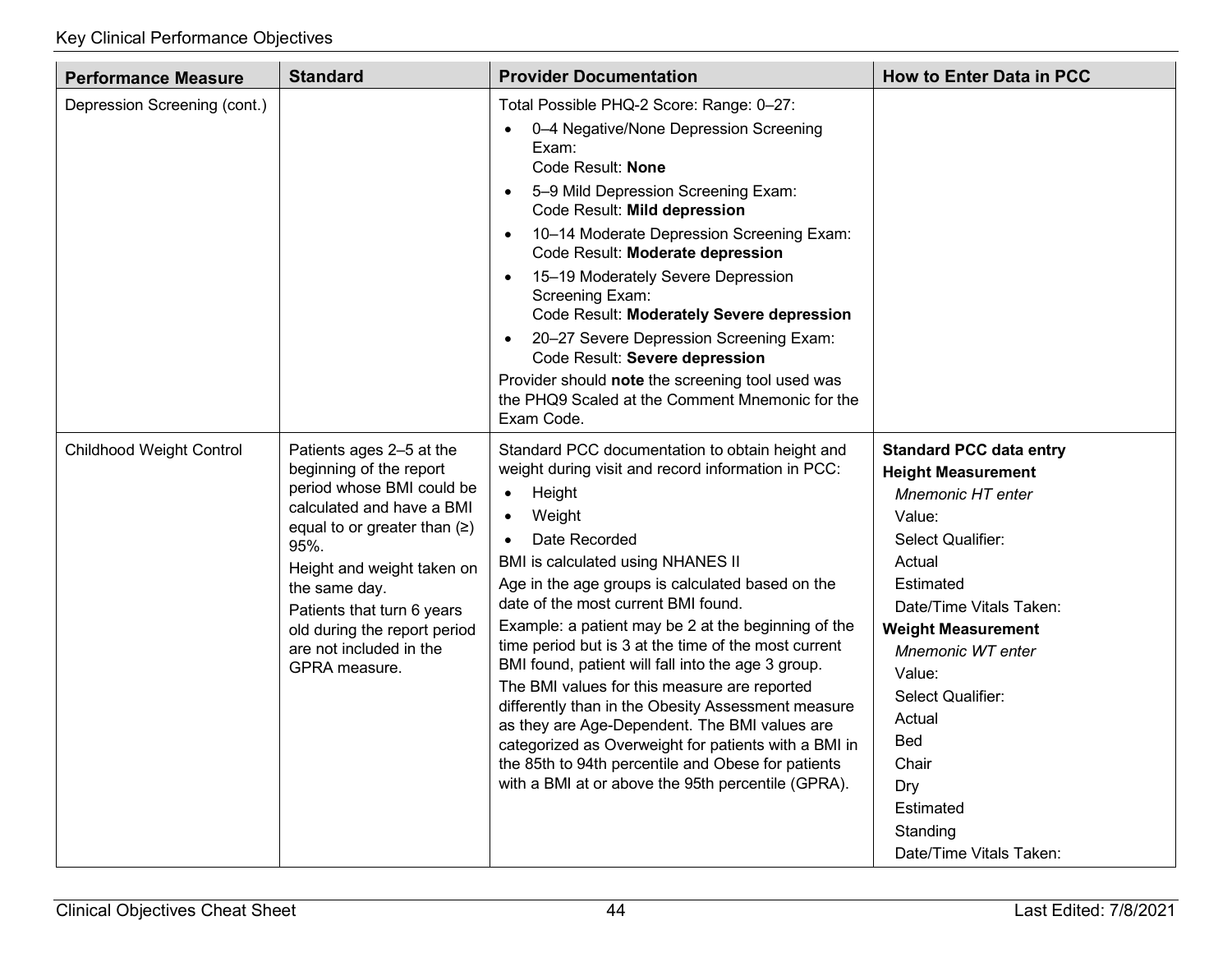| Performance Measure | Standard | Provider Documentation | How to Enter Data in PCC |
|---|---|---|---|
| Depression Screening (cont.) | | Total Possible PHQ-2 Score: Range: 0–27:<br>• 0–4 Negative/None Depression Screening Exam:<br>Code Result: **None**<br>• 5–9 Mild Depression Screening Exam:<br>Code Result: **Mild depression**<br>• 10–14 Moderate Depression Screening Exam:<br>Code Result: **Moderate depression**<br>• 15–19 Moderately Severe Depression Screening Exam:<br>Code Result: **Moderately Severe depression**<br>• 20–27 Severe Depression Screening Exam:<br>Code Result: **Severe depression**<br>Provider should **note** the screening tool used was the PHQ9 Scaled at the Comment Mnemonic for the Exam Code. | |
| Childhood Weight Control | Patients ages 2–5 at the beginning of the report period whose BMI could be calculated and have a BMI equal to or greater than (≥) 95%.<br>Height and weight taken on the same day.<br>Patients that turn 6 years old during the report period are not included in the GPRA measure. | Standard PCC documentation to obtain height and weight during visit and record information in PCC:<br>• Height<br>• Weight<br>• Date Recorded<br>BMI is calculated using NHANES II<br>Age in the age groups is calculated based on the date of the most current BMI found.<br>Example: a patient may be 2 at the beginning of the time period but is 3 at the time of the most current BMI found, patient will fall into the age 3 group.<br>The BMI values for this measure are reported differently than in the Obesity Assessment measure as they are Age-Dependent. The BMI values are categorized as Overweight for patients with a BMI in the 85th to 94th percentile and Obese for patients with a BMI at or above the 95th percentile (GPRA). | **Standard PCC data entry**<br>**Height Measurement**<br>*Mnemonic HT enter*<br>Value:<br>Select Qualifier:<br>Actual<br>Estimated<br>Date/Time Vitals Taken:<br>**Weight Measurement**<br>*Mnemonic WT enter*<br>Value:<br>Select Qualifier:<br>Actual<br>Bed<br>Chair<br>Dry<br>Estimated<br>Standing<br>Date/Time Vitals Taken: |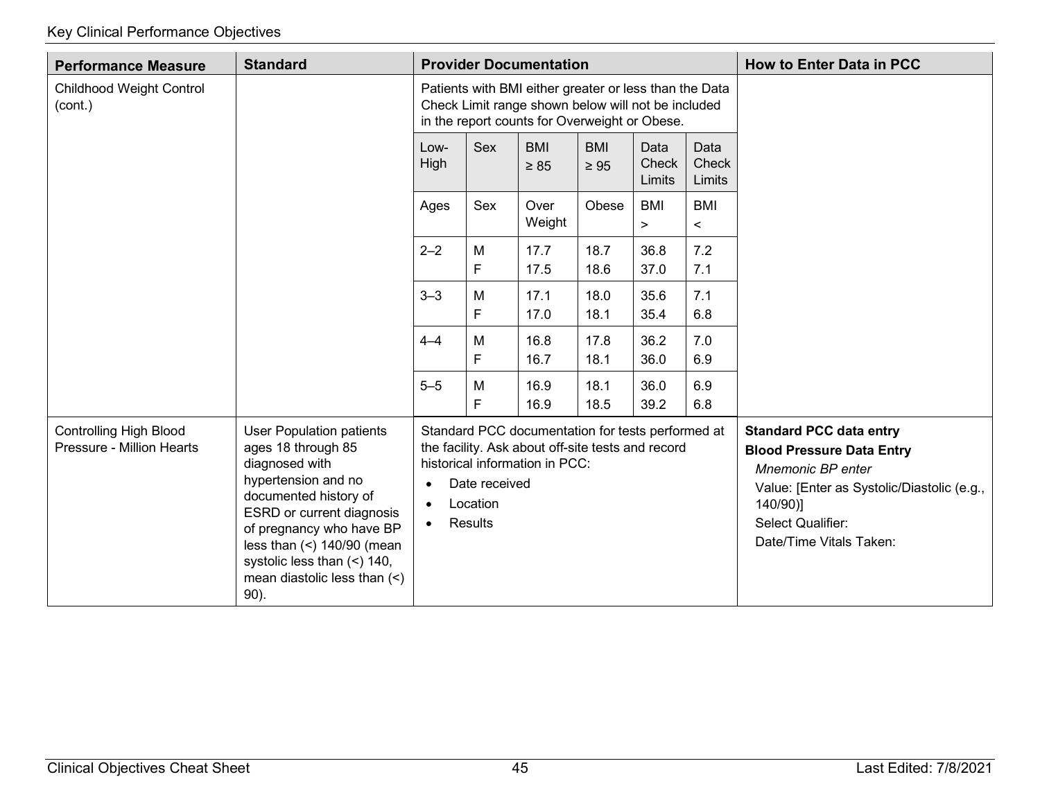| Performance Measure | Standard | Provider Documentation | How to Enter Data in PCC |
|---|---|---|---|
| Childhood Weight Control (cont.) | | Patients with BMI either greater or less than the Data Check Limit range shown below will not be included in the report counts for Overweight or Obese. | |

| Low-High | Sex | BMI ≥ 85 | BMI ≥ 95 | Data Check Limits | Data Check Limits |
|---|---|---|---|---|---|
| Ages | Sex | Over Weight | Obese | BMI > | BMI < |
| 2–2 | M<br>F | 17.7<br>17.5 | 18.7<br>18.6 | 36.8<br>37.0 | 7.2<br>7.1 |
| 3–3 | M<br>F | 17.1<br>17.0 | 18.0<br>18.1 | 35.6<br>35.4 | 7.1<br>6.8 |
| 4–4 | M<br>F | 16.8<br>16.7 | 17.8<br>18.1 | 36.2<br>36.0 | 7.0<br>6.9 |
| 5–5 | M<br>F | 16.9<br>16.9 | 18.1<br>18.5 | 36.0<br>39.2 | 6.9<br>6.8 |

| Performance Measure | Standard | Provider Documentation | How to Enter Data in PCC |
|---|---|---|---|
| Controlling High Blood Pressure - Million Hearts | User Population patients ages 18 through 85 diagnosed with hypertension and no documented history of ESRD or current diagnosis of pregnancy who have BP less than (<) 140/90 (mean systolic less than (<) 140, mean diastolic less than (<) 90). | Standard PCC documentation for tests performed at the facility. Ask about off-site tests and record historical information in PCC:<br>• Date received<br>• Location<br>• Results | **Standard PCC data entry**<br>**Blood Pressure Data Entry**<br>*Mnemonic BP enter*<br>Value: [Enter as Systolic/Diastolic (e.g., 140/90)]<br>Select Qualifier:<br>Date/Time Vitals Taken: |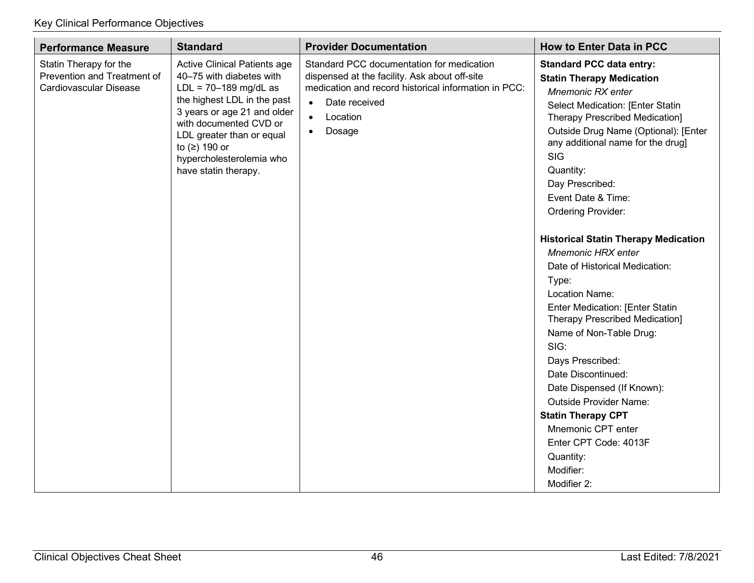| Performance Measure | Standard | Provider Documentation | How to Enter Data in PCC |
|---|---|---|---|
| Statin Therapy for the Prevention and Treatment of Cardiovascular Disease | Active Clinical Patients age 40–75 with diabetes with LDL = 70–189 mg/dL as the highest LDL in the past 3 years or age 21 and older with documented CVD or LDL greater than or equal to (≥) 190 or hypercholesterolemia who have statin therapy. | Standard PCC documentation for medication dispensed at the facility. Ask about off-site medication and record historical information in PCC:<br>• Date received<br>• Location<br>• Dosage | **Standard PCC data entry:**<br>**Statin Therapy Medication**<br>*Mnemonic RX enter*<br>Select Medication: [Enter Statin Therapy Prescribed Medication]<br>Outside Drug Name (Optional): [Enter any additional name for the drug]<br>SIG<br>Quantity:<br>Day Prescribed:<br>Event Date & Time:<br>Ordering Provider:<br><br>**Historical Statin Therapy Medication**<br>*Mnemonic HRX enter*<br>Date of Historical Medication:<br>Type:<br>Location Name:<br>Enter Medication: [Enter Statin Therapy Prescribed Medication]<br>Name of Non-Table Drug:<br>SIG:<br>Days Prescribed:<br>Date Discontinued:<br>Date Dispensed (If Known):<br>Outside Provider Name:<br>**Statin Therapy CPT**<br>Mnemonic CPT enter<br>Enter CPT Code: 4013F<br>Quantity:<br>Modifier:<br>Modifier 2: |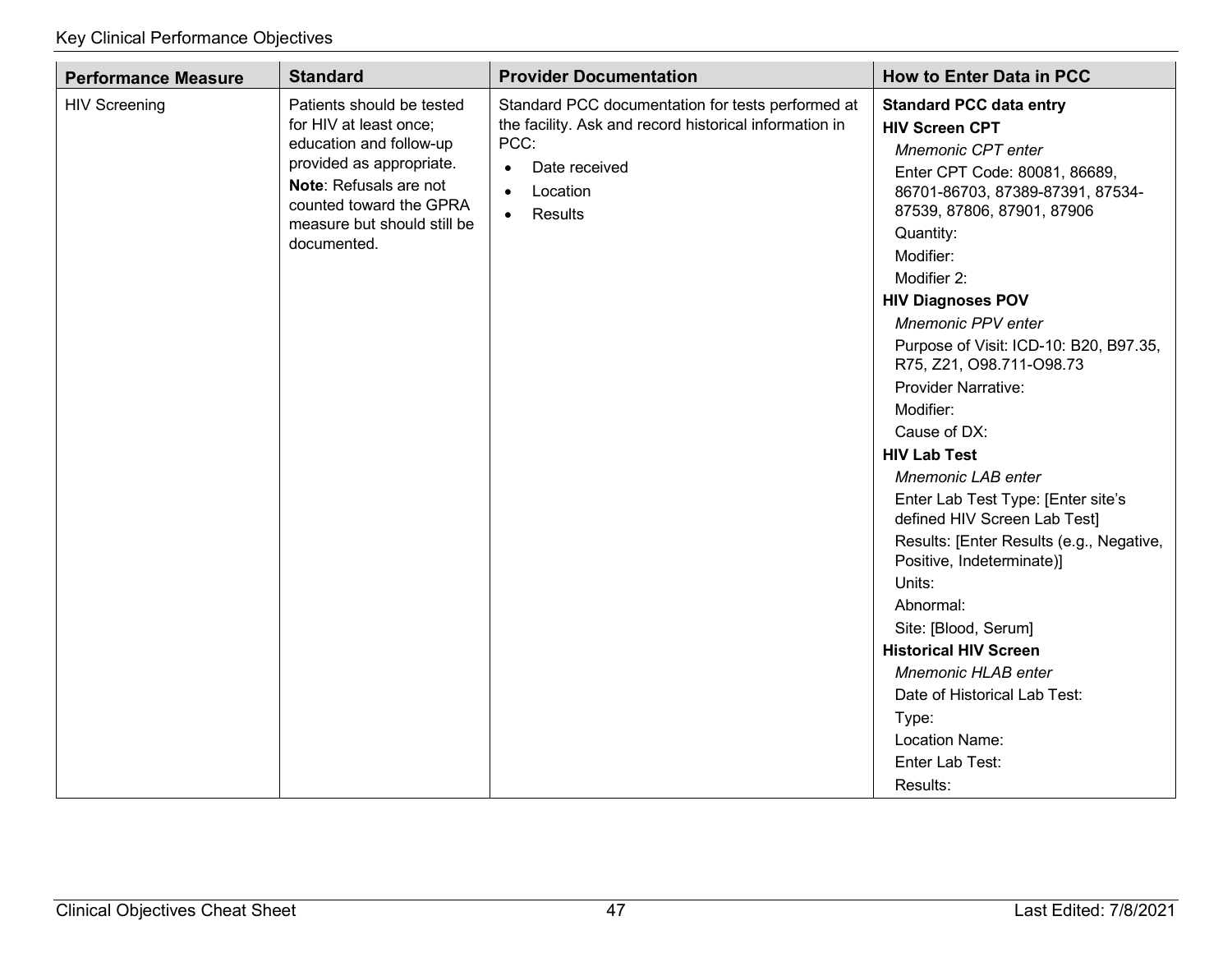| Performance Measure | Standard | Provider Documentation | How to Enter Data in PCC |
| --- | --- | --- | --- |
| HIV Screening | Patients should be tested for HIV at least once; education and follow-up provided as appropriate.<br>**Note**: Refusals are not counted toward the GPRA measure but should still be documented. | Standard PCC documentation for tests performed at the facility. Ask and record historical information in PCC:<br>• Date received<br>• Location<br>• Results | **Standard PCC data entry**<br>**HIV Screen CPT**<br>*Mnemonic CPT enter*<br>Enter CPT Code: 80081, 86689, 86701-86703, 87389-87391, 87534-87539, 87806, 87901, 87906<br>Quantity:<br>Modifier:<br>Modifier 2:<br>**HIV Diagnoses POV**<br>*Mnemonic PPV enter*<br>Purpose of Visit: ICD-10: B20, B97.35, R75, Z21, O98.711-O98.73<br>Provider Narrative:<br>Modifier:<br>Cause of DX:<br>**HIV Lab Test**<br>*Mnemonic LAB enter*<br>Enter Lab Test Type: [Enter site's defined HIV Screen Lab Test]<br>Results: [Enter Results (e.g., Negative, Positive, Indeterminate)]<br>Units:<br>Abnormal:<br>Site: [Blood, Serum]<br>**Historical HIV Screen**<br>*Mnemonic HLAB enter*<br>Date of Historical Lab Test:<br>Type:<br>Location Name:<br>Enter Lab Test:<br>Results: |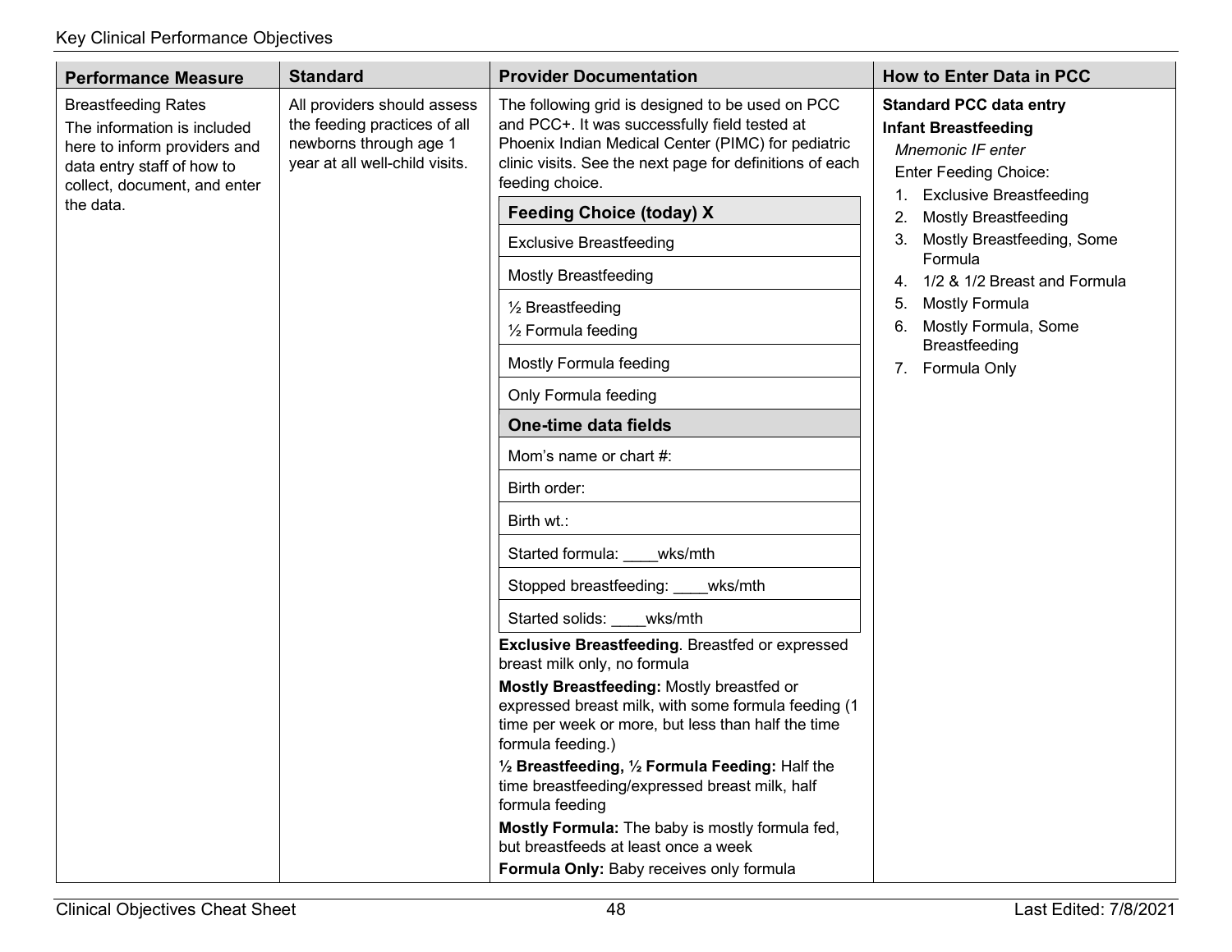| Performance Measure | Standard | Provider Documentation | How to Enter Data in PCC |
|---|---|---|---|
| Breastfeeding Rates<br>The information is included here to inform providers and data entry staff of how to collect, document, and enter the data. | All providers should assess the feeding practices of all newborns through age 1 year at all well-child visits. | The following grid is designed to be used on PCC and PCC+. It was successfully field tested at Phoenix Indian Medical Center (PIMC) for pediatric clinic visits. See the next page for definitions of each feeding choice.<br><br>**Feeding Choice (today) X**<br>Exclusive Breastfeeding<br>Mostly Breastfeeding<br>½ Breastfeeding<br>½ Formula feeding<br>Mostly Formula feeding<br>Only Formula feeding<br><br>**One-time data fields**<br>Mom's name or chart #:<br>Birth order:<br>Birth wt.:<br>Started formula: ____wks/mth<br>Stopped breastfeeding: ____wks/mth<br>Started solids: ____wks/mth<br><br>**Exclusive Breastfeeding**. Breastfed or expressed breast milk only, no formula<br>**Mostly Breastfeeding:** Mostly breastfed or expressed breast milk, with some formula feeding (1 time per week or more, but less than half the time formula feeding.)<br>**½ Breastfeeding, ½ Formula Feeding:** Half the time breastfeeding/expressed breast milk, half formula feeding<br>**Mostly Formula:** The baby is mostly formula fed, but breastfeeds at least once a week<br>**Formula Only:** Baby receives only formula | **Standard PCC data entry**<br>**Infant Breastfeeding**<br>*Mnemonic IF enter*<br>Enter Feeding Choice:<br>1. Exclusive Breastfeeding<br>2. Mostly Breastfeeding<br>3. Mostly Breastfeeding, Some Formula<br>4. 1/2 & 1/2 Breast and Formula<br>5. Mostly Formula<br>6. Mostly Formula, Some Breastfeeding<br>7. Formula Only |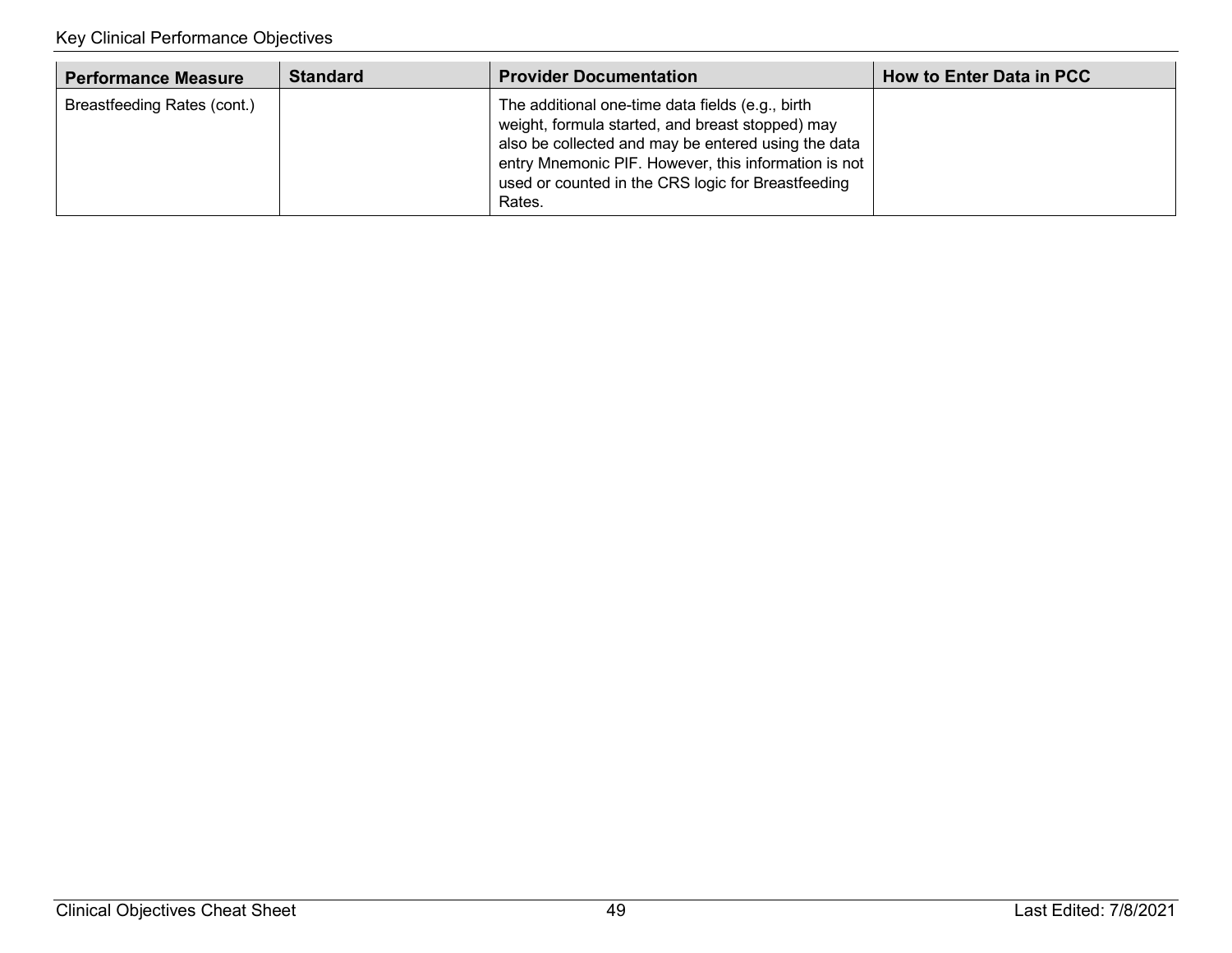| Performance Measure | Standard | Provider Documentation | How to Enter Data in PCC |
|---|---|---|---|
| Breastfeeding Rates (cont.) | | The additional one-time data fields (e.g., birth weight, formula started, and breast stopped) may also be collected and may be entered using the data entry Mnemonic PIF. However, this information is not used or counted in the CRS logic for Breastfeeding Rates. | |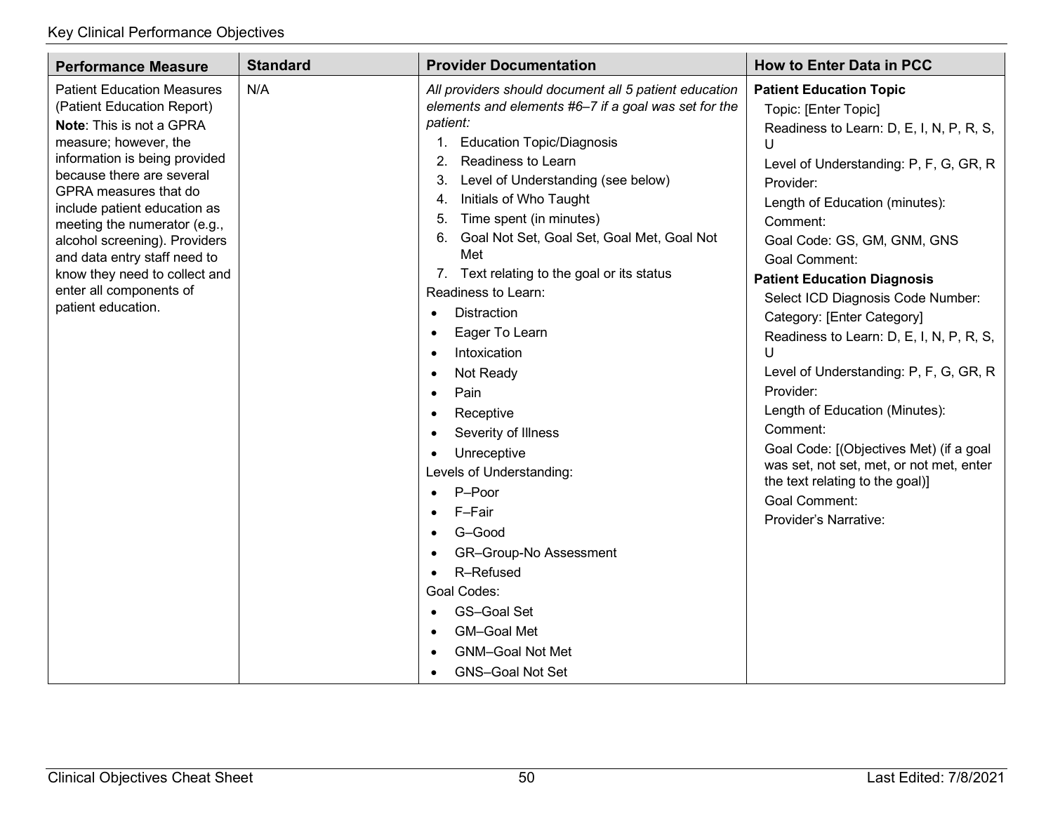| Performance Measure | Standard | Provider Documentation | How to Enter Data in PCC |
|---|---|---|---|
| Patient Education Measures (Patient Education Report)<br>**Note**: This is not a GPRA measure; however, the information is being provided because there are several GPRA measures that do include patient education as meeting the numerator (e.g., alcohol screening). Providers and data entry staff need to know they need to collect and enter all components of patient education. | N/A | *All providers should document all 5 patient education elements and elements #6–7 if a goal was set for the patient:*<br>1. Education Topic/Diagnosis<br>2. Readiness to Learn<br>3. Level of Understanding (see below)<br>4. Initials of Who Taught<br>5. Time spent (in minutes)<br>6. Goal Not Set, Goal Set, Goal Met, Goal Not Met<br>7. Text relating to the goal or its status<br>Readiness to Learn:<br>• Distraction<br>• Eager To Learn<br>• Intoxication<br>• Not Ready<br>• Pain<br>• Receptive<br>• Severity of Illness<br>• Unreceptive<br>Levels of Understanding:<br>• P–Poor<br>• F–Fair<br>• G–Good<br>• GR–Group-No Assessment<br>• R–Refused<br>Goal Codes:<br>• GS–Goal Set<br>• GM–Goal Met<br>• GNM–Goal Not Met<br>• GNS–Goal Not Set | **Patient Education Topic**<br>Topic: [Enter Topic]<br>Readiness to Learn: D, E, I, N, P, R, S, U<br>Level of Understanding: P, F, G, GR, R<br>Provider:<br>Length of Education (minutes):<br>Comment:<br>Goal Code: GS, GM, GNM, GNS<br>Goal Comment:<br>**Patient Education Diagnosis**<br>Select ICD Diagnosis Code Number:<br>Category: [Enter Category]<br>Readiness to Learn: D, E, I, N, P, R, S, U<br>Level of Understanding: P, F, G, GR, R<br>Provider:<br>Length of Education (Minutes):<br>Comment:<br>Goal Code: [(Objectives Met) (if a goal was set, not set, met, or not met, enter the text relating to the goal)]<br>Goal Comment:<br>Provider's Narrative: |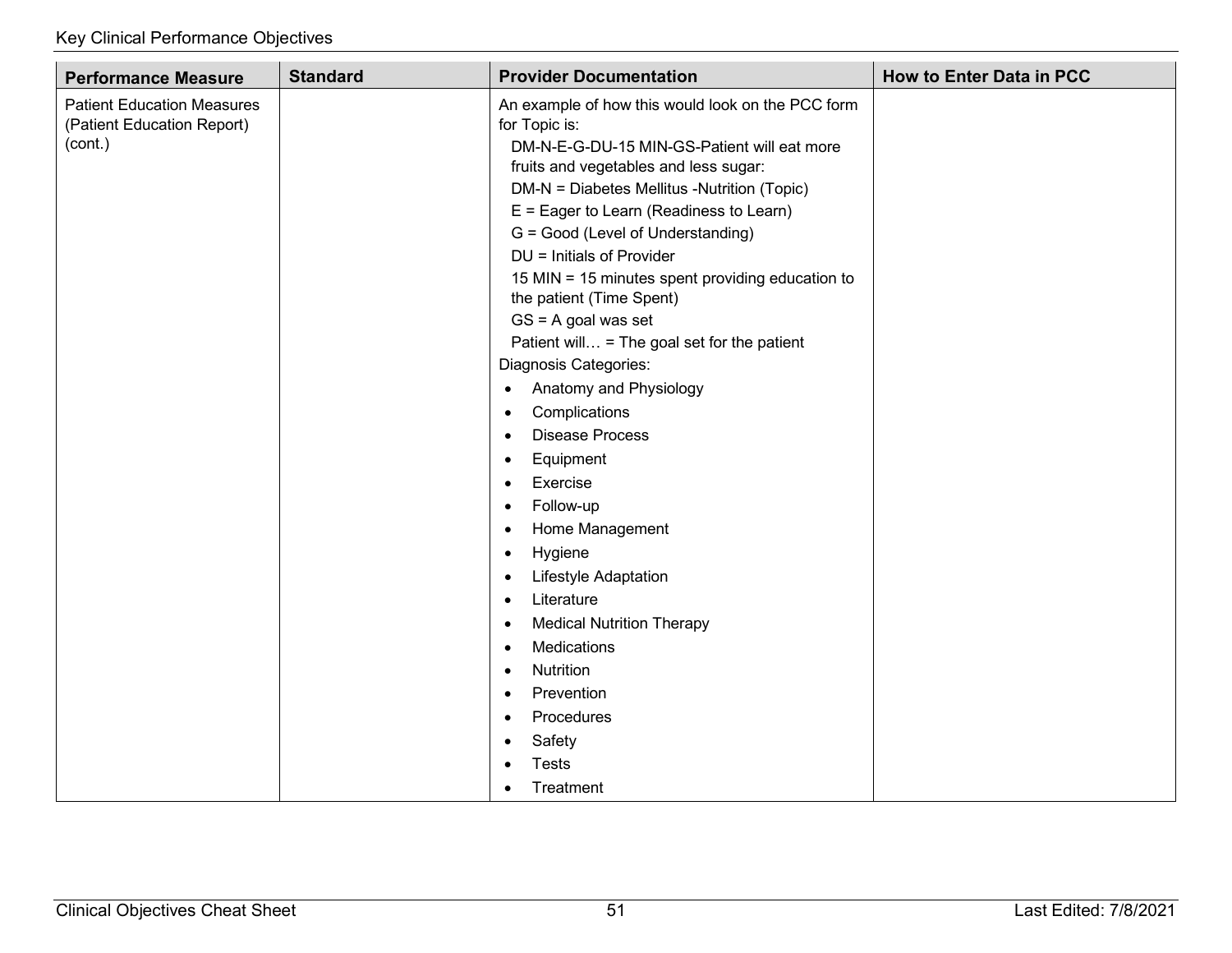| Performance Measure | Standard | Provider Documentation | How to Enter Data in PCC |
|---|---|---|---|
| Patient Education Measures (Patient Education Report) (cont.) | | An example of how this would look on the PCC form for Topic is:<br>DM-N-E-G-DU-15 MIN-GS-Patient will eat more fruits and vegetables and less sugar:<br>DM-N = Diabetes Mellitus -Nutrition (Topic)<br>E = Eager to Learn (Readiness to Learn)<br>G = Good (Level of Understanding)<br>DU = Initials of Provider<br>15 MIN = 15 minutes spent providing education to the patient (Time Spent)<br>GS = A goal was set<br>Patient will… = The goal set for the patient<br>Diagnosis Categories:<br>• Anatomy and Physiology<br>• Complications<br>• Disease Process<br>• Equipment<br>• Exercise<br>• Follow-up<br>• Home Management<br>• Hygiene<br>• Lifestyle Adaptation<br>• Literature<br>• Medical Nutrition Therapy<br>• Medications<br>• Nutrition<br>• Prevention<br>• Procedures<br>• Safety<br>• Tests<br>• Treatment | |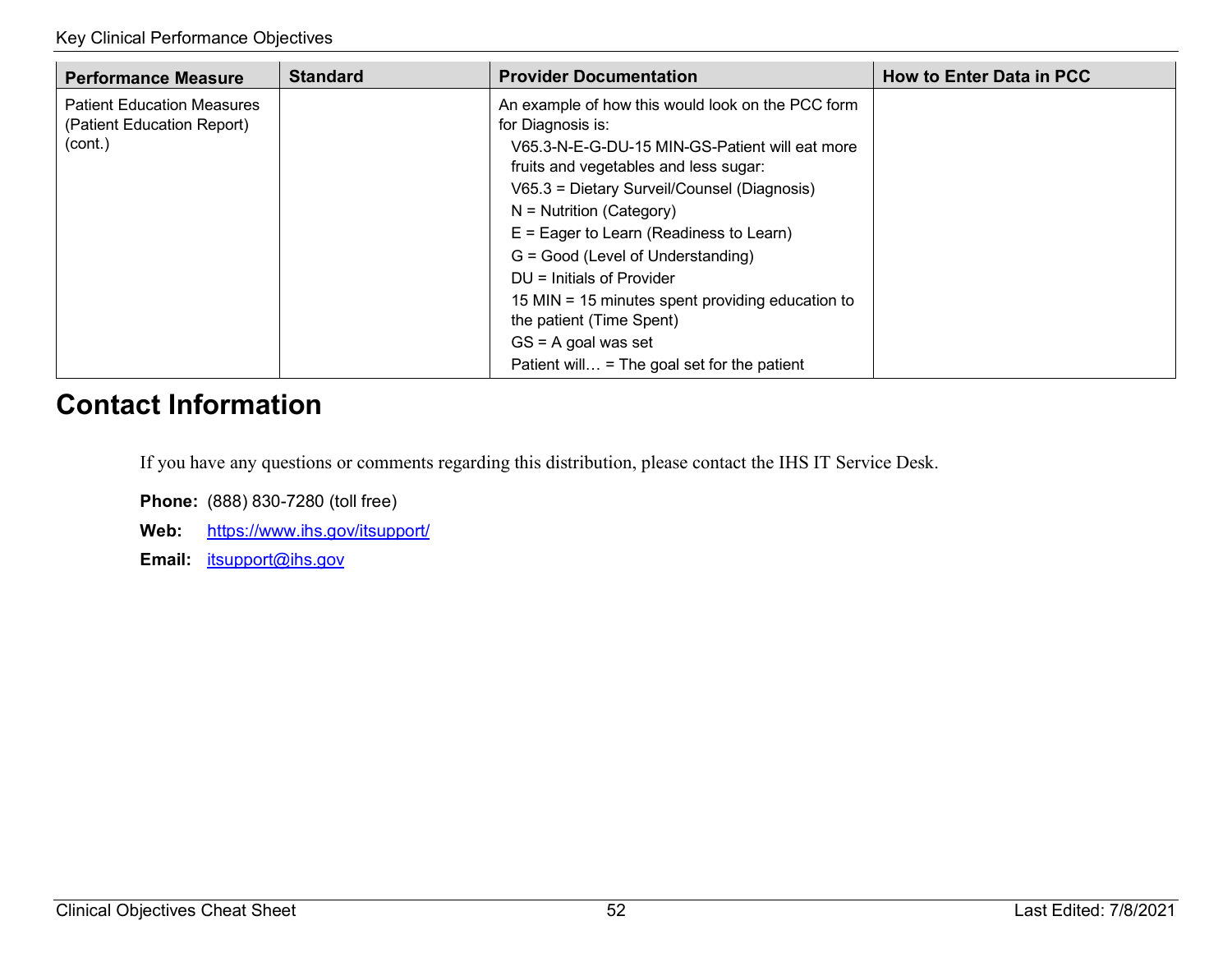| Performance Measure | Standard | Provider Documentation | How to Enter Data in PCC |
|---|---|---|---|
| Patient Education Measures (Patient Education Report) (cont.) | | An example of how this would look on the PCC form for Diagnosis is:<br>V65.3-N-E-G-DU-15 MIN-GS-Patient will eat more fruits and vegetables and less sugar:<br>V65.3 = Dietary Surveil/Counsel (Diagnosis)<br>N = Nutrition (Category)<br>E = Eager to Learn (Readiness to Learn)<br>G = Good (Level of Understanding)<br>DU = Initials of Provider<br>15 MIN = 15 minutes spent providing education to the patient (Time Spent)<br>GS = A goal was set<br>Patient will… = The goal set for the patient | |

# Contact Information

If you have any questions or comments regarding this distribution, please contact the IHS IT Service Desk.

**Phone:** (888) 830-7280 (toll free)

**Web:** https://www.ihs.gov/itsupport/

**Email:** itsupport@ihs.gov